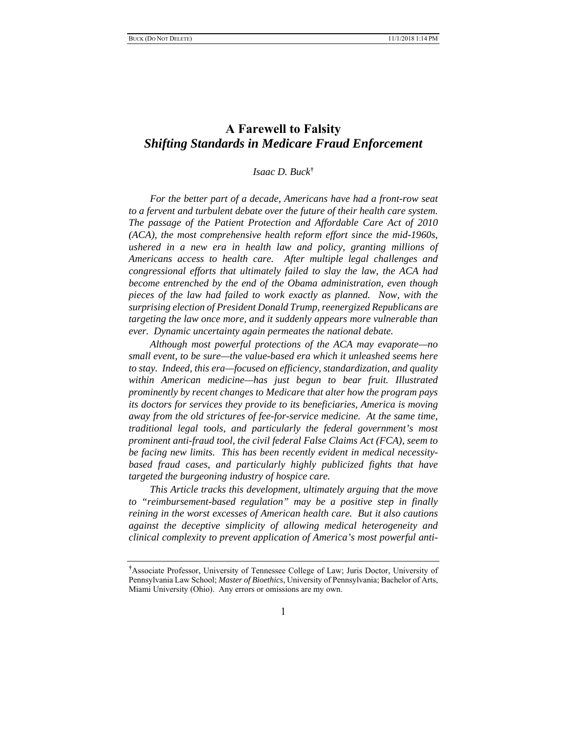# A Farewell to Falsity
## *Shifting Standards in Medicare Fraud Enforcement*

*Isaac D. Buck*[†]

***For the better part of a decade, Americans have had a front-row seat to a fervent and turbulent debate over the future of their health care system. The passage of the Patient Protection and Affordable Care Act of 2010 (ACA), the most comprehensive health reform effort since the mid-1960s, ushered in a new era in health law and policy, granting millions of Americans access to health care. After multiple legal challenges and congressional efforts that ultimately failed to slay the law, the ACA had become entrenched by the end of the Obama administration, even though pieces of the law had failed to work exactly as planned. Now, with the surprising election of President Donald Trump, reenergized Republicans are targeting the law once more, and it suddenly appears more vulnerable than ever. Dynamic uncertainty again permeates the national debate.***

***Although most powerful protections of the ACA may evaporate—no small event, to be sure—the value-based era which it unleashed seems here to stay. Indeed, this era—focused on efficiency, standardization, and quality within American medicine—has just begun to bear fruit. Illustrated prominently by recent changes to Medicare that alter how the program pays its doctors for services they provide to its beneficiaries, America is moving away from the old strictures of fee-for-service medicine. At the same time, traditional legal tools, and particularly the federal government's most prominent anti-fraud tool, the civil federal False Claims Act (FCA), seem to be facing new limits. This has been recently evident in medical necessity-based fraud cases, and particularly highly publicized fights that have targeted the burgeoning industry of hospice care.***

***This Article tracks this development, ultimately arguing that the move to "reimbursement-based regulation" may be a positive step in finally reining in the worst excesses of American health care. But it also cautions against the deceptive simplicity of allowing medical heterogeneity and clinical complexity to prevent application of America's most powerful anti-***

---

[†]Associate Professor, University of Tennessee College of Law; Juris Doctor, University of Pennsylvania Law School; *Master of Bioethics*, University of Pennsylvania; Bachelor of Arts, Miami University (Ohio). Any errors or omissions are my own.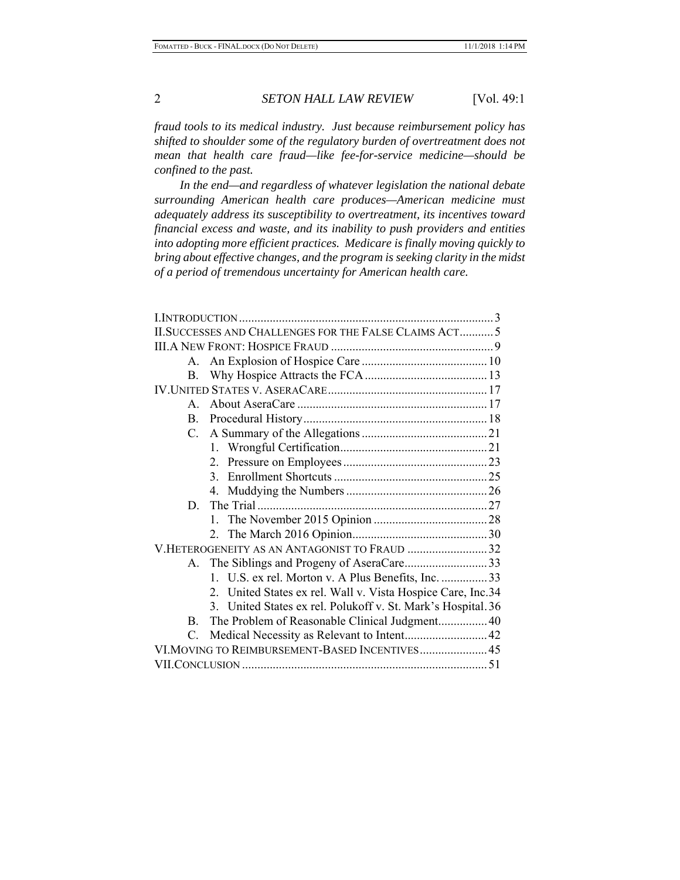*fraud tools to its medical industry. Just because reimbursement policy has shifted to shoulder some of the regulatory burden of overtreatment does not mean that health care fraud—like fee-for-service medicine—should be confined to the past.*

*In the end—and regardless of whatever legislation the national debate surrounding American health care produces—American medicine must adequately address its susceptibility to overtreatment, its incentives toward financial excess and waste, and its inability to push providers and entities into adopting more efficient practices. Medicare is finally moving quickly to bring about effective changes, and the program is seeking clarity in the midst of a period of tremendous uncertainty for American health care.*

I. INTRODUCTION ........ 3
II. SUCCESSES AND CHALLENGES FOR THE FALSE CLAIMS ACT ........ 5
III. A NEW FRONT: HOSPICE FRAUD ........ 9
- A. An Explosion of Hospice Care ........ 10
- B. Why Hospice Attracts the FCA ........ 13

IV. UNITED STATES V. ASERACARE ........ 17
- A. About AseraCare ........ 17
- B. Procedural History ........ 18
- C. A Summary of the Allegations ........ 21
  1. Wrongful Certification ........ 21
  2. Pressure on Employees ........ 23
  3. Enrollment Shortcuts ........ 25
  4. Muddying the Numbers ........ 26
- D. The Trial ........ 27
  1. The November 2015 Opinion ........ 28
  2. The March 2016 Opinion ........ 30

V. HETEROGENEITY AS AN ANTAGONIST TO FRAUD ........ 32
- A. The Siblings and Progeny of AseraCare ........ 33
  1. U.S. ex rel. Morton v. A Plus Benefits, Inc. ........ 33
  2. United States ex rel. Wall v. Vista Hospice Care, Inc. ........ 34
  3. United States ex rel. Polukoff v. St. Mark's Hospital ........ 36
- B. The Problem of Reasonable Clinical Judgment ........ 40
- C. Medical Necessity as Relevant to Intent ........ 42

VI. MOVING TO REIMBURSEMENT-BASED INCENTIVES ........ 45
VII. CONCLUSION ........ 51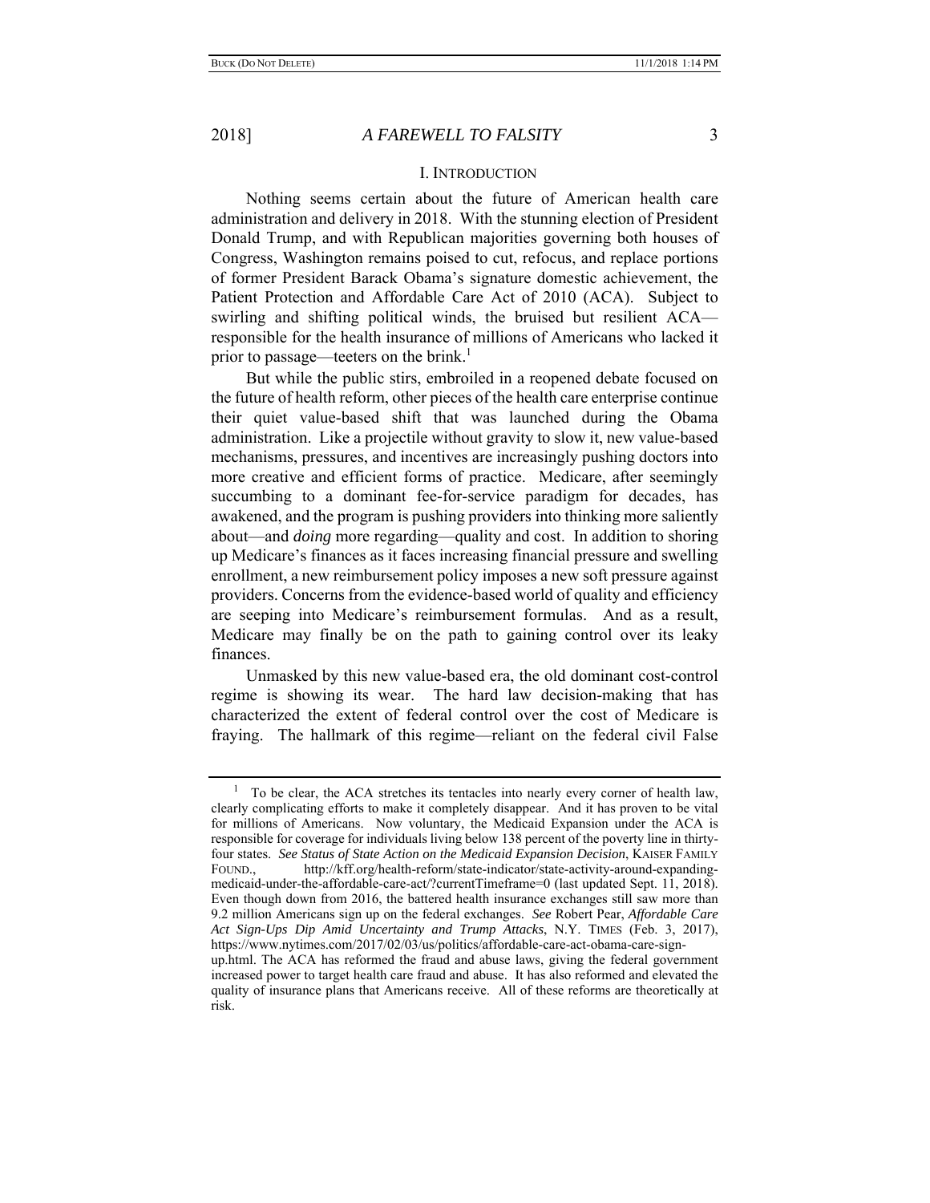## I. INTRODUCTION

Nothing seems certain about the future of American health care administration and delivery in 2018. With the stunning election of President Donald Trump, and with Republican majorities governing both houses of Congress, Washington remains poised to cut, refocus, and replace portions of former President Barack Obama's signature domestic achievement, the Patient Protection and Affordable Care Act of 2010 (ACA). Subject to swirling and shifting political winds, the bruised but resilient ACA—responsible for the health insurance of millions of Americans who lacked it prior to passage—teeters on the brink.[1]

But while the public stirs, embroiled in a reopened debate focused on the future of health reform, other pieces of the health care enterprise continue their quiet value-based shift that was launched during the Obama administration. Like a projectile without gravity to slow it, new value-based mechanisms, pressures, and incentives are increasingly pushing doctors into more creative and efficient forms of practice. Medicare, after seemingly succumbing to a dominant fee-for-service paradigm for decades, has awakened, and the program is pushing providers into thinking more saliently about—and *doing* more regarding—quality and cost. In addition to shoring up Medicare's finances as it faces increasing financial pressure and swelling enrollment, a new reimbursement policy imposes a new soft pressure against providers. Concerns from the evidence-based world of quality and efficiency are seeping into Medicare's reimbursement formulas. And as a result, Medicare may finally be on the path to gaining control over its leaky finances.

Unmasked by this new value-based era, the old dominant cost-control regime is showing its wear. The hard law decision-making that has characterized the extent of federal control over the cost of Medicare is fraying. The hallmark of this regime—reliant on the federal civil False

---

[1] To be clear, the ACA stretches its tentacles into nearly every corner of health law, clearly complicating efforts to make it completely disappear. And it has proven to be vital for millions of Americans. Now voluntary, the Medicaid Expansion under the ACA is responsible for coverage for individuals living below 138 percent of the poverty line in thirty-four states. *See Status of State Action on the Medicaid Expansion Decision*, KAISER FAMILY FOUND., http://kff.org/health-reform/state-indicator/state-activity-around-expanding-medicaid-under-the-affordable-care-act/?currentTimeframe=0 (last updated Sept. 11, 2018). Even though down from 2016, the battered health insurance exchanges still saw more than 9.2 million Americans sign up on the federal exchanges. *See* Robert Pear, *Affordable Care Act Sign-Ups Dip Amid Uncertainty and Trump Attacks*, N.Y. TIMES (Feb. 3, 2017), https://www.nytimes.com/2017/02/03/us/politics/affordable-care-act-obama-care-sign-up.html. The ACA has reformed the fraud and abuse laws, giving the federal government increased power to target health care fraud and abuse. It has also reformed and elevated the quality of insurance plans that Americans receive. All of these reforms are theoretically at risk.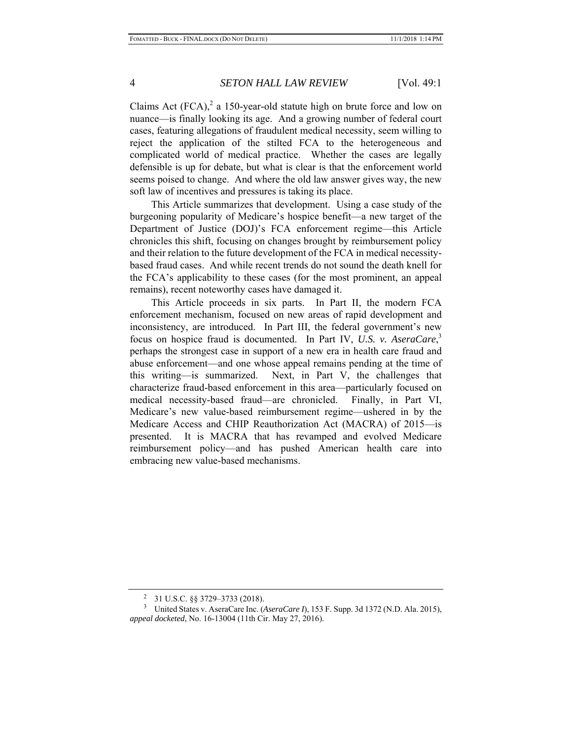Claims Act (FCA),[2] a 150-year-old statute high on brute force and low on nuance—is finally looking its age. And a growing number of federal court cases, featuring allegations of fraudulent medical necessity, seem willing to reject the application of the stilted FCA to the heterogeneous and complicated world of medical practice. Whether the cases are legally defensible is up for debate, but what is clear is that the enforcement world seems poised to change. And where the old law answer gives way, the new soft law of incentives and pressures is taking its place.

This Article summarizes that development. Using a case study of the burgeoning popularity of Medicare's hospice benefit—a new target of the Department of Justice (DOJ)'s FCA enforcement regime—this Article chronicles this shift, focusing on changes brought by reimbursement policy and their relation to the future development of the FCA in medical necessity-based fraud cases. And while recent trends do not sound the death knell for the FCA's applicability to these cases (for the most prominent, an appeal remains), recent noteworthy cases have damaged it.

This Article proceeds in six parts. In Part II, the modern FCA enforcement mechanism, focused on new areas of rapid development and inconsistency, are introduced. In Part III, the federal government's new focus on hospice fraud is documented. In Part IV, *U.S. v. AseraCare*,[3] perhaps the strongest case in support of a new era in health care fraud and abuse enforcement—and one whose appeal remains pending at the time of this writing—is summarized. Next, in Part V, the challenges that characterize fraud-based enforcement in this area—particularly focused on medical necessity-based fraud—are chronicled. Finally, in Part VI, Medicare's new value-based reimbursement regime—ushered in by the Medicare Access and CHIP Reauthorization Act (MACRA) of 2015—is presented. It is MACRA that has revamped and evolved Medicare reimbursement policy—and has pushed American health care into embracing new value-based mechanisms.

---

[2] 31 U.S.C. §§ 3729–3733 (2018).

[3] United States v. AseraCare Inc. (*AseraCare I*), 153 F. Supp. 3d 1372 (N.D. Ala. 2015), *appeal docketed*, No. 16-13004 (11th Cir. May 27, 2016).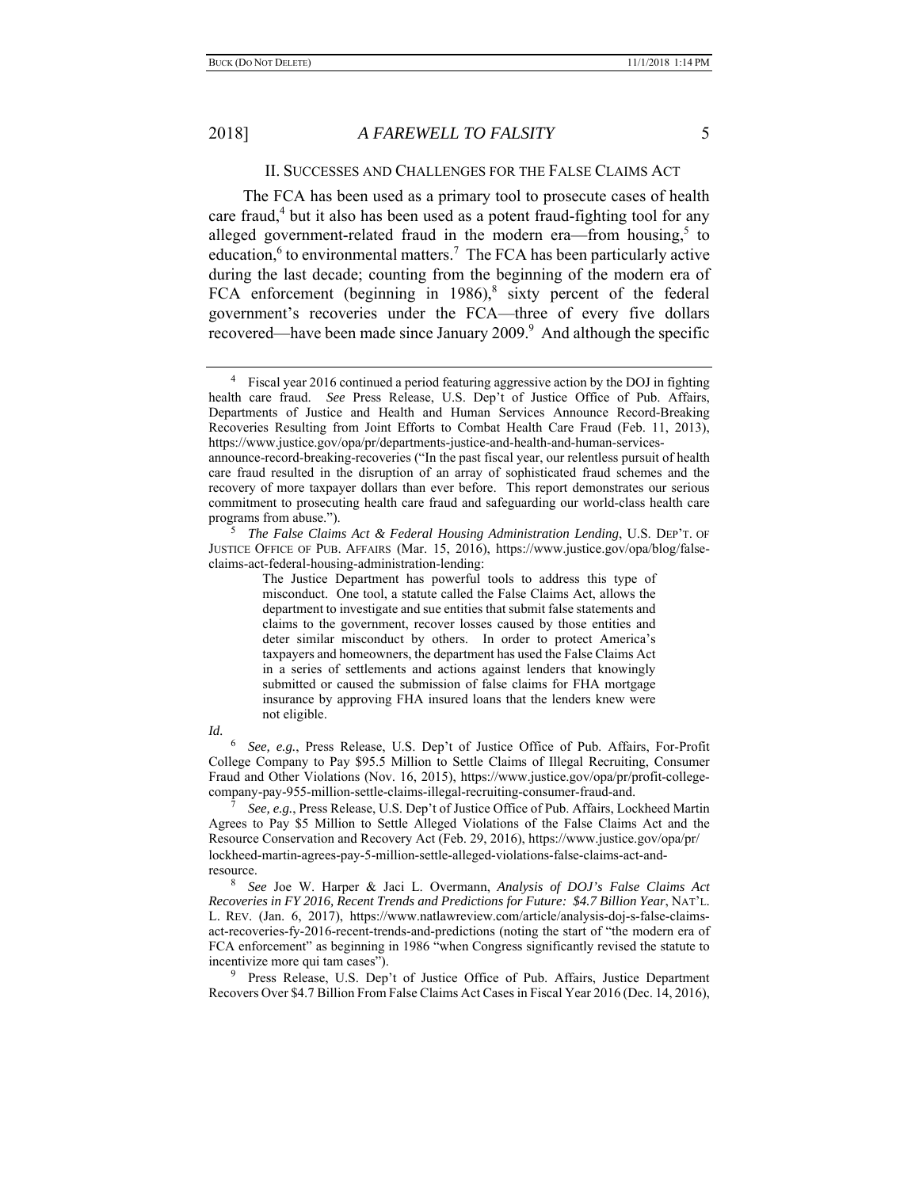## II. Successes and Challenges for the False Claims Act

The FCA has been used as a primary tool to prosecute cases of health care fraud,[4] but it also has been used as a potent fraud-fighting tool for any alleged government-related fraud in the modern era—from housing,[5] to education,[6] to environmental matters.[7] The FCA has been particularly active during the last decade; counting from the beginning of the modern era of FCA enforcement (beginning in 1986),[8] sixty percent of the federal government's recoveries under the FCA—three of every five dollars recovered—have been made since January 2009.[9] And although the specific

---

[4] Fiscal year 2016 continued a period featuring aggressive action by the DOJ in fighting health care fraud. *See* Press Release, U.S. Dep't of Justice Office of Pub. Affairs, Departments of Justice and Health and Human Services Announce Record-Breaking Recoveries Resulting from Joint Efforts to Combat Health Care Fraud (Feb. 11, 2013), https://www.justice.gov/opa/pr/departments-justice-and-health-and-human-services-announce-record-breaking-recoveries ("In the past fiscal year, our relentless pursuit of health care fraud resulted in the disruption of an array of sophisticated fraud schemes and the recovery of more taxpayer dollars than ever before. This report demonstrates our serious commitment to prosecuting health care fraud and safeguarding our world-class health care programs from abuse.").

[5] *The False Claims Act & Federal Housing Administration Lending*, U.S. DEP'T. OF JUSTICE OFFICE OF PUB. AFFAIRS (Mar. 15, 2016), https://www.justice.gov/opa/blog/false-claims-act-federal-housing-administration-lending:

> The Justice Department has powerful tools to address this type of misconduct. One tool, a statute called the False Claims Act, allows the department to investigate and sue entities that submit false statements and claims to the government, recover losses caused by those entities and deter similar misconduct by others. In order to protect America's taxpayers and homeowners, the department has used the False Claims Act in a series of settlements and actions against lenders that knowingly submitted or caused the submission of false claims for FHA mortgage insurance by approving FHA insured loans that the lenders knew were not eligible.

*Id.*

[6] *See, e.g.*, Press Release, U.S. Dep't of Justice Office of Pub. Affairs, For-Profit College Company to Pay $95.5 Million to Settle Claims of Illegal Recruiting, Consumer Fraud and Other Violations (Nov. 16, 2015), https://www.justice.gov/opa/pr/profit-college-company-pay-955-million-settle-claims-illegal-recruiting-consumer-fraud-and.

[7] *See, e.g.*, Press Release, U.S. Dep't of Justice Office of Pub. Affairs, Lockheed Martin Agrees to Pay $5 Million to Settle Alleged Violations of the False Claims Act and the Resource Conservation and Recovery Act (Feb. 29, 2016), https://www.justice.gov/opa/pr/lockheed-martin-agrees-pay-5-million-settle-alleged-violations-false-claims-act-and-resource.

[8] *See* Joe W. Harper & Jaci L. Overmann, *Analysis of DOJ's False Claims Act Recoveries in FY 2016, Recent Trends and Predictions for Future: $4.7 Billion Year*, NAT'L. L. REV. (Jan. 6, 2017), https://www.natlawreview.com/article/analysis-doj-s-false-claims-act-recoveries-fy-2016-recent-trends-and-predictions (noting the start of "the modern era of FCA enforcement" as beginning in 1986 "when Congress significantly revised the statute to incentivize more qui tam cases").

[9] Press Release, U.S. Dep't of Justice Office of Pub. Affairs, Justice Department Recovers Over $4.7 Billion From False Claims Act Cases in Fiscal Year 2016 (Dec. 14, 2016),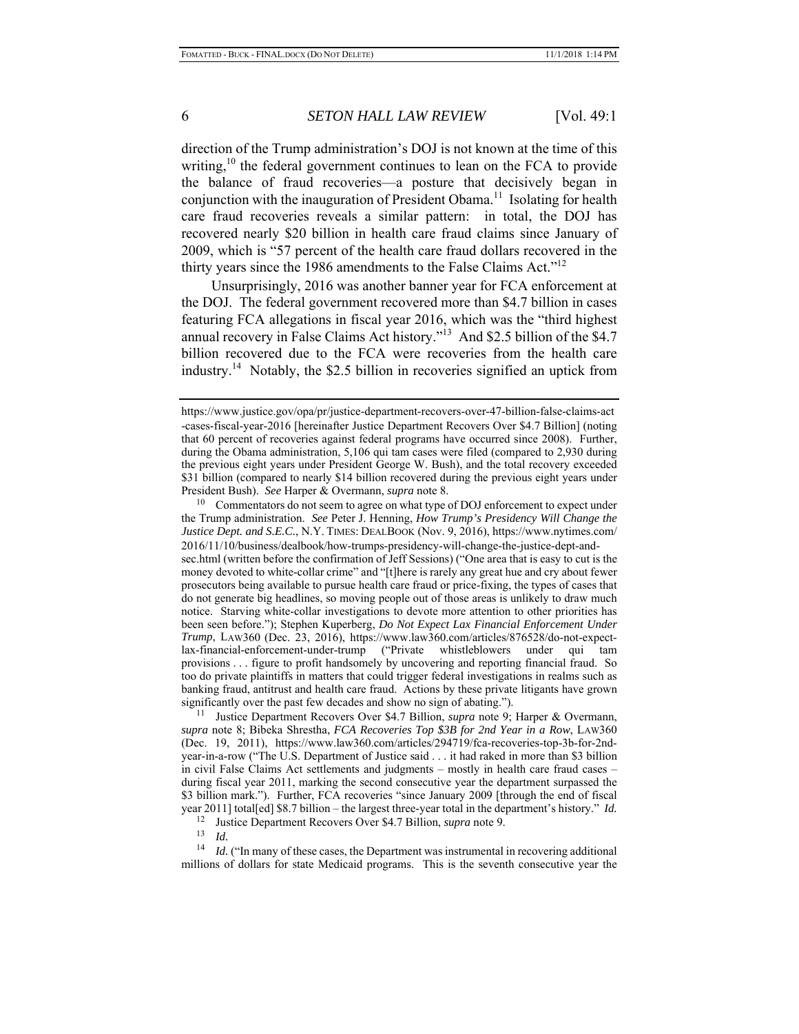direction of the Trump administration's DOJ is not known at the time of this writing,[10] the federal government continues to lean on the FCA to provide the balance of fraud recoveries—a posture that decisively began in conjunction with the inauguration of President Obama.[11] Isolating for health care fraud recoveries reveals a similar pattern: in total, the DOJ has recovered nearly $20 billion in health care fraud claims since January of 2009, which is "57 percent of the health care fraud dollars recovered in the thirty years since the 1986 amendments to the False Claims Act."[12]

Unsurprisingly, 2016 was another banner year for FCA enforcement at the DOJ. The federal government recovered more than $4.7 billion in cases featuring FCA allegations in fiscal year 2016, which was the "third highest annual recovery in False Claims Act history."[13] And $2.5 billion of the $4.7 billion recovered due to the FCA were recoveries from the health care industry.[14] Notably, the $2.5 billion in recoveries signified an uptick from

---

https://www.justice.gov/opa/pr/justice-department-recovers-over-47-billion-false-claims-act-cases-fiscal-year-2016 [hereinafter Justice Department Recovers Over $4.7 Billion] (noting that 60 percent of recoveries against federal programs have occurred since 2008). Further, during the Obama administration, 5,106 qui tam cases were filed (compared to 2,930 during the previous eight years under President George W. Bush), and the total recovery exceeded $31 billion (compared to nearly $14 billion recovered during the previous eight years under President Bush). *See* Harper & Overmann, *supra* note 8.

[10] Commentators do not seem to agree on what type of DOJ enforcement to expect under the Trump administration. *See* Peter J. Henning, *How Trump's Presidency Will Change the Justice Dept. and S.E.C.*, N.Y. TIMES: DEALBOOK (Nov. 9, 2016), https://www.nytimes.com/2016/11/10/business/dealbook/how-trumps-presidency-will-change-the-justice-dept-and-sec.html (written before the confirmation of Jeff Sessions) ("One area that is easy to cut is the money devoted to white-collar crime" and "[t]here is rarely any great hue and cry about fewer prosecutors being available to pursue health care fraud or price-fixing, the types of cases that do not generate big headlines, so moving people out of those areas is unlikely to draw much notice. Starving white-collar investigations to devote more attention to other priorities has been seen before."); Stephen Kuperberg, *Do Not Expect Lax Financial Enforcement Under Trump*, LAW360 (Dec. 23, 2016), https://www.law360.com/articles/876528/do-not-expect-lax-financial-enforcement-under-trump ("Private whistleblowers under qui tam provisions . . . figure to profit handsomely by uncovering and reporting financial fraud. So too do private plaintiffs in matters that could trigger federal investigations in realms such as banking fraud, antitrust and health care fraud. Actions by these private litigants have grown significantly over the past few decades and show no sign of abating.").

[11] Justice Department Recovers Over $4.7 Billion, *supra* note 9; Harper & Overmann, *supra* note 8; Bibeka Shrestha, *FCA Recoveries Top $3B for 2nd Year in a Row*, LAW360 (Dec. 19, 2011), https://www.law360.com/articles/294719/fca-recoveries-top-3b-for-2nd-year-in-a-row ("The U.S. Department of Justice said . . . it had raked in more than $3 billion in civil False Claims Act settlements and judgments – mostly in health care fraud cases – during fiscal year 2011, marking the second consecutive year the department surpassed the $3 billion mark."). Further, FCA recoveries "since January 2009 [through the end of fiscal year 2011] total[ed] $8.7 billion – the largest three-year total in the department's history." *Id.*

[12] Justice Department Recovers Over $4.7 Billion, *supra* note 9.

[13] *Id.*

[14] *Id.* ("In many of these cases, the Department was instrumental in recovering additional millions of dollars for state Medicaid programs. This is the seventh consecutive year the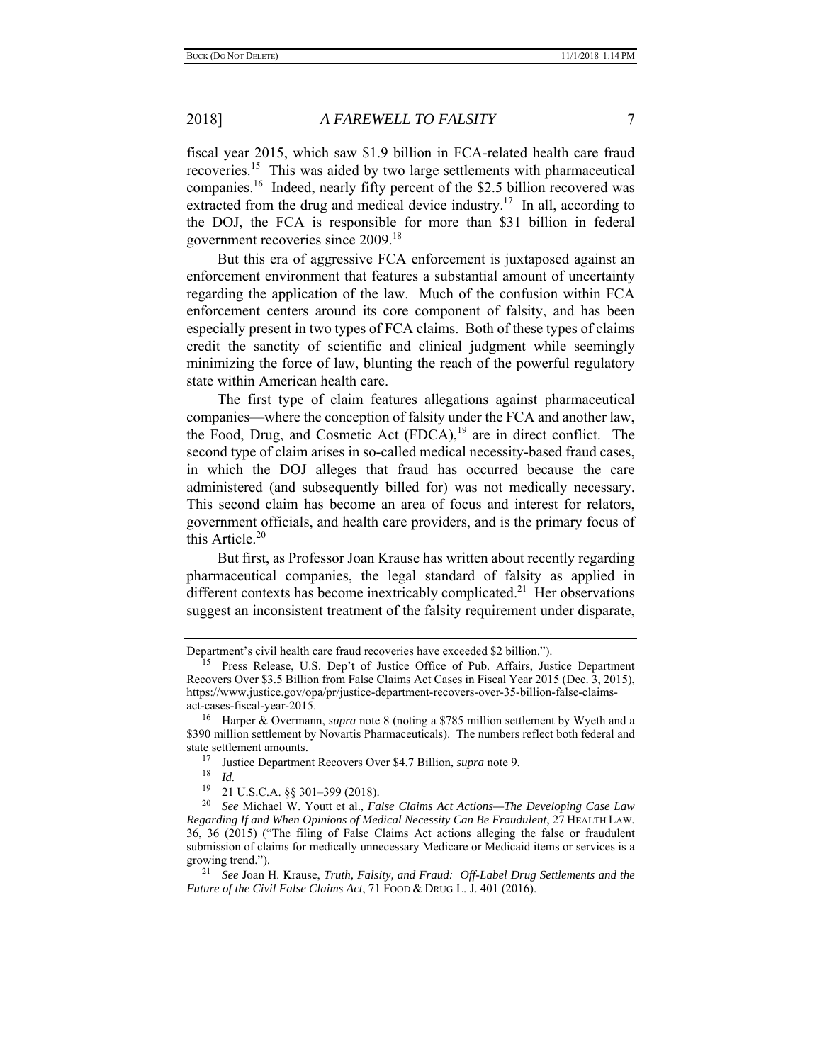fiscal year 2015, which saw $1.9 billion in FCA-related health care fraud recoveries.[15] This was aided by two large settlements with pharmaceutical companies.[16] Indeed, nearly fifty percent of the $2.5 billion recovered was extracted from the drug and medical device industry.[17] In all, according to the DOJ, the FCA is responsible for more than $31 billion in federal government recoveries since 2009.[18]

But this era of aggressive FCA enforcement is juxtaposed against an enforcement environment that features a substantial amount of uncertainty regarding the application of the law. Much of the confusion within FCA enforcement centers around its core component of falsity, and has been especially present in two types of FCA claims. Both of these types of claims credit the sanctity of scientific and clinical judgment while seemingly minimizing the force of law, blunting the reach of the powerful regulatory state within American health care.

The first type of claim features allegations against pharmaceutical companies—where the conception of falsity under the FCA and another law, the Food, Drug, and Cosmetic Act (FDCA),[19] are in direct conflict. The second type of claim arises in so-called medical necessity-based fraud cases, in which the DOJ alleges that fraud has occurred because the care administered (and subsequently billed for) was not medically necessary. This second claim has become an area of focus and interest for relators, government officials, and health care providers, and is the primary focus of this Article.[20]

But first, as Professor Joan Krause has written about recently regarding pharmaceutical companies, the legal standard of falsity as applied in different contexts has become inextricably complicated.[21] Her observations suggest an inconsistent treatment of the falsity requirement under disparate,

---

Department's civil health care fraud recoveries have exceeded $2 billion.").

[15] Press Release, U.S. Dep't of Justice Office of Pub. Affairs, Justice Department Recovers Over $3.5 Billion from False Claims Act Cases in Fiscal Year 2015 (Dec. 3, 2015), https://www.justice.gov/opa/pr/justice-department-recovers-over-35-billion-false-claims-act-cases-fiscal-year-2015.

[16] Harper & Overmann, *supra* note 8 (noting a $785 million settlement by Wyeth and a $390 million settlement by Novartis Pharmaceuticals). The numbers reflect both federal and state settlement amounts.

[17] Justice Department Recovers Over $4.7 Billion, *supra* note 9.

[18] *Id.*

[19] 21 U.S.C.A. §§ 301–399 (2018).

[20] *See* Michael W. Youtt et al., *False Claims Act Actions—The Developing Case Law Regarding If and When Opinions of Medical Necessity Can Be Fraudulent*, 27 HEALTH LAW. 36, 36 (2015) ("The filing of False Claims Act actions alleging the false or fraudulent submission of claims for medically unnecessary Medicare or Medicaid items or services is a growing trend.").

[21] *See* Joan H. Krause, *Truth, Falsity, and Fraud: Off-Label Drug Settlements and the Future of the Civil False Claims Act*, 71 FOOD & DRUG L. J. 401 (2016).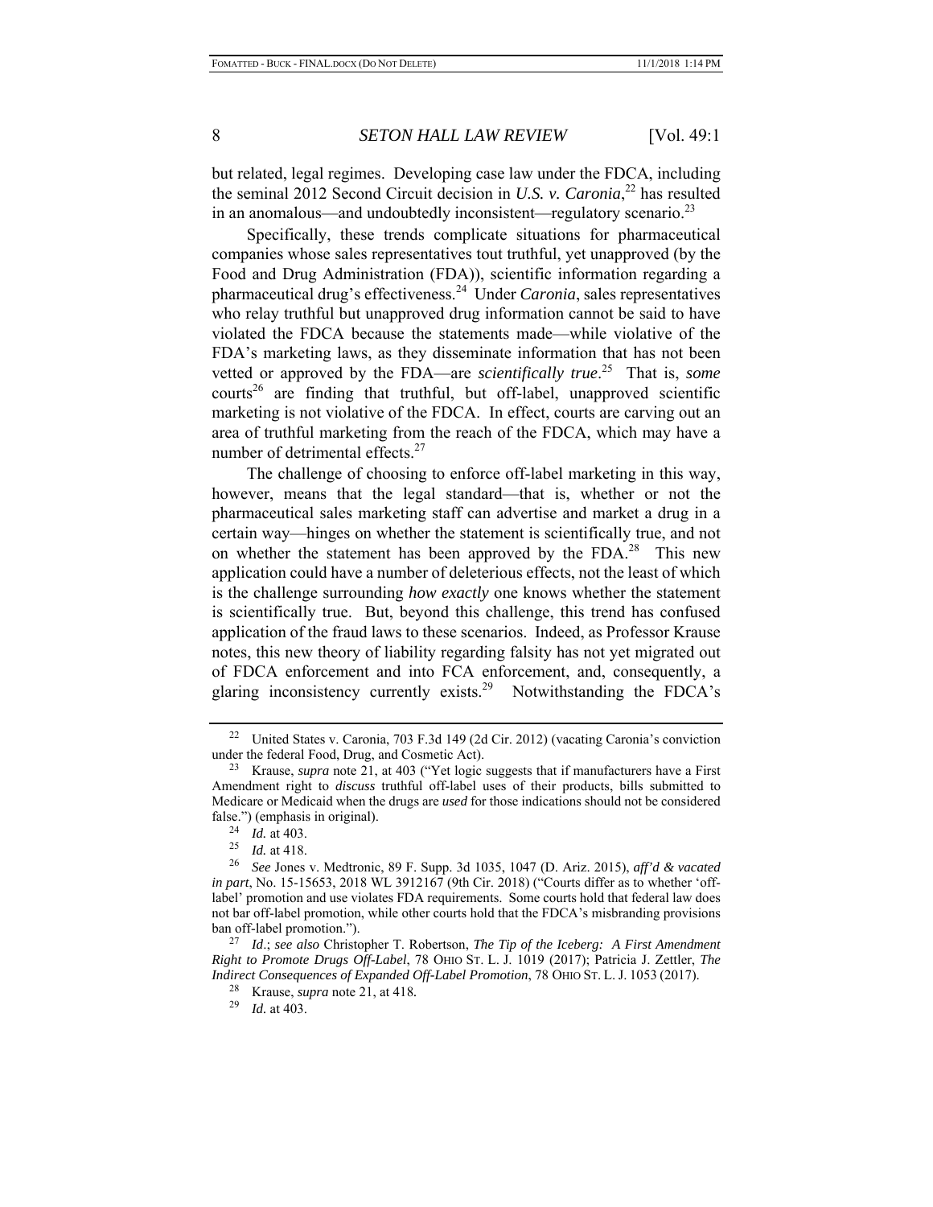but related, legal regimes. Developing case law under the FDCA, including the seminal 2012 Second Circuit decision in *U.S. v. Caronia*,[22] has resulted in an anomalous—and undoubtedly inconsistent—regulatory scenario.[23]

Specifically, these trends complicate situations for pharmaceutical companies whose sales representatives tout truthful, yet unapproved (by the Food and Drug Administration (FDA)), scientific information regarding a pharmaceutical drug's effectiveness.[24] Under *Caronia*, sales representatives who relay truthful but unapproved drug information cannot be said to have violated the FDCA because the statements made—while violative of the FDA's marketing laws, as they disseminate information that has not been vetted or approved by the FDA—are *scientifically true*.[25] That is, *some* courts[26] are finding that truthful, but off-label, unapproved scientific marketing is not violative of the FDCA. In effect, courts are carving out an area of truthful marketing from the reach of the FDCA, which may have a number of detrimental effects.[27]

The challenge of choosing to enforce off-label marketing in this way, however, means that the legal standard—that is, whether or not the pharmaceutical sales marketing staff can advertise and market a drug in a certain way—hinges on whether the statement is scientifically true, and not on whether the statement has been approved by the FDA.[28] This new application could have a number of deleterious effects, not the least of which is the challenge surrounding *how exactly* one knows whether the statement is scientifically true. But, beyond this challenge, this trend has confused application of the fraud laws to these scenarios. Indeed, as Professor Krause notes, this new theory of liability regarding falsity has not yet migrated out of FDCA enforcement and into FCA enforcement, and, consequently, a glaring inconsistency currently exists.[29] Notwithstanding the FDCA's

---

[22] United States v. Caronia, 703 F.3d 149 (2d Cir. 2012) (vacating Caronia's conviction under the federal Food, Drug, and Cosmetic Act).

[23] Krause, *supra* note 21, at 403 ("Yet logic suggests that if manufacturers have a First Amendment right to *discuss* truthful off-label uses of their products, bills submitted to Medicare or Medicaid when the drugs are *used* for those indications should not be considered false.") (emphasis in original).

[24] *Id.* at 403.

[25] *Id.* at 418.

[26] *See* Jones v. Medtronic, 89 F. Supp. 3d 1035, 1047 (D. Ariz. 2015), *aff'd & vacated in part*, No. 15-15653, 2018 WL 3912167 (9th Cir. 2018) ("Courts differ as to whether 'off-label' promotion and use violates FDA requirements. Some courts hold that federal law does not bar off-label promotion, while other courts hold that the FDCA's misbranding provisions ban off-label promotion.").

[27] *Id.*; *see also* Christopher T. Robertson, *The Tip of the Iceberg: A First Amendment Right to Promote Drugs Off-Label*, 78 OHIO ST. L. J. 1019 (2017); Patricia J. Zettler, *The Indirect Consequences of Expanded Off-Label Promotion*, 78 OHIO ST. L. J. 1053 (2017).

[28] Krause, *supra* note 21, at 418.

[29] *Id.* at 403.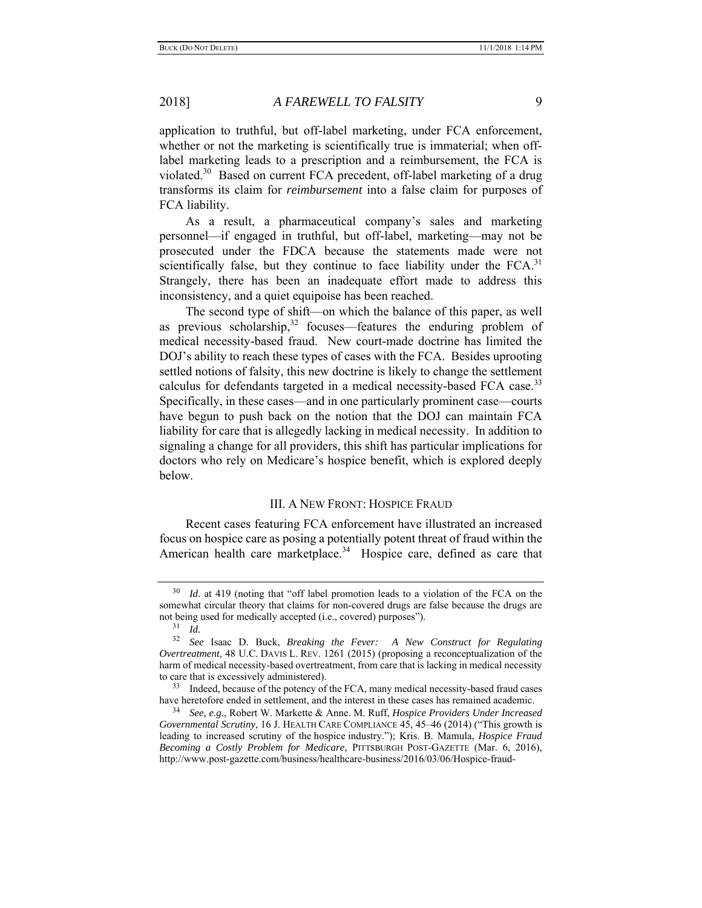application to truthful, but off-label marketing, under FCA enforcement, whether or not the marketing is scientifically true is immaterial; when off-label marketing leads to a prescription and a reimbursement, the FCA is violated.[30] Based on current FCA precedent, off-label marketing of a drug transforms its claim for *reimbursement* into a false claim for purposes of FCA liability.

As a result, a pharmaceutical company's sales and marketing personnel—if engaged in truthful, but off-label, marketing—may not be prosecuted under the FDCA because the statements made were not scientifically false, but they continue to face liability under the FCA.[31] Strangely, there has been an inadequate effort made to address this inconsistency, and a quiet equipoise has been reached.

The second type of shift—on which the balance of this paper, as well as previous scholarship,[32] focuses—features the enduring problem of medical necessity-based fraud. New court-made doctrine has limited the DOJ's ability to reach these types of cases with the FCA. Besides uprooting settled notions of falsity, this new doctrine is likely to change the settlement calculus for defendants targeted in a medical necessity-based FCA case.[33] Specifically, in these cases—and in one particularly prominent case—courts have begun to push back on the notion that the DOJ can maintain FCA liability for care that is allegedly lacking in medical necessity. In addition to signaling a change for all providers, this shift has particular implications for doctors who rely on Medicare's hospice benefit, which is explored deeply below.

## III. A New Front: Hospice Fraud

Recent cases featuring FCA enforcement have illustrated an increased focus on hospice care as posing a potentially potent threat of fraud within the American health care marketplace.[34] Hospice care, defined as care that

---

[30] *Id.* at 419 (noting that "off label promotion leads to a violation of the FCA on the somewhat circular theory that claims for non-covered drugs are false because the drugs are not being used for medically accepted (i.e., covered) purposes").

[31] *Id.*

[32] *See* Isaac D. Buck, *Breaking the Fever: A New Construct for Regulating Overtreatment*, 48 U.C. Davis L. Rev. 1261 (2015) (proposing a reconceptualization of the harm of medical necessity-based overtreatment, from care that is lacking in medical necessity to care that is excessively administered).

[33] Indeed, because of the potency of the FCA, many medical necessity-based fraud cases have heretofore ended in settlement, and the interest in these cases has remained academic.

[34] *See, e.g.*, Robert W. Markette & Anne. M. Ruff, *Hospice Providers Under Increased Governmental Scrutiny*, 16 J. Health Care Compliance 45, 45–46 (2014) ("This growth is leading to increased scrutiny of the hospice industry."); Kris. B. Mamula, *Hospice Fraud Becoming a Costly Problem for Medicare*, Pittsburgh Post-Gazette (Mar. 6, 2016), http://www.post-gazette.com/business/healthcare-business/2016/03/06/Hospice-fraud-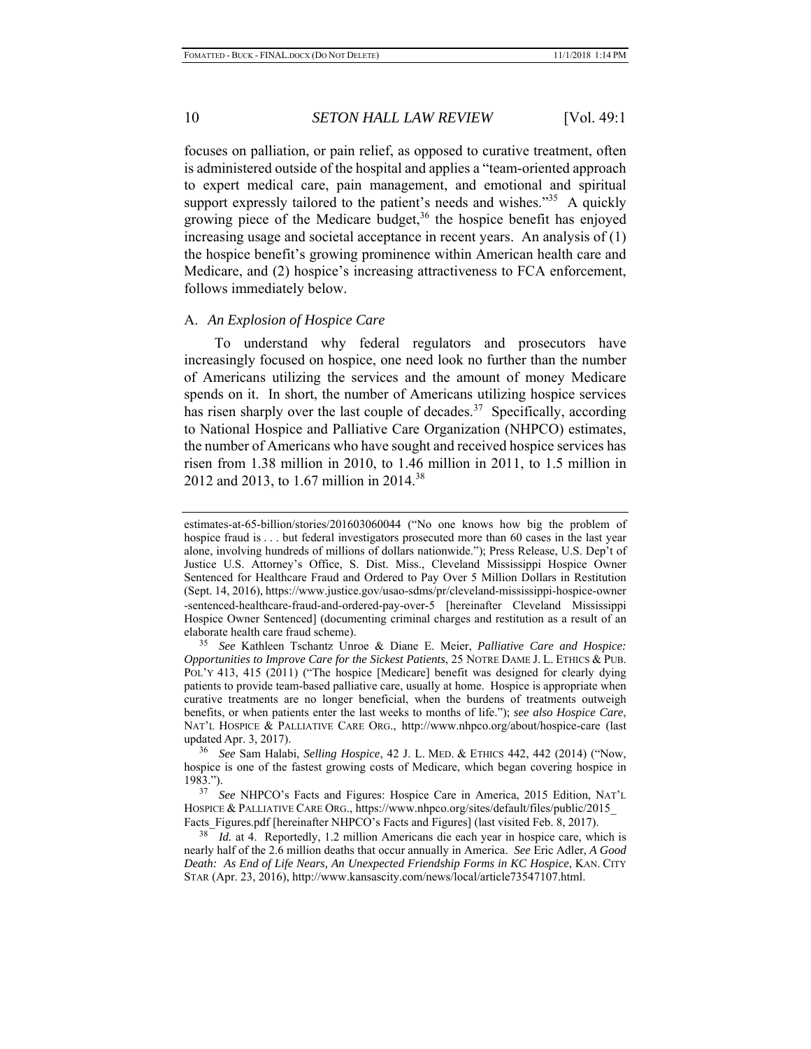focuses on palliation, or pain relief, as opposed to curative treatment, often is administered outside of the hospital and applies a "team-oriented approach to expert medical care, pain management, and emotional and spiritual support expressly tailored to the patient's needs and wishes."[35] A quickly growing piece of the Medicare budget,[36] the hospice benefit has enjoyed increasing usage and societal acceptance in recent years. An analysis of (1) the hospice benefit's growing prominence within American health care and Medicare, and (2) hospice's increasing attractiveness to FCA enforcement, follows immediately below.

### A. *An Explosion of Hospice Care*

To understand why federal regulators and prosecutors have increasingly focused on hospice, one need look no further than the number of Americans utilizing the services and the amount of money Medicare spends on it. In short, the number of Americans utilizing hospice services has risen sharply over the last couple of decades.[37] Specifically, according to National Hospice and Palliative Care Organization (NHPCO) estimates, the number of Americans who have sought and received hospice services has risen from 1.38 million in 2010, to 1.46 million in 2011, to 1.5 million in 2012 and 2013, to 1.67 million in 2014.[38]

---

estimates-at-65-billion/stories/201603060044 ("No one knows how big the problem of hospice fraud is . . . but federal investigators prosecuted more than 60 cases in the last year alone, involving hundreds of millions of dollars nationwide."); Press Release, U.S. Dep't of Justice U.S. Attorney's Office, S. Dist. Miss., Cleveland Mississippi Hospice Owner Sentenced for Healthcare Fraud and Ordered to Pay Over 5 Million Dollars in Restitution (Sept. 14, 2016), https://www.justice.gov/usao-sdms/pr/cleveland-mississippi-hospice-owner-sentenced-healthcare-fraud-and-ordered-pay-over-5 [hereinafter Cleveland Mississippi Hospice Owner Sentenced] (documenting criminal charges and restitution as a result of an elaborate health care fraud scheme).

[35] *See* Kathleen Tschantz Unroe & Diane E. Meier, *Palliative Care and Hospice: Opportunities to Improve Care for the Sickest Patients*, 25 NOTRE DAME J. L. ETHICS & PUB. POL'Y 413, 415 (2011) ("The hospice [Medicare] benefit was designed for clearly dying patients to provide team-based palliative care, usually at home. Hospice is appropriate when curative treatments are no longer beneficial, when the burdens of treatments outweigh benefits, or when patients enter the last weeks to months of life."); *see also Hospice Care*, NAT'L HOSPICE & PALLIATIVE CARE ORG., http://www.nhpco.org/about/hospice-care (last updated Apr. 3, 2017).

[36] *See* Sam Halabi, *Selling Hospice*, 42 J. L. MED. & ETHICS 442, 442 (2014) ("Now, hospice is one of the fastest growing costs of Medicare, which began covering hospice in 1983.").

[37] *See* NHPCO's Facts and Figures: Hospice Care in America, 2015 Edition, NAT'L HOSPICE & PALLIATIVE CARE ORG., https://www.nhpco.org/sites/default/files/public/2015_Facts_Figures.pdf [hereinafter NHPCO's Facts and Figures] (last visited Feb. 8, 2017).

[38] *Id.* at 4. Reportedly, 1.2 million Americans die each year in hospice care, which is nearly half of the 2.6 million deaths that occur annually in America. *See* Eric Adler, *A Good Death: As End of Life Nears, An Unexpected Friendship Forms in KC Hospice*, KAN. CITY STAR (Apr. 23, 2016), http://www.kansascity.com/news/local/article73547107.html.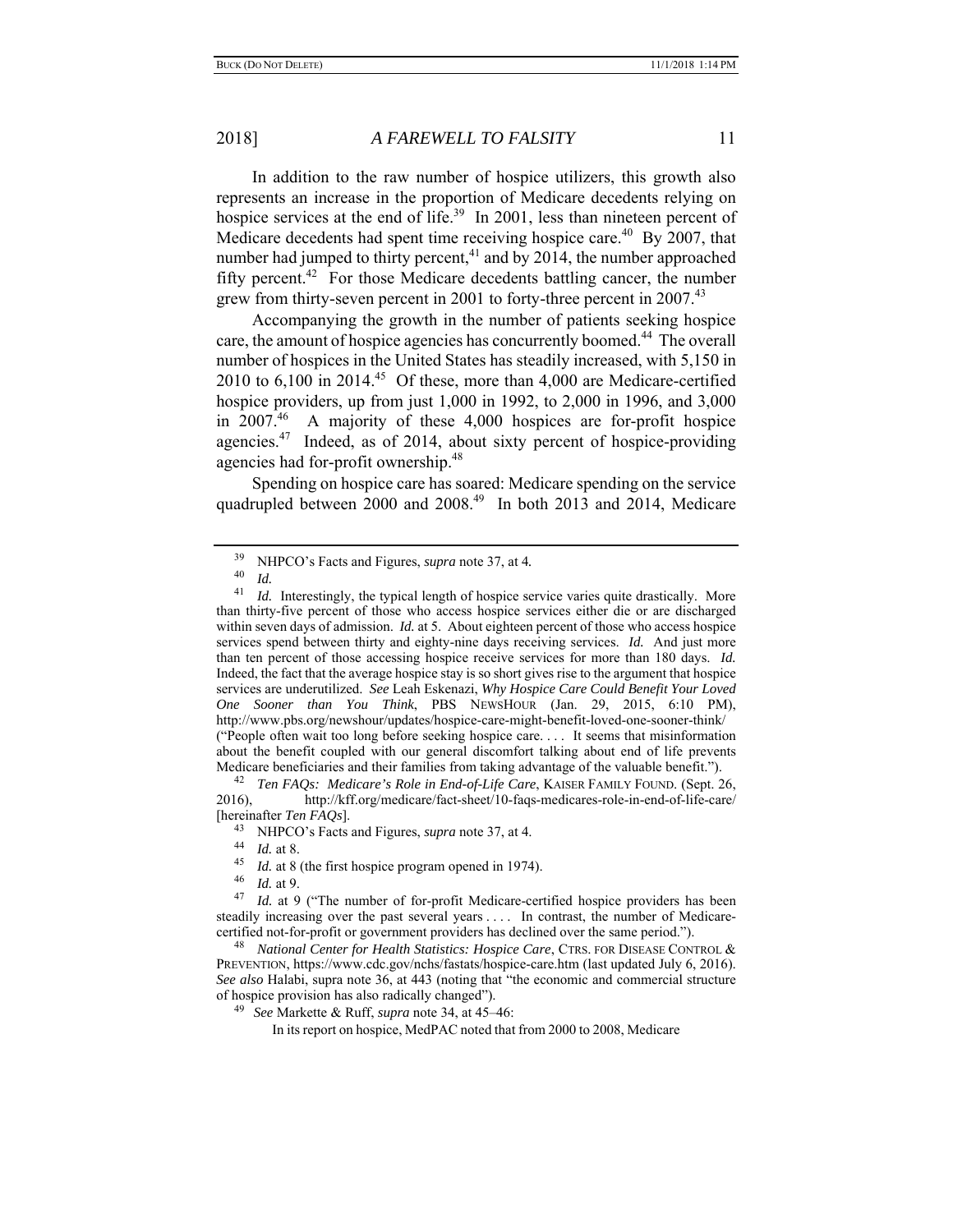In addition to the raw number of hospice utilizers, this growth also represents an increase in the proportion of Medicare decedents relying on hospice services at the end of life.[39] In 2001, less than nineteen percent of Medicare decedents had spent time receiving hospice care.[40] By 2007, that number had jumped to thirty percent,[41] and by 2014, the number approached fifty percent.[42] For those Medicare decedents battling cancer, the number grew from thirty-seven percent in 2001 to forty-three percent in 2007.[43]

Accompanying the growth in the number of patients seeking hospice care, the amount of hospice agencies has concurrently boomed.[44] The overall number of hospices in the United States has steadily increased, with 5,150 in 2010 to 6,100 in 2014.[45] Of these, more than 4,000 are Medicare-certified hospice providers, up from just 1,000 in 1992, to 2,000 in 1996, and 3,000 in 2007.[46] A majority of these 4,000 hospices are for-profit hospice agencies.[47] Indeed, as of 2014, about sixty percent of hospice-providing agencies had for-profit ownership.[48]

Spending on hospice care has soared: Medicare spending on the service quadrupled between 2000 and 2008.[49] In both 2013 and 2014, Medicare

---

[39] NHPCO's Facts and Figures, *supra* note 37, at 4.

[40] *Id.*

[41] *Id.* Interestingly, the typical length of hospice service varies quite drastically. More than thirty-five percent of those who access hospice services either die or are discharged within seven days of admission. *Id.* at 5. About eighteen percent of those who access hospice services spend between thirty and eighty-nine days receiving services. *Id.* And just more than ten percent of those accessing hospice receive services for more than 180 days. *Id.* Indeed, the fact that the average hospice stay is so short gives rise to the argument that hospice services are underutilized. *See* Leah Eskenazi, *Why Hospice Care Could Benefit Your Loved One Sooner than You Think*, PBS NEWSHOUR (Jan. 29, 2015, 6:10 PM), http://www.pbs.org/newshour/updates/hospice-care-might-benefit-loved-one-sooner-think/ ("People often wait too long before seeking hospice care. . . . It seems that misinformation about the benefit coupled with our general discomfort talking about end of life prevents Medicare beneficiaries and their families from taking advantage of the valuable benefit.").

[42] *Ten FAQs: Medicare's Role in End-of-Life Care*, KAISER FAMILY FOUND. (Sept. 26, 2016), http://kff.org/medicare/fact-sheet/10-faqs-medicares-role-in-end-of-life-care/ [hereinafter *Ten FAQs*].

[43] NHPCO's Facts and Figures, *supra* note 37, at 4.

[44] *Id.* at 8.

[45] *Id.* at 8 (the first hospice program opened in 1974).

[46] *Id.* at 9.

[47] *Id.* at 9 ("The number of for-profit Medicare-certified hospice providers has been steadily increasing over the past several years . . . . In contrast, the number of Medicare-certified not-for-profit or government providers has declined over the same period.").

[48] *National Center for Health Statistics: Hospice Care*, CTRS. FOR DISEASE CONTROL & PREVENTION, https://www.cdc.gov/nchs/fastats/hospice-care.htm (last updated July 6, 2016). *See also* Halabi, supra note 36, at 443 (noting that "the economic and commercial structure of hospice provision has also radically changed").

[49] *See* Markette & Ruff, *supra* note 34, at 45–46:

> In its report on hospice, MedPAC noted that from 2000 to 2008, Medicare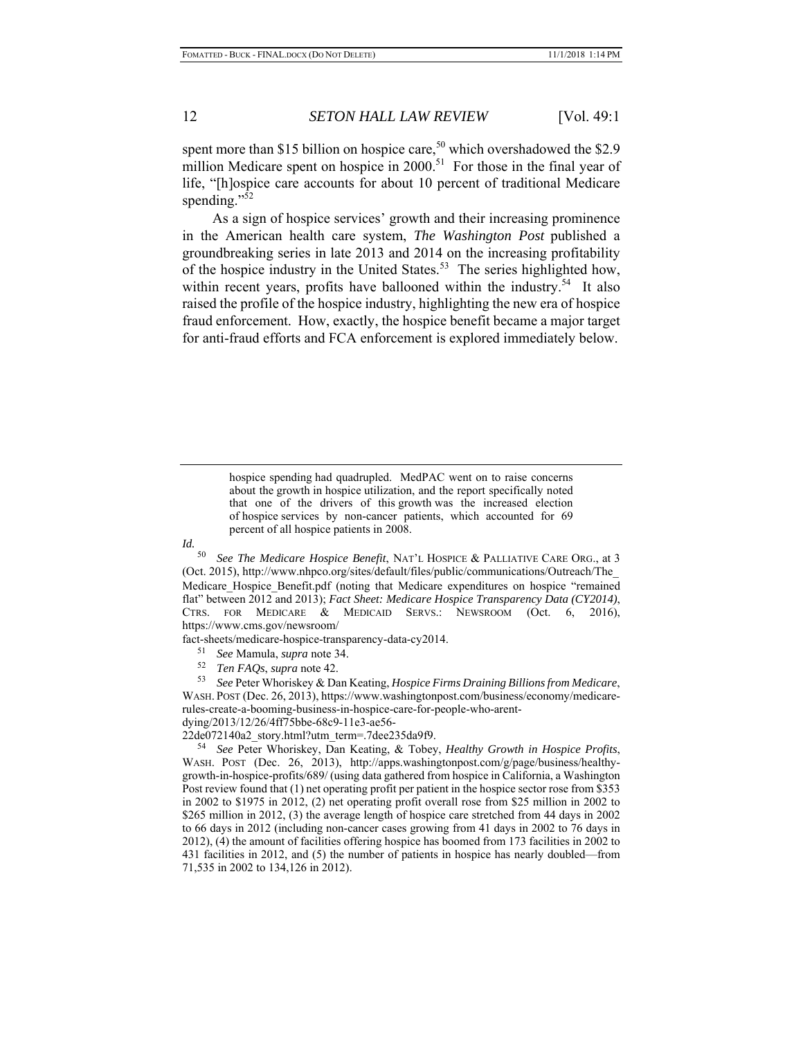spent more than $15 billion on hospice care,[50] which overshadowed the $2.9 million Medicare spent on hospice in 2000.[51] For those in the final year of life, "[h]ospice care accounts for about 10 percent of traditional Medicare spending."[52]

As a sign of hospice services' growth and their increasing prominence in the American health care system, *The Washington Post* published a groundbreaking series in late 2013 and 2014 on the increasing profitability of the hospice industry in the United States.[53] The series highlighted how, within recent years, profits have ballooned within the industry.[54] It also raised the profile of the hospice industry, highlighting the new era of hospice fraud enforcement. How, exactly, the hospice benefit became a major target for anti-fraud efforts and FCA enforcement is explored immediately below.

---

> hospice spending had quadrupled. MedPAC went on to raise concerns about the growth in hospice utilization, and the report specifically noted that one of the drivers of this growth was the increased election of hospice services by non-cancer patients, which accounted for 69 percent of all hospice patients in 2008.

*Id.*

[50] *See The Medicare Hospice Benefit*, NAT'L HOSPICE & PALLIATIVE CARE ORG., at 3 (Oct. 2015), http://www.nhpco.org/sites/default/files/public/communications/Outreach/The_Medicare_Hospice_Benefit.pdf (noting that Medicare expenditures on hospice "remained flat" between 2012 and 2013); *Fact Sheet: Medicare Hospice Transparency Data (CY2014)*, CTRS. FOR MEDICARE & MEDICAID SERVS.: NEWSROOM (Oct. 6, 2016), https://www.cms.gov/newsroom/fact-sheets/medicare-hospice-transparency-data-cy2014.

[51] *See* Mamula, *supra* note 34.

[52] *Ten FAQs*, *supra* note 42.

[53] *See* Peter Whoriskey & Dan Keating, *Hospice Firms Draining Billions from Medicare*, WASH. POST (Dec. 26, 2013), https://www.washingtonpost.com/business/economy/medicare-rules-create-a-booming-business-in-hospice-care-for-people-who-arent-dying/2013/12/26/4ff75bbe-68c9-11e3-ae56-22de072140a2_story.html?utm_term=.7dee235da9f9.

[54] *See* Peter Whoriskey, Dan Keating, & Tobey, *Healthy Growth in Hospice Profits*, WASH. POST (Dec. 26, 2013), http://apps.washingtonpost.com/g/page/business/healthy-growth-in-hospice-profits/689/ (using data gathered from hospice in California, a Washington Post review found that (1) net operating profit per patient in the hospice sector rose from $353 in 2002 to $1975 in 2012, (2) net operating profit overall rose from $25 million in 2002 to $265 million in 2012, (3) the average length of hospice care stretched from 44 days in 2002 to 66 days in 2012 (including non-cancer cases growing from 41 days in 2002 to 76 days in 2012), (4) the amount of facilities offering hospice has boomed from 173 facilities in 2002 to 431 facilities in 2012, and (5) the number of patients in hospice has nearly doubled—from 71,535 in 2002 to 134,126 in 2012).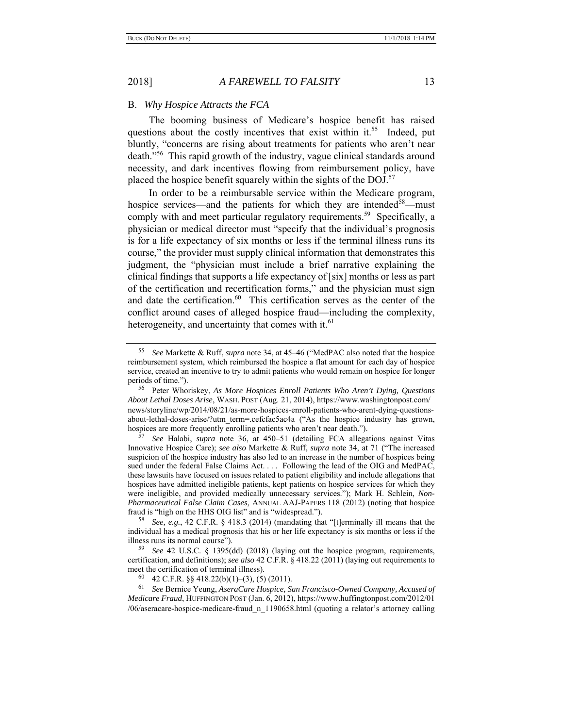### B. *Why Hospice Attracts the FCA*

The booming business of Medicare's hospice benefit has raised questions about the costly incentives that exist within it.[55] Indeed, put bluntly, "concerns are rising about treatments for patients who aren't near death."[56] This rapid growth of the industry, vague clinical standards around necessity, and dark incentives flowing from reimbursement policy, have placed the hospice benefit squarely within the sights of the DOJ.[57]

In order to be a reimbursable service within the Medicare program, hospice services—and the patients for which they are intended[58]—must comply with and meet particular regulatory requirements.[59] Specifically, a physician or medical director must "specify that the individual's prognosis is for a life expectancy of six months or less if the terminal illness runs its course," the provider must supply clinical information that demonstrates this judgment, the "physician must include a brief narrative explaining the clinical findings that supports a life expectancy of [six] months or less as part of the certification and recertification forms," and the physician must sign and date the certification.[60] This certification serves as the center of the conflict around cases of alleged hospice fraud—including the complexity, heterogeneity, and uncertainty that comes with it.[61]

---

[55] *See* Markette & Ruff, *supra* note 34, at 45–46 ("MedPAC also noted that the hospice reimbursement system, which reimbursed the hospice a flat amount for each day of hospice service, created an incentive to try to admit patients who would remain on hospice for longer periods of time.").

[56] Peter Whoriskey, *As More Hospices Enroll Patients Who Aren't Dying, Questions About Lethal Doses Arise*, WASH. POST (Aug. 21, 2014), https://www.washingtonpost.com/news/storyline/wp/2014/08/21/as-more-hospices-enroll-patients-who-arent-dying-questions-about-lethal-doses-arise/?utm_term=.cefcfac5ac4a ("As the hospice industry has grown, hospices are more frequently enrolling patients who aren't near death.").

[57] *See* Halabi, *supra* note 36, at 450–51 (detailing FCA allegations against Vitas Innovative Hospice Care); *see also* Markette & Ruff, *supra* note 34, at 71 ("The increased suspicion of the hospice industry has also led to an increase in the number of hospices being sued under the federal False Claims Act. . . . Following the lead of the OIG and MedPAC, these lawsuits have focused on issues related to patient eligibility and include allegations that hospices have admitted ineligible patients, kept patients on hospice services for which they were ineligible, and provided medically unnecessary services."); Mark H. Schlein, *Non-Pharmaceutical False Claim Cases*, ANNUAL AAJ-PAPERS 118 (2012) (noting that hospice fraud is "high on the HHS OIG list" and is "widespread.").

[58] *See, e.g.*, 42 C.F.R. § 418.3 (2014) (mandating that "[t]erminally ill means that the individual has a medical prognosis that his or her life expectancy is six months or less if the illness runs its normal course").

[59] *See* 42 U.S.C. § 1395(dd) (2018) (laying out the hospice program, requirements, certification, and definitions); *see also* 42 C.F.R. § 418.22 (2011) (laying out requirements to meet the certification of terminal illness).

[60] 42 C.F.R. §§ 418.22(b)(1)–(3), (5) (2011).

[61] *See* Bernice Yeung, *AseraCare Hospice, San Francisco-Owned Company, Accused of Medicare Fraud*, HUFFINGTON POST (Jan. 6, 2012), https://www.huffingtonpost.com/2012/01/06/aseracare-hospice-medicare-fraud_n_1190658.html (quoting a relator's attorney calling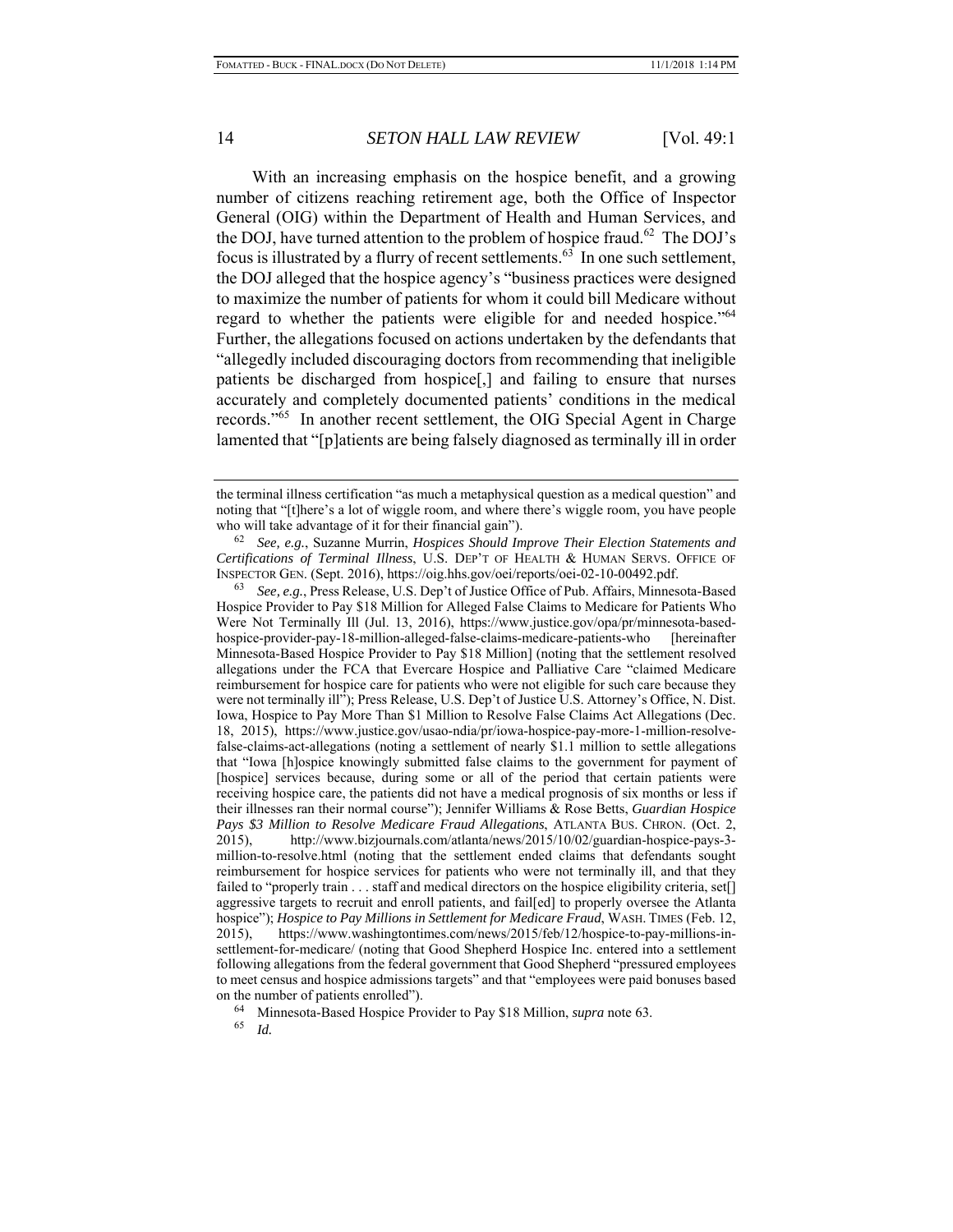With an increasing emphasis on the hospice benefit, and a growing number of citizens reaching retirement age, both the Office of Inspector General (OIG) within the Department of Health and Human Services, and the DOJ, have turned attention to the problem of hospice fraud.[62] The DOJ's focus is illustrated by a flurry of recent settlements.[63] In one such settlement, the DOJ alleged that the hospice agency's "business practices were designed to maximize the number of patients for whom it could bill Medicare without regard to whether the patients were eligible for and needed hospice."[64] Further, the allegations focused on actions undertaken by the defendants that "allegedly included discouraging doctors from recommending that ineligible patients be discharged from hospice[,] and failing to ensure that nurses accurately and completely documented patients' conditions in the medical records."[65] In another recent settlement, the OIG Special Agent in Charge lamented that "[p]atients are being falsely diagnosed as terminally ill in order

---

the terminal illness certification "as much a metaphysical question as a medical question" and noting that "[t]here's a lot of wiggle room, and where there's wiggle room, you have people who will take advantage of it for their financial gain").

[62] *See, e.g.*, Suzanne Murrin, *Hospices Should Improve Their Election Statements and Certifications of Terminal Illness*, U.S. DEP'T OF HEALTH & HUMAN SERVS. OFFICE OF INSPECTOR GEN. (Sept. 2016), https://oig.hhs.gov/oei/reports/oei-02-10-00492.pdf.

[63] *See, e.g.*, Press Release, U.S. Dep't of Justice Office of Pub. Affairs, Minnesota-Based Hospice Provider to Pay $18 Million for Alleged False Claims to Medicare for Patients Who Were Not Terminally Ill (Jul. 13, 2016), https://www.justice.gov/opa/pr/minnesota-based-hospice-provider-pay-18-million-alleged-false-claims-medicare-patients-who [hereinafter Minnesota-Based Hospice Provider to Pay $18 Million] (noting that the settlement resolved allegations under the FCA that Evercare Hospice and Palliative Care "claimed Medicare reimbursement for hospice care for patients who were not eligible for such care because they were not terminally ill"); Press Release, U.S. Dep't of Justice U.S. Attorney's Office, N. Dist. Iowa, Hospice to Pay More Than $1 Million to Resolve False Claims Act Allegations (Dec. 18, 2015), https://www.justice.gov/usao-ndia/pr/iowa-hospice-pay-more-1-million-resolve-false-claims-act-allegations (noting a settlement of nearly $1.1 million to settle allegations that "Iowa [h]ospice knowingly submitted false claims to the government for payment of [hospice] services because, during some or all of the period that certain patients were receiving hospice care, the patients did not have a medical prognosis of six months or less if their illnesses ran their normal course"); Jennifer Williams & Rose Betts, *Guardian Hospice Pays $3 Million to Resolve Medicare Fraud Allegations*, ATLANTA BUS. CHRON. (Oct. 2, 2015), http://www.bizjournals.com/atlanta/news/2015/10/02/guardian-hospice-pays-3-million-to-resolve.html (noting that the settlement ended claims that defendants sought reimbursement for hospice services for patients who were not terminally ill, and that they failed to "properly train . . . staff and medical directors on the hospice eligibility criteria, set[] aggressive targets to recruit and enroll patients, and fail[ed] to properly oversee the Atlanta hospice"); *Hospice to Pay Millions in Settlement for Medicare Fraud*, WASH. TIMES (Feb. 12, 2015), https://www.washingtontimes.com/news/2015/feb/12/hospice-to-pay-millions-in-settlement-for-medicare/ (noting that Good Shepherd Hospice Inc. entered into a settlement following allegations from the federal government that Good Shepherd "pressured employees to meet census and hospice admissions targets" and that "employees were paid bonuses based on the number of patients enrolled").

[64] Minnesota-Based Hospice Provider to Pay $18 Million, *supra* note 63.

[65] *Id.*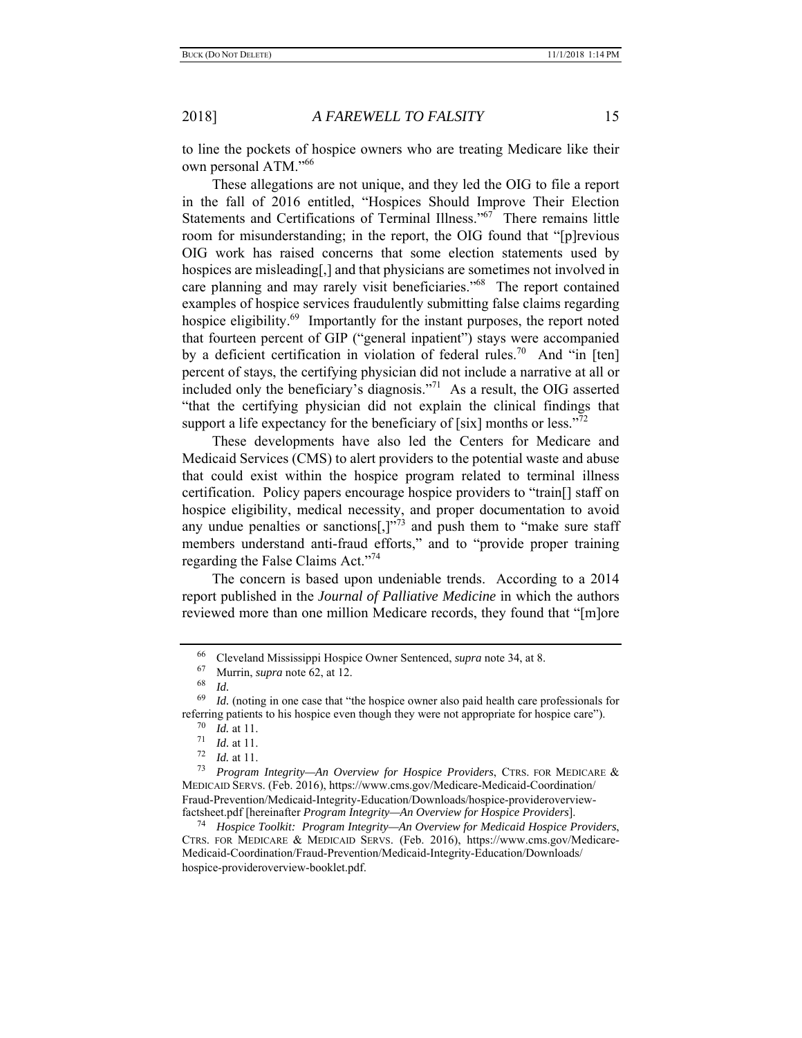to line the pockets of hospice owners who are treating Medicare like their own personal ATM."[66]

These allegations are not unique, and they led the OIG to file a report in the fall of 2016 entitled, "Hospices Should Improve Their Election Statements and Certifications of Terminal Illness."[67] There remains little room for misunderstanding; in the report, the OIG found that "[p]revious OIG work has raised concerns that some election statements used by hospices are misleading[,] and that physicians are sometimes not involved in care planning and may rarely visit beneficiaries."[68] The report contained examples of hospice services fraudulently submitting false claims regarding hospice eligibility.[69] Importantly for the instant purposes, the report noted that fourteen percent of GIP ("general inpatient") stays were accompanied by a deficient certification in violation of federal rules.[70] And "in [ten] percent of stays, the certifying physician did not include a narrative at all or included only the beneficiary's diagnosis."[71] As a result, the OIG asserted "that the certifying physician did not explain the clinical findings that support a life expectancy for the beneficiary of [six] months or less."[72]

These developments have also led the Centers for Medicare and Medicaid Services (CMS) to alert providers to the potential waste and abuse that could exist within the hospice program related to terminal illness certification. Policy papers encourage hospice providers to "train[] staff on hospice eligibility, medical necessity, and proper documentation to avoid any undue penalties or sanctions[,]"[73] and push them to "make sure staff members understand anti-fraud efforts," and to "provide proper training regarding the False Claims Act."[74]

The concern is based upon undeniable trends. According to a 2014 report published in the *Journal of Palliative Medicine* in which the authors reviewed more than one million Medicare records, they found that "[m]ore

---

[66] Cleveland Mississippi Hospice Owner Sentenced, *supra* note 34, at 8.

[67] Murrin, *supra* note 62, at 12.

[68] *Id.*

[69] *Id.* (noting in one case that "the hospice owner also paid health care professionals for referring patients to his hospice even though they were not appropriate for hospice care").

[70] *Id.* at 11.

[71] *Id.* at 11.

[72] *Id.* at 11.

[73] *Program Integrity—An Overview for Hospice Providers*, CTRS. FOR MEDICARE & MEDICAID SERVS. (Feb. 2016), https://www.cms.gov/Medicare-Medicaid-Coordination/Fraud-Prevention/Medicaid-Integrity-Education/Downloads/hospice-provideroverview-factsheet.pdf [hereinafter *Program Integrity—An Overview for Hospice Providers*].

[74] *Hospice Toolkit: Program Integrity—An Overview for Medicaid Hospice Providers*, CTRS. FOR MEDICARE & MEDICAID SERVS. (Feb. 2016), https://www.cms.gov/Medicare-Medicaid-Coordination/Fraud-Prevention/Medicaid-Integrity-Education/Downloads/hospice-provideroverview-booklet.pdf.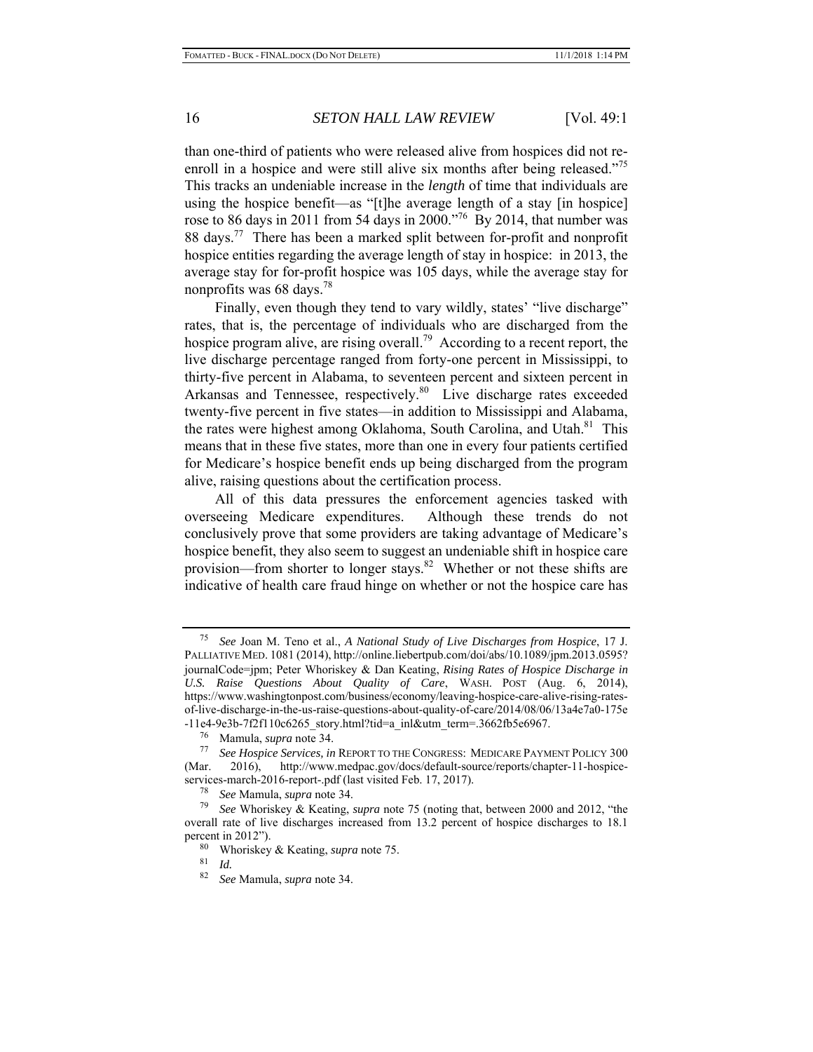than one-third of patients who were released alive from hospices did not re-enroll in a hospice and were still alive six months after being released."[75] This tracks an undeniable increase in the *length* of time that individuals are using the hospice benefit—as "[t]he average length of a stay [in hospice] rose to 86 days in 2011 from 54 days in 2000."[76] By 2014, that number was 88 days.[77] There has been a marked split between for-profit and nonprofit hospice entities regarding the average length of stay in hospice: in 2013, the average stay for for-profit hospice was 105 days, while the average stay for nonprofits was 68 days.[78]

Finally, even though they tend to vary wildly, states' "live discharge" rates, that is, the percentage of individuals who are discharged from the hospice program alive, are rising overall.[79] According to a recent report, the live discharge percentage ranged from forty-one percent in Mississippi, to thirty-five percent in Alabama, to seventeen percent and sixteen percent in Arkansas and Tennessee, respectively.[80] Live discharge rates exceeded twenty-five percent in five states—in addition to Mississippi and Alabama, the rates were highest among Oklahoma, South Carolina, and Utah.[81] This means that in these five states, more than one in every four patients certified for Medicare's hospice benefit ends up being discharged from the program alive, raising questions about the certification process.

All of this data pressures the enforcement agencies tasked with overseeing Medicare expenditures. Although these trends do not conclusively prove that some providers are taking advantage of Medicare's hospice benefit, they also seem to suggest an undeniable shift in hospice care provision—from shorter to longer stays.[82] Whether or not these shifts are indicative of health care fraud hinge on whether or not the hospice care has

---

[75] *See* Joan M. Teno et al., *A National Study of Live Discharges from Hospice*, 17 J. PALLIATIVE MED. 1081 (2014), http://online.liebertpub.com/doi/abs/10.1089/jpm.2013.0595?journalCode=jpm; Peter Whoriskey & Dan Keating, *Rising Rates of Hospice Discharge in U.S. Raise Questions About Quality of Care*, WASH. POST (Aug. 6, 2014), https://www.washingtonpost.com/business/economy/leaving-hospice-care-alive-rising-rates-of-live-discharge-in-the-us-raise-questions-about-quality-of-care/2014/08/06/13a4e7a0-175e-11e4-9e3b-7f2f110c6265_story.html?tid=a_inl&utm_term=.3662fb5e6967.

[76] Mamula, *supra* note 34.

[77] *See Hospice Services, in* REPORT TO THE CONGRESS: MEDICARE PAYMENT POLICY 300 (Mar. 2016), http://www.medpac.gov/docs/default-source/reports/chapter-11-hospice-services-march-2016-report-.pdf (last visited Feb. 17, 2017).

[78] *See* Mamula, *supra* note 34.

[79] *See* Whoriskey & Keating, *supra* note 75 (noting that, between 2000 and 2012, "the overall rate of live discharges increased from 13.2 percent of hospice discharges to 18.1 percent in 2012").

[80] Whoriskey & Keating, *supra* note 75.

[81] *Id.*

[82] *See* Mamula, *supra* note 34.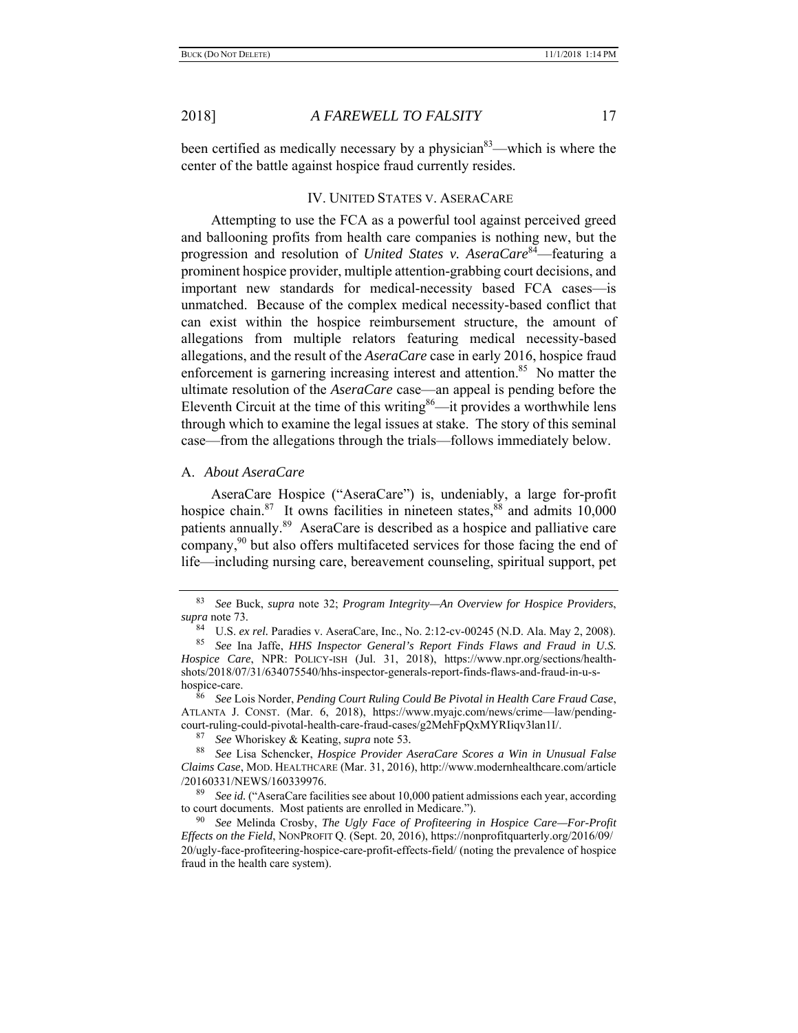been certified as medically necessary by a physician[83]—which is where the center of the battle against hospice fraud currently resides.

## IV. UNITED STATES V. ASERACARE

Attempting to use the FCA as a powerful tool against perceived greed and ballooning profits from health care companies is nothing new, but the progression and resolution of *United States v. AseraCare*[84]—featuring a prominent hospice provider, multiple attention-grabbing court decisions, and important new standards for medical-necessity based FCA cases—is unmatched. Because of the complex medical necessity-based conflict that can exist within the hospice reimbursement structure, the amount of allegations from multiple relators featuring medical necessity-based allegations, and the result of the *AseraCare* case in early 2016, hospice fraud enforcement is garnering increasing interest and attention.[85] No matter the ultimate resolution of the *AseraCare* case—an appeal is pending before the Eleventh Circuit at the time of this writing[86]—it provides a worthwhile lens through which to examine the legal issues at stake. The story of this seminal case—from the allegations through the trials—follows immediately below.

### A. *About AseraCare*

AseraCare Hospice ("AseraCare") is, undeniably, a large for-profit hospice chain.[87] It owns facilities in nineteen states,[88] and admits 10,000 patients annually.[89] AseraCare is described as a hospice and palliative care company,[90] but also offers multifaceted services for those facing the end of life—including nursing care, bereavement counseling, spiritual support, pet

---

[83] *See* Buck, *supra* note 32; *Program Integrity—An Overview for Hospice Providers*, *supra* note 73.

[84] U.S. *ex rel.* Paradies v. AseraCare, Inc., No. 2:12-cv-00245 (N.D. Ala. May 2, 2008).

[85] *See* Ina Jaffe, *HHS Inspector General's Report Finds Flaws and Fraud in U.S. Hospice Care*, NPR: POLICY-ISH (Jul. 31, 2018), https://www.npr.org/sections/health-shots/2018/07/31/634075540/hhs-inspector-generals-report-finds-flaws-and-fraud-in-u-s-hospice-care.

[86] *See* Lois Norder, *Pending Court Ruling Could Be Pivotal in Health Care Fraud Case*, ATLANTA J. CONST. (Mar. 6, 2018), https://www.myajc.com/news/crime—law/pending-court-ruling-could-pivotal-health-care-fraud-cases/g2MehFpQxMYRIiqv3lan1I/.

[87] *See* Whoriskey & Keating, *supra* note 53.

[88] *See* Lisa Schencker, *Hospice Provider AseraCare Scores a Win in Unusual False Claims Case*, MOD. HEALTHCARE (Mar. 31, 2016), http://www.modernhealthcare.com/article/20160331/NEWS/160339976.

[89] *See id.* ("AseraCare facilities see about 10,000 patient admissions each year, according to court documents. Most patients are enrolled in Medicare.").

[90] *See* Melinda Crosby, *The Ugly Face of Profiteering in Hospice Care—For-Profit Effects on the Field*, NONPROFIT Q. (Sept. 20, 2016), https://nonprofitquarterly.org/2016/09/20/ugly-face-profiteering-hospice-care-profit-effects-field/ (noting the prevalence of hospice fraud in the health care system).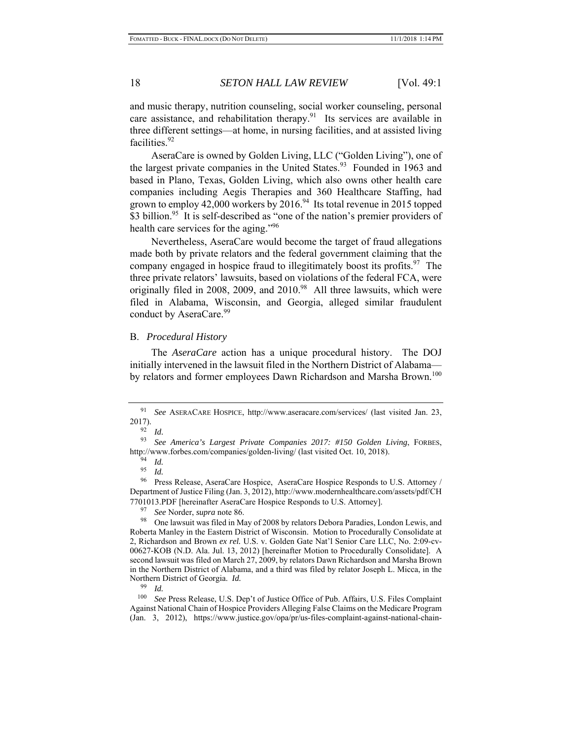and music therapy, nutrition counseling, social worker counseling, personal care assistance, and rehabilitation therapy.[91] Its services are available in three different settings—at home, in nursing facilities, and at assisted living facilities.[92]

AseraCare is owned by Golden Living, LLC ("Golden Living"), one of the largest private companies in the United States.[93] Founded in 1963 and based in Plano, Texas, Golden Living, which also owns other health care companies including Aegis Therapies and 360 Healthcare Staffing, had grown to employ 42,000 workers by 2016.[94] Its total revenue in 2015 topped $3 billion.[95] It is self-described as "one of the nation's premier providers of health care services for the aging."[96]

Nevertheless, AseraCare would become the target of fraud allegations made both by private relators and the federal government claiming that the company engaged in hospice fraud to illegitimately boost its profits.[97] The three private relators' lawsuits, based on violations of the federal FCA, were originally filed in 2008, 2009, and 2010.[98] All three lawsuits, which were filed in Alabama, Wisconsin, and Georgia, alleged similar fraudulent conduct by AseraCare.[99]

## B. *Procedural History*

The *AseraCare* action has a unique procedural history. The DOJ initially intervened in the lawsuit filed in the Northern District of Alabama—by relators and former employees Dawn Richardson and Marsha Brown.[100]

---

[91] *See* ASERACARE HOSPICE, http://www.aseracare.com/services/ (last visited Jan. 23, 2017).

[92] *Id.*

[93] *See America's Largest Private Companies 2017: #150 Golden Living*, FORBES, http://www.forbes.com/companies/golden-living/ (last visited Oct. 10, 2018).

[94] *Id.*

[95] *Id.*

[96] Press Release, AseraCare Hospice, AseraCare Hospice Responds to U.S. Attorney / Department of Justice Filing (Jan. 3, 2012), http://www.modernhealthcare.com/assets/pdf/CH7701013.PDF [hereinafter AseraCare Hospice Responds to U.S. Attorney].

[97] *See* Norder, *supra* note 86.

[98] One lawsuit was filed in May of 2008 by relators Debora Paradies, London Lewis, and Roberta Manley in the Eastern District of Wisconsin. Motion to Procedurally Consolidate at 2, Richardson and Brown *ex rel.* U.S. v. Golden Gate Nat'l Senior Care LLC, No. 2:09-cv-00627-KOB (N.D. Ala. Jul. 13, 2012) [hereinafter Motion to Procedurally Consolidate]. A second lawsuit was filed on March 27, 2009, by relators Dawn Richardson and Marsha Brown in the Northern District of Alabama, and a third was filed by relator Joseph L. Micca, in the Northern District of Georgia. *Id.*

[99] *Id.*

[100] *See* Press Release, U.S. Dep't of Justice Office of Pub. Affairs, U.S. Files Complaint Against National Chain of Hospice Providers Alleging False Claims on the Medicare Program (Jan. 3, 2012), https://www.justice.gov/opa/pr/us-files-complaint-against-national-chain-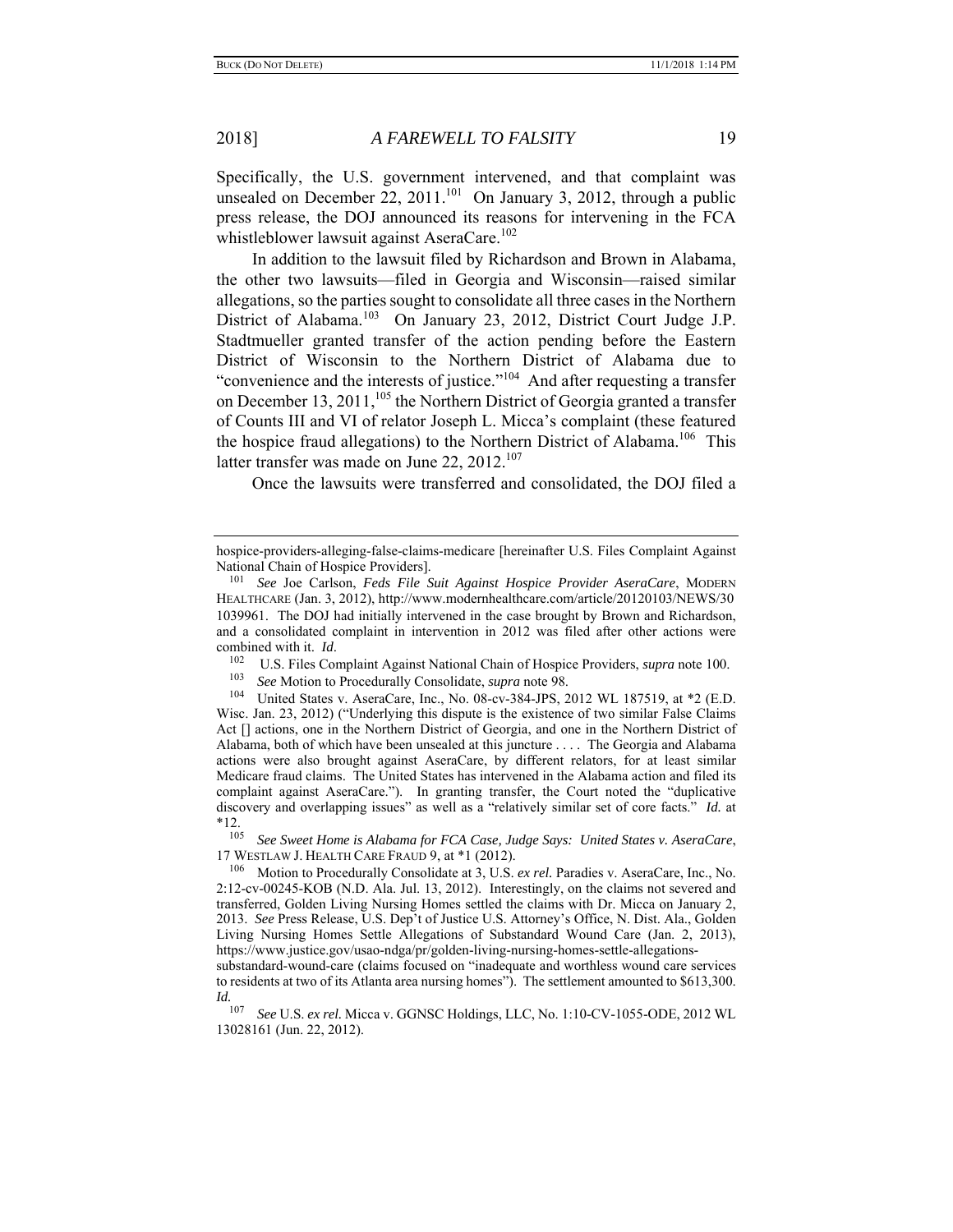Specifically, the U.S. government intervened, and that complaint was unsealed on December 22, 2011.[101] On January 3, 2012, through a public press release, the DOJ announced its reasons for intervening in the FCA whistleblower lawsuit against AseraCare.[102]

In addition to the lawsuit filed by Richardson and Brown in Alabama, the other two lawsuits—filed in Georgia and Wisconsin—raised similar allegations, so the parties sought to consolidate all three cases in the Northern District of Alabama.[103] On January 23, 2012, District Court Judge J.P. Stadtmueller granted transfer of the action pending before the Eastern District of Wisconsin to the Northern District of Alabama due to "convenience and the interests of justice."[104] And after requesting a transfer on December 13, 2011,[105] the Northern District of Georgia granted a transfer of Counts III and VI of relator Joseph L. Micca's complaint (these featured the hospice fraud allegations) to the Northern District of Alabama.[106] This latter transfer was made on June 22, 2012.[107]

Once the lawsuits were transferred and consolidated, the DOJ filed a

---

hospice-providers-alleging-false-claims-medicare [hereinafter U.S. Files Complaint Against National Chain of Hospice Providers].

[101] *See* Joe Carlson, *Feds File Suit Against Hospice Provider AseraCare*, MODERN HEALTHCARE (Jan. 3, 2012), http://www.modernhealthcare.com/article/20120103/NEWS/301039961. The DOJ had initially intervened in the case brought by Brown and Richardson, and a consolidated complaint in intervention in 2012 was filed after other actions were combined with it. *Id.*

[102] U.S. Files Complaint Against National Chain of Hospice Providers, *supra* note 100.

[103] *See* Motion to Procedurally Consolidate, *supra* note 98.

[104] United States v. AseraCare, Inc., No. 08-cv-384-JPS, 2012 WL 187519, at *2 (E.D. Wisc. Jan. 23, 2012) ("Underlying this dispute is the existence of two similar False Claims Act [] actions, one in the Northern District of Georgia, and one in the Northern District of Alabama, both of which have been unsealed at this juncture . . . . The Georgia and Alabama actions were also brought against AseraCare, by different relators, for at least similar Medicare fraud claims. The United States has intervened in the Alabama action and filed its complaint against AseraCare."). In granting transfer, the Court noted the "duplicative discovery and overlapping issues" as well as a "relatively similar set of core facts." *Id.* at *12.

[105] *See Sweet Home is Alabama for FCA Case, Judge Says: United States v. AseraCare*, 17 WESTLAW J. HEALTH CARE FRAUD 9, at *1 (2012).

[106] Motion to Procedurally Consolidate at 3, U.S. *ex rel.* Paradies v. AseraCare, Inc., No. 2:12-cv-00245-KOB (N.D. Ala. Jul. 13, 2012). Interestingly, on the claims not severed and transferred, Golden Living Nursing Homes settled the claims with Dr. Micca on January 2, 2013. *See* Press Release, U.S. Dep't of Justice U.S. Attorney's Office, N. Dist. Ala., Golden Living Nursing Homes Settle Allegations of Substandard Wound Care (Jan. 2, 2013), https://www.justice.gov/usao-ndga/pr/golden-living-nursing-homes-settle-allegations-substandard-wound-care (claims focused on "inadequate and worthless wound care services to residents at two of its Atlanta area nursing homes"). The settlement amounted to $613,300. *Id.*

[107] *See* U.S. *ex rel.* Micca v. GGNSC Holdings, LLC, No. 1:10-CV-1055-ODE, 2012 WL 13028161 (Jun. 22, 2012).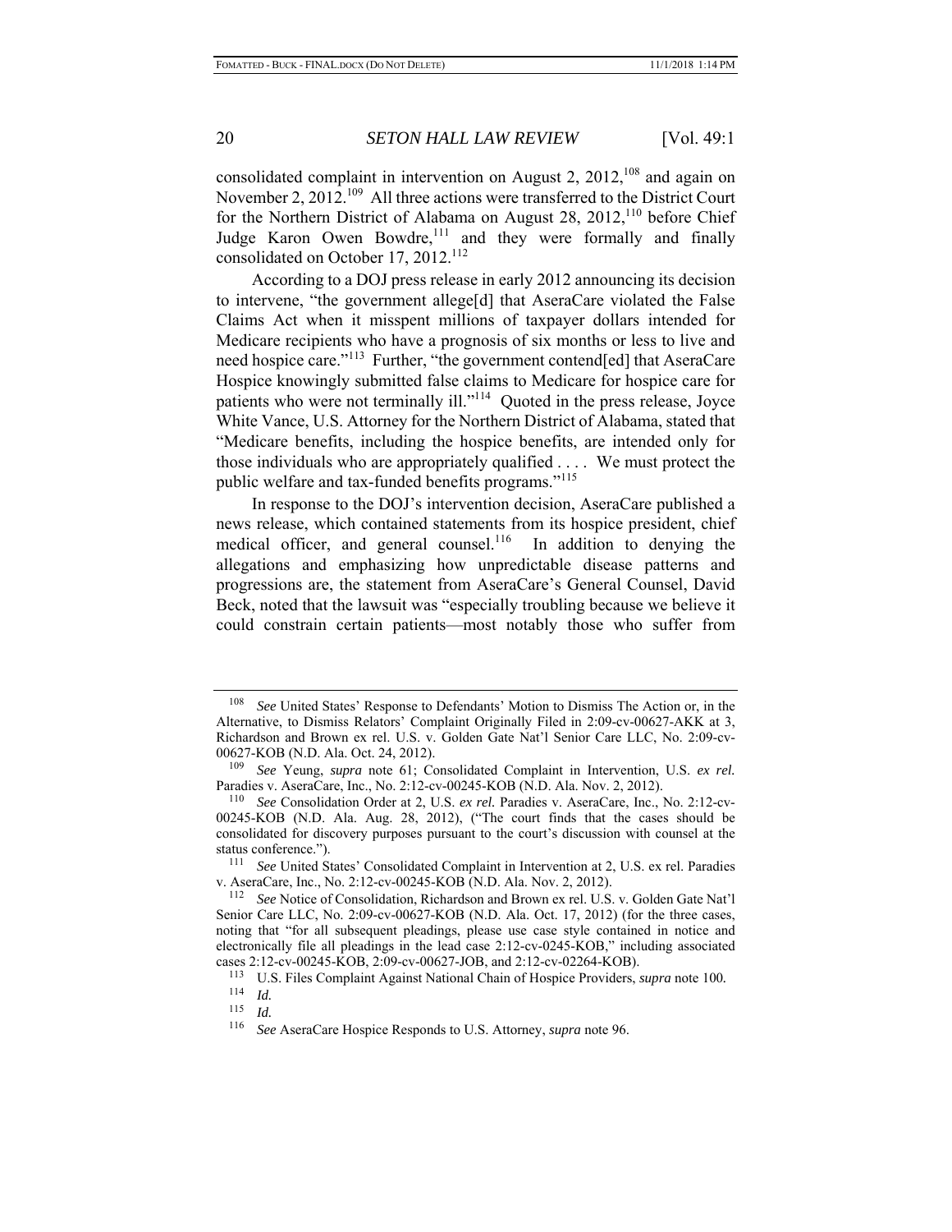consolidated complaint in intervention on August 2, 2012,[108] and again on November 2, 2012.[109] All three actions were transferred to the District Court for the Northern District of Alabama on August 28, 2012,[110] before Chief Judge Karon Owen Bowdre,[111] and they were formally and finally consolidated on October 17, 2012.[112]

According to a DOJ press release in early 2012 announcing its decision to intervene, "the government allege[d] that AseraCare violated the False Claims Act when it misspent millions of taxpayer dollars intended for Medicare recipients who have a prognosis of six months or less to live and need hospice care."[113] Further, "the government contend[ed] that AseraCare Hospice knowingly submitted false claims to Medicare for hospice care for patients who were not terminally ill."[114] Quoted in the press release, Joyce White Vance, U.S. Attorney for the Northern District of Alabama, stated that "Medicare benefits, including the hospice benefits, are intended only for those individuals who are appropriately qualified . . . . We must protect the public welfare and tax-funded benefits programs."[115]

In response to the DOJ's intervention decision, AseraCare published a news release, which contained statements from its hospice president, chief medical officer, and general counsel.[116] In addition to denying the allegations and emphasizing how unpredictable disease patterns and progressions are, the statement from AseraCare's General Counsel, David Beck, noted that the lawsuit was "especially troubling because we believe it could constrain certain patients—most notably those who suffer from

---

[108] *See* United States' Response to Defendants' Motion to Dismiss The Action or, in the Alternative, to Dismiss Relators' Complaint Originally Filed in 2:09-cv-00627-AKK at 3, Richardson and Brown ex rel. U.S. v. Golden Gate Nat'l Senior Care LLC, No. 2:09-cv-00627-KOB (N.D. Ala. Oct. 24, 2012).

[109] *See* Yeung, *supra* note 61; Consolidated Complaint in Intervention, U.S. *ex rel.* Paradies v. AseraCare, Inc., No. 2:12-cv-00245-KOB (N.D. Ala. Nov. 2, 2012).

[110] *See* Consolidation Order at 2, U.S. *ex rel.* Paradies v. AseraCare, Inc., No. 2:12-cv-00245-KOB (N.D. Ala. Aug. 28, 2012), ("The court finds that the cases should be consolidated for discovery purposes pursuant to the court's discussion with counsel at the status conference.").

[111] *See* United States' Consolidated Complaint in Intervention at 2, U.S. ex rel. Paradies v. AseraCare, Inc., No. 2:12-cv-00245-KOB (N.D. Ala. Nov. 2, 2012).

[112] *See* Notice of Consolidation, Richardson and Brown ex rel. U.S. v. Golden Gate Nat'l Senior Care LLC, No. 2:09-cv-00627-KOB (N.D. Ala. Oct. 17, 2012) (for the three cases, noting that "for all subsequent pleadings, please use case style contained in notice and electronically file all pleadings in the lead case 2:12-cv-0245-KOB," including associated cases 2:12-cv-00245-KOB, 2:09-cv-00627-JOB, and 2:12-cv-02264-KOB).

[113] U.S. Files Complaint Against National Chain of Hospice Providers, *supra* note 100.

[114] *Id.*

[115] *Id.*

[116] *See* AseraCare Hospice Responds to U.S. Attorney, *supra* note 96.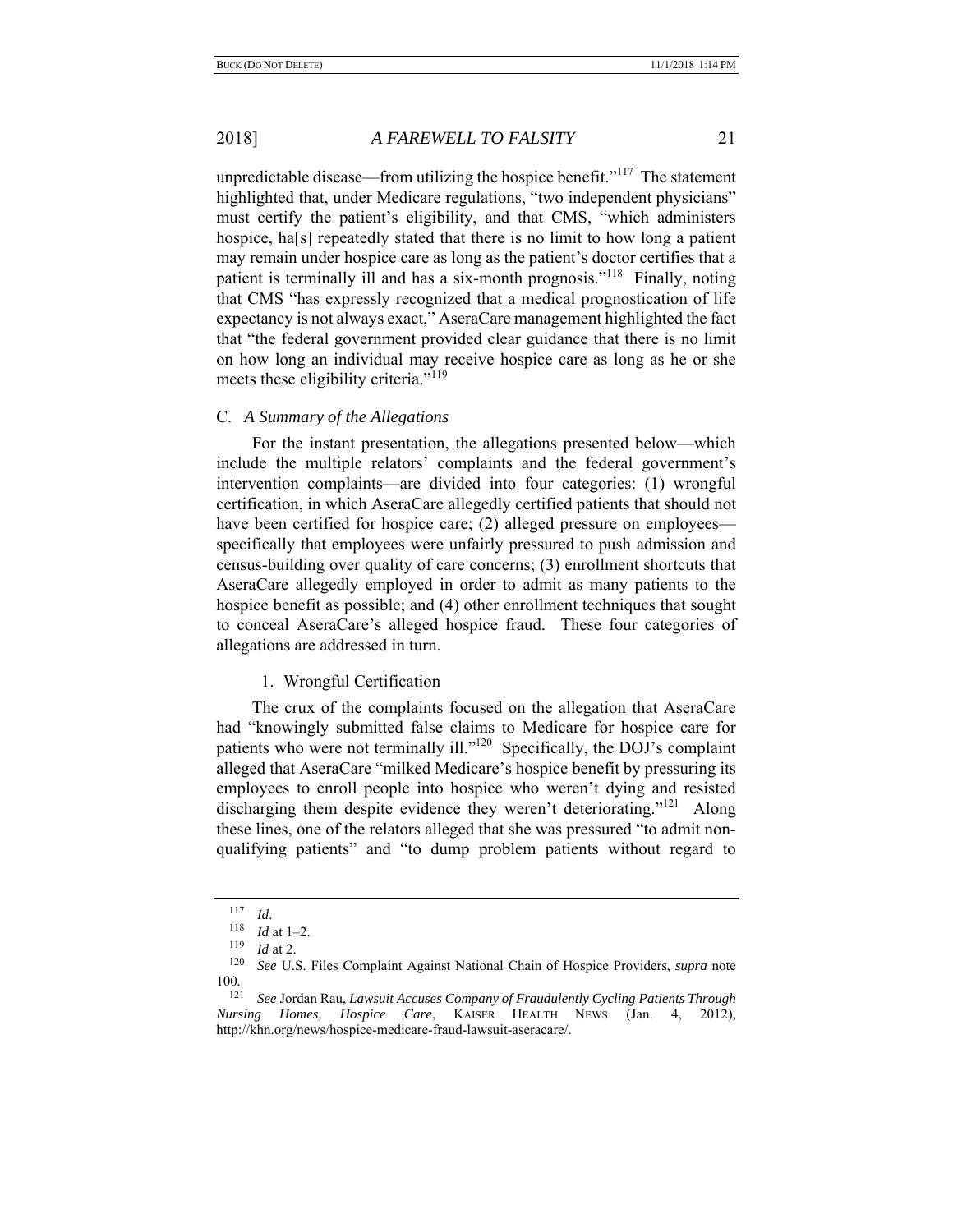unpredictable disease—from utilizing the hospice benefit."[117] The statement highlighted that, under Medicare regulations, "two independent physicians" must certify the patient's eligibility, and that CMS, "which administers hospice, ha[s] repeatedly stated that there is no limit to how long a patient may remain under hospice care as long as the patient's doctor certifies that a patient is terminally ill and has a six-month prognosis."[118] Finally, noting that CMS "has expressly recognized that a medical prognostication of life expectancy is not always exact," AseraCare management highlighted the fact that "the federal government provided clear guidance that there is no limit on how long an individual may receive hospice care as long as he or she meets these eligibility criteria."[119]

### C. *A Summary of the Allegations*

For the instant presentation, the allegations presented below—which include the multiple relators' complaints and the federal government's intervention complaints—are divided into four categories: (1) wrongful certification, in which AseraCare allegedly certified patients that should not have been certified for hospice care; (2) alleged pressure on employees—specifically that employees were unfairly pressured to push admission and census-building over quality of care concerns; (3) enrollment shortcuts that AseraCare allegedly employed in order to admit as many patients to the hospice benefit as possible; and (4) other enrollment techniques that sought to conceal AseraCare's alleged hospice fraud. These four categories of allegations are addressed in turn.

#### 1. Wrongful Certification

The crux of the complaints focused on the allegation that AseraCare had "knowingly submitted false claims to Medicare for hospice care for patients who were not terminally ill."[120] Specifically, the DOJ's complaint alleged that AseraCare "milked Medicare's hospice benefit by pressuring its employees to enroll people into hospice who weren't dying and resisted discharging them despite evidence they weren't deteriorating."[121] Along these lines, one of the relators alleged that she was pressured "to admit non-qualifying patients" and "to dump problem patients without regard to

---

[117] *Id*.

[118] *Id* at 1–2.

[119] *Id* at 2.

[120] *See* U.S. Files Complaint Against National Chain of Hospice Providers, *supra* note 100.

[121] *See* Jordan Rau, *Lawsuit Accuses Company of Fraudulently Cycling Patients Through Nursing Homes, Hospice Care*, KAISER HEALTH NEWS (Jan. 4, 2012), http://khn.org/news/hospice-medicare-fraud-lawsuit-aseracare/.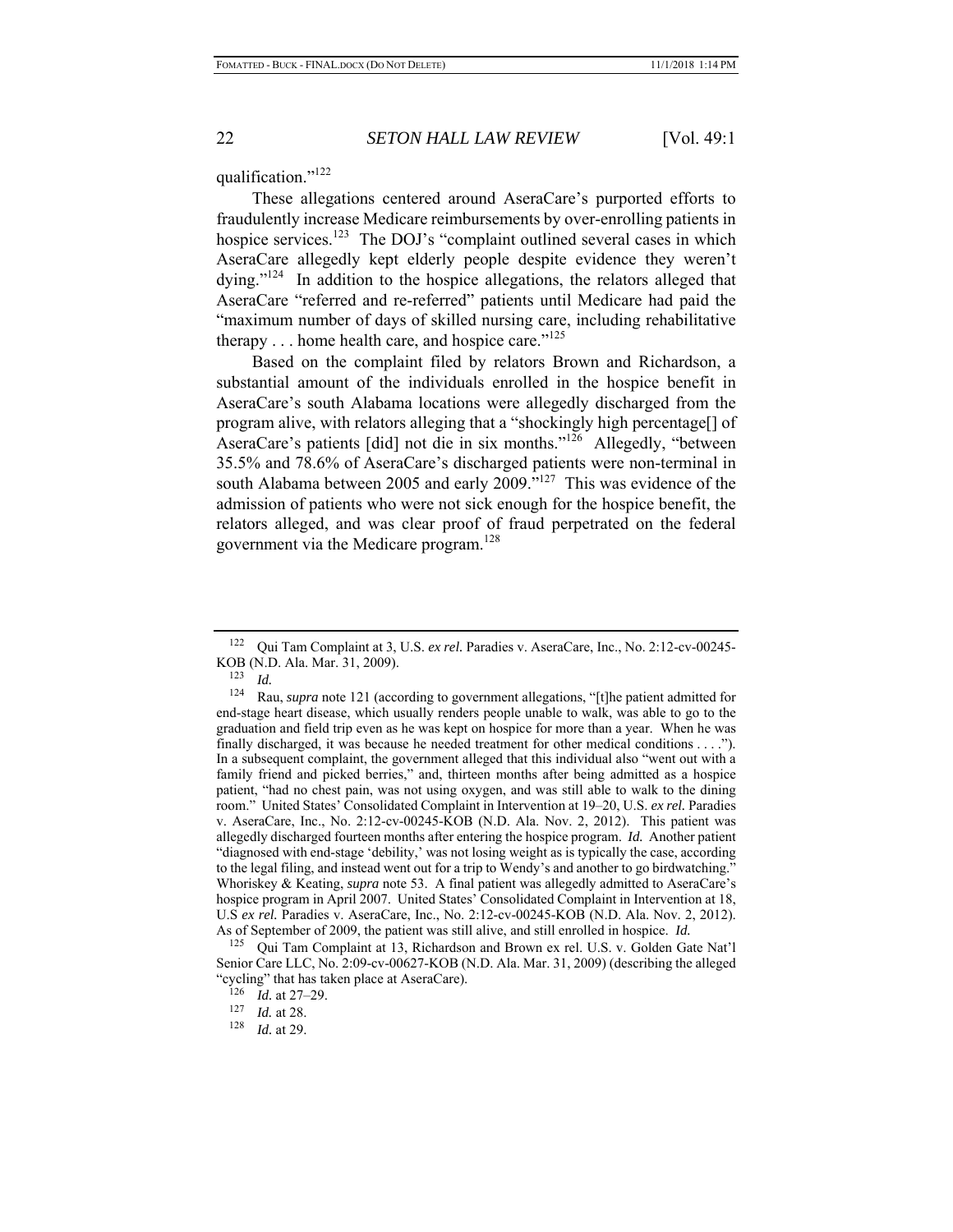qualification."[122]

These allegations centered around AseraCare's purported efforts to fraudulently increase Medicare reimbursements by over-enrolling patients in hospice services.[123] The DOJ's "complaint outlined several cases in which AseraCare allegedly kept elderly people despite evidence they weren't dying."[124] In addition to the hospice allegations, the relators alleged that AseraCare "referred and re-referred" patients until Medicare had paid the "maximum number of days of skilled nursing care, including rehabilitative therapy . . . home health care, and hospice care."[125]

Based on the complaint filed by relators Brown and Richardson, a substantial amount of the individuals enrolled in the hospice benefit in AseraCare's south Alabama locations were allegedly discharged from the program alive, with relators alleging that a "shockingly high percentage[] of AseraCare's patients [did] not die in six months."[126] Allegedly, "between 35.5% and 78.6% of AseraCare's discharged patients were non-terminal in south Alabama between 2005 and early 2009."[127] This was evidence of the admission of patients who were not sick enough for the hospice benefit, the relators alleged, and was clear proof of fraud perpetrated on the federal government via the Medicare program.[128]

---

[122] Qui Tam Complaint at 3, U.S. *ex rel.* Paradies v. AseraCare, Inc., No. 2:12-cv-00245-KOB (N.D. Ala. Mar. 31, 2009).

[123] *Id.*

[124] Rau, *supra* note 121 (according to government allegations, "[t]he patient admitted for end-stage heart disease, which usually renders people unable to walk, was able to go to the graduation and field trip even as he was kept on hospice for more than a year. When he was finally discharged, it was because he needed treatment for other medical conditions . . . ."). In a subsequent complaint, the government alleged that this individual also "went out with a family friend and picked berries," and, thirteen months after being admitted as a hospice patient, "had no chest pain, was not using oxygen, and was still able to walk to the dining room." United States' Consolidated Complaint in Intervention at 19–20, U.S. *ex rel.* Paradies v. AseraCare, Inc., No. 2:12-cv-00245-KOB (N.D. Ala. Nov. 2, 2012). This patient was allegedly discharged fourteen months after entering the hospice program. *Id.* Another patient "diagnosed with end-stage 'debility,' was not losing weight as is typically the case, according to the legal filing, and instead went out for a trip to Wendy's and another to go birdwatching." Whoriskey & Keating, *supra* note 53. A final patient was allegedly admitted to AseraCare's hospice program in April 2007. United States' Consolidated Complaint in Intervention at 18, U.S *ex rel.* Paradies v. AseraCare, Inc., No. 2:12-cv-00245-KOB (N.D. Ala. Nov. 2, 2012). As of September of 2009, the patient was still alive, and still enrolled in hospice. *Id.*

[125] Qui Tam Complaint at 13, Richardson and Brown ex rel. U.S. v. Golden Gate Nat'l Senior Care LLC, No. 2:09-cv-00627-KOB (N.D. Ala. Mar. 31, 2009) (describing the alleged "cycling" that has taken place at AseraCare).

[126] *Id.* at 27–29.

[127] *Id.* at 28.

[128] *Id.* at 29.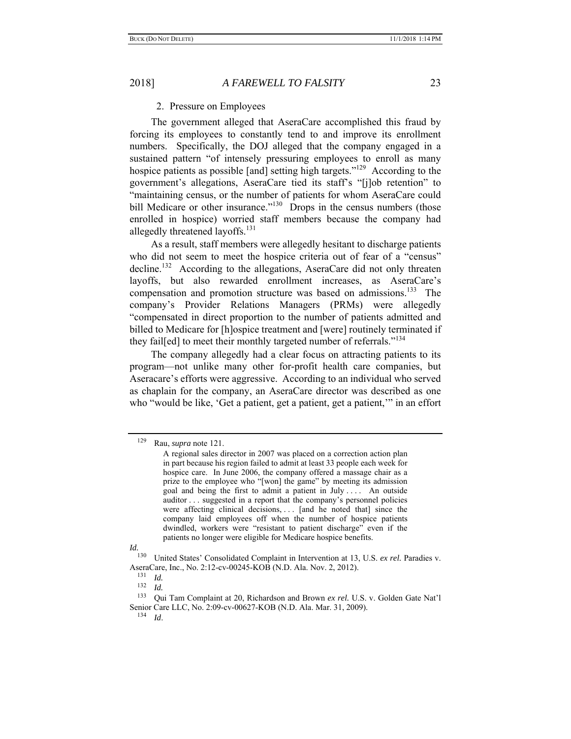### 2. Pressure on Employees

The government alleged that AseraCare accomplished this fraud by forcing its employees to constantly tend to and improve its enrollment numbers. Specifically, the DOJ alleged that the company engaged in a sustained pattern "of intensely pressuring employees to enroll as many hospice patients as possible [and] setting high targets."[129] According to the government's allegations, AseraCare tied its staff's "[j]ob retention" to "maintaining census, or the number of patients for whom AseraCare could bill Medicare or other insurance."[130] Drops in the census numbers (those enrolled in hospice) worried staff members because the company had allegedly threatened layoffs.[131]

As a result, staff members were allegedly hesitant to discharge patients who did not seem to meet the hospice criteria out of fear of a "census" decline.[132] According to the allegations, AseraCare did not only threaten layoffs, but also rewarded enrollment increases, as AseraCare's compensation and promotion structure was based on admissions.[133] The company's Provider Relations Managers (PRMs) were allegedly "compensated in direct proportion to the number of patients admitted and billed to Medicare for [h]ospice treatment and [were] routinely terminated if they fail[ed] to meet their monthly targeted number of referrals."[134]

The company allegedly had a clear focus on attracting patients to its program—not unlike many other for-profit health care companies, but Aseracare's efforts were aggressive. According to an individual who served as chaplain for the company, an AseraCare director was described as one who "would be like, 'Get a patient, get a patient, get a patient,'" in an effort

---

[129] Rau, *supra* note 121.

> A regional sales director in 2007 was placed on a correction action plan in part because his region failed to admit at least 33 people each week for hospice care. In June 2006, the company offered a massage chair as a prize to the employee who "[won] the game" by meeting its admission goal and being the first to admit a patient in July . . . . An outside auditor . . . suggested in a report that the company's personnel policies were affecting clinical decisions, . . . [and he noted that] since the company laid employees off when the number of hospice patients dwindled, workers were "resistant to patient discharge" even if the patients no longer were eligible for Medicare hospice benefits.

*Id.*

[130] United States' Consolidated Complaint in Intervention at 13, U.S. *ex rel.* Paradies v. AseraCare, Inc., No. 2:12-cv-00245-KOB (N.D. Ala. Nov. 2, 2012).

[131] *Id.*

[132] *Id.*

[133] Qui Tam Complaint at 20, Richardson and Brown *ex rel.* U.S. v. Golden Gate Nat'l Senior Care LLC, No. 2:09-cv-00627-KOB (N.D. Ala. Mar. 31, 2009).

[134] *Id*.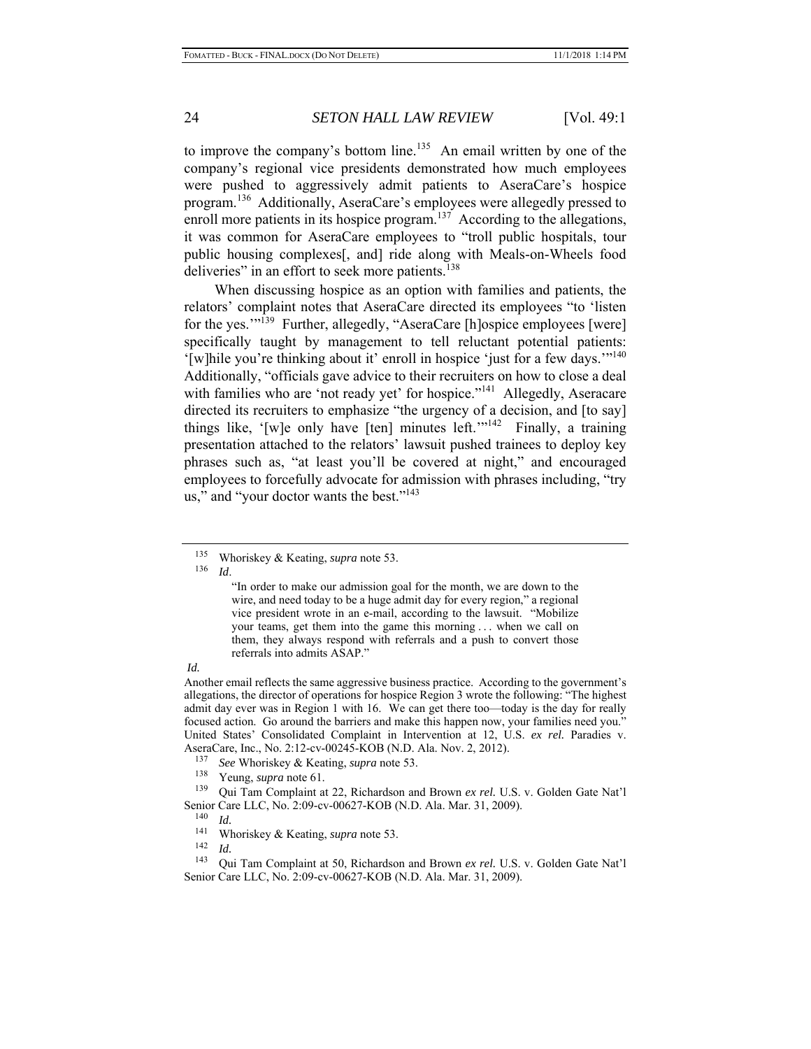to improve the company's bottom line.[135] An email written by one of the company's regional vice presidents demonstrated how much employees were pushed to aggressively admit patients to AseraCare's hospice program.[136] Additionally, AseraCare's employees were allegedly pressed to enroll more patients in its hospice program.[137] According to the allegations, it was common for AseraCare employees to "troll public hospitals, tour public housing complexes[, and] ride along with Meals-on-Wheels food deliveries" in an effort to seek more patients.[138]

When discussing hospice as an option with families and patients, the relators' complaint notes that AseraCare directed its employees "to 'listen for the yes.'"[139] Further, allegedly, "AseraCare [h]ospice employees [were] specifically taught by management to tell reluctant potential patients: '[w]hile you're thinking about it' enroll in hospice 'just for a few days.'"[140] Additionally, "officials gave advice to their recruiters on how to close a deal with families who are 'not ready yet' for hospice."[141] Allegedly, Aseracare directed its recruiters to emphasize "the urgency of a decision, and [to say] things like, '[w]e only have [ten] minutes left.'"[142] Finally, a training presentation attached to the relators' lawsuit pushed trainees to deploy key phrases such as, "at least you'll be covered at night," and encouraged employees to forcefully advocate for admission with phrases including, "try us," and "your doctor wants the best."[143]

---

[135] Whoriskey & Keating, *supra* note 53.

[136] *Id*.

> "In order to make our admission goal for the month, we are down to the wire, and need today to be a huge admit day for every region," a regional vice president wrote in an e-mail, according to the lawsuit. "Mobilize your teams, get them into the game this morning . . . when we call on them, they always respond with referrals and a push to convert those referrals into admits ASAP."

*Id.*

Another email reflects the same aggressive business practice. According to the government's allegations, the director of operations for hospice Region 3 wrote the following: "The highest admit day ever was in Region 1 with 16. We can get there too—today is the day for really focused action. Go around the barriers and make this happen now, your families need you." United States' Consolidated Complaint in Intervention at 12, U.S. *ex rel.* Paradies v. AseraCare, Inc., No. 2:12-cv-00245-KOB (N.D. Ala. Nov. 2, 2012).

[137] *See* Whoriskey & Keating, *supra* note 53.

[138] Yeung, *supra* note 61.

[139] Qui Tam Complaint at 22, Richardson and Brown *ex rel.* U.S. v. Golden Gate Nat'l Senior Care LLC, No. 2:09-cv-00627-KOB (N.D. Ala. Mar. 31, 2009).

[140] *Id.*

[141] Whoriskey & Keating, *supra* note 53.

[142] *Id.*

[143] Qui Tam Complaint at 50, Richardson and Brown *ex rel.* U.S. v. Golden Gate Nat'l Senior Care LLC, No. 2:09-cv-00627-KOB (N.D. Ala. Mar. 31, 2009).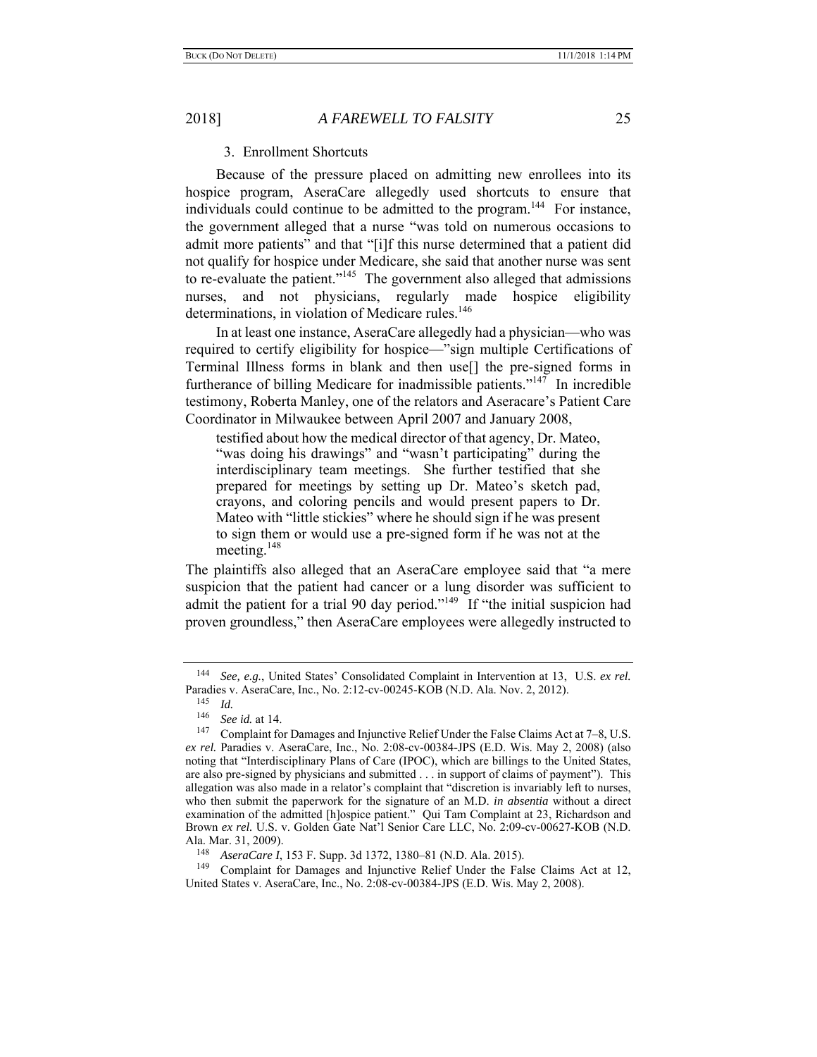### 3. Enrollment Shortcuts

Because of the pressure placed on admitting new enrollees into its hospice program, AseraCare allegedly used shortcuts to ensure that individuals could continue to be admitted to the program.[144] For instance, the government alleged that a nurse "was told on numerous occasions to admit more patients" and that "[i]f this nurse determined that a patient did not qualify for hospice under Medicare, she said that another nurse was sent to re-evaluate the patient."[145] The government also alleged that admissions nurses, and not physicians, regularly made hospice eligibility determinations, in violation of Medicare rules.[146]

In at least one instance, AseraCare allegedly had a physician—who was required to certify eligibility for hospice—"sign multiple Certifications of Terminal Illness forms in blank and then use[] the pre-signed forms in furtherance of billing Medicare for inadmissible patients."[147] In incredible testimony, Roberta Manley, one of the relators and Aseracare's Patient Care Coordinator in Milwaukee between April 2007 and January 2008,

> testified about how the medical director of that agency, Dr. Mateo, "was doing his drawings" and "wasn't participating" during the interdisciplinary team meetings. She further testified that she prepared for meetings by setting up Dr. Mateo's sketch pad, crayons, and coloring pencils and would present papers to Dr. Mateo with "little stickies" where he should sign if he was present to sign them or would use a pre-signed form if he was not at the meeting.[148]

The plaintiffs also alleged that an AseraCare employee said that "a mere suspicion that the patient had cancer or a lung disorder was sufficient to admit the patient for a trial 90 day period."[149] If "the initial suspicion had proven groundless," then AseraCare employees were allegedly instructed to

---

[144] *See, e.g.*, United States' Consolidated Complaint in Intervention at 13, U.S. *ex rel.* Paradies v. AseraCare, Inc., No. 2:12-cv-00245-KOB (N.D. Ala. Nov. 2, 2012).

[145] *Id.*

[146] *See id.* at 14.

[147] Complaint for Damages and Injunctive Relief Under the False Claims Act at 7–8, U.S. *ex rel.* Paradies v. AseraCare, Inc., No. 2:08-cv-00384-JPS (E.D. Wis. May 2, 2008) (also noting that "Interdisciplinary Plans of Care (IPOC), which are billings to the United States, are also pre-signed by physicians and submitted . . . in support of claims of payment"). This allegation was also made in a relator's complaint that "discretion is invariably left to nurses, who then submit the paperwork for the signature of an M.D. *in absentia* without a direct examination of the admitted [h]ospice patient." Qui Tam Complaint at 23, Richardson and Brown *ex rel.* U.S. v. Golden Gate Nat'l Senior Care LLC, No. 2:09-cv-00627-KOB (N.D. Ala. Mar. 31, 2009).

[148] *AseraCare I*, 153 F. Supp. 3d 1372, 1380–81 (N.D. Ala. 2015).

[149] Complaint for Damages and Injunctive Relief Under the False Claims Act at 12, United States v. AseraCare, Inc., No. 2:08-cv-00384-JPS (E.D. Wis. May 2, 2008).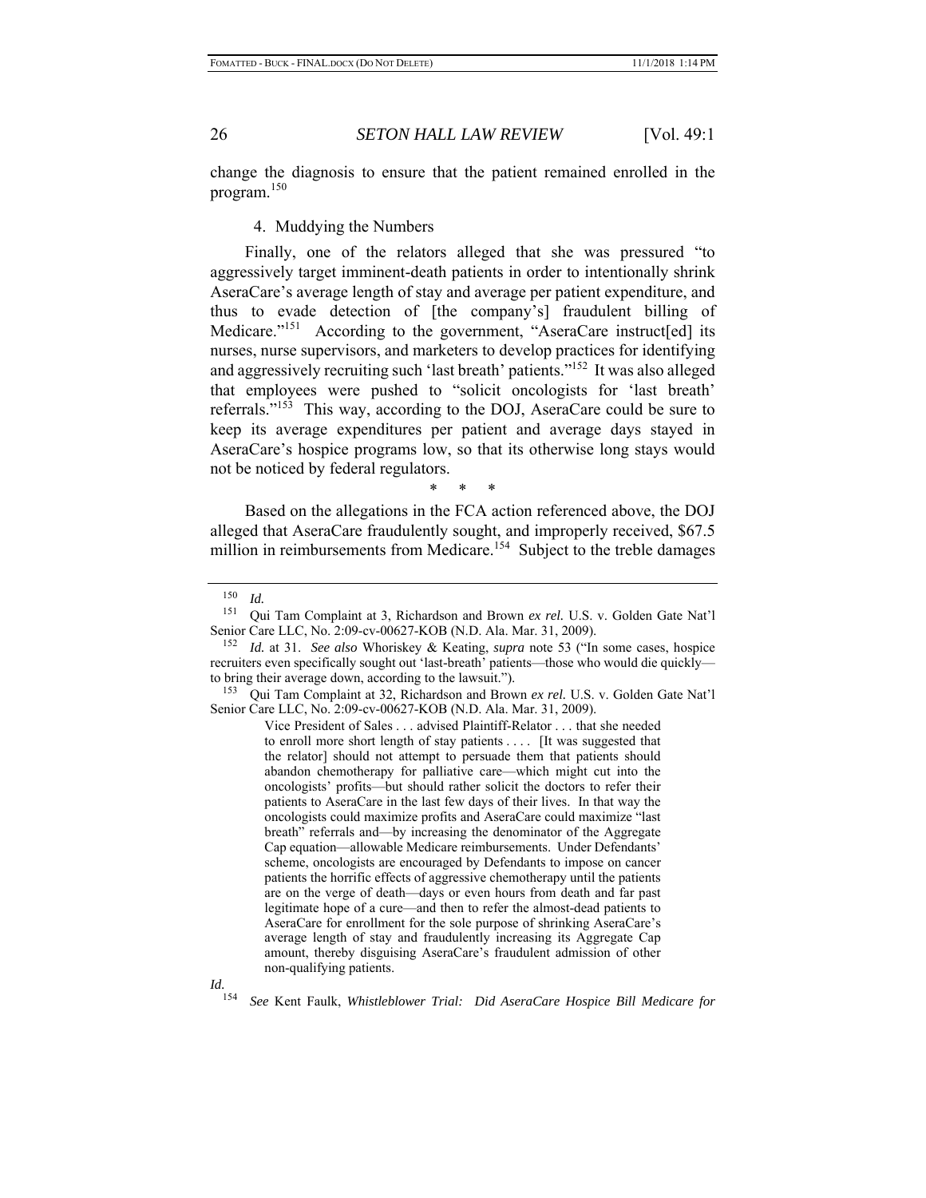change the diagnosis to ensure that the patient remained enrolled in the program.[150]

#### 4. Muddying the Numbers

Finally, one of the relators alleged that she was pressured "to aggressively target imminent-death patients in order to intentionally shrink AseraCare's average length of stay and average per patient expenditure, and thus to evade detection of [the company's] fraudulent billing of Medicare."[151] According to the government, "AseraCare instruct[ed] its nurses, nurse supervisors, and marketers to develop practices for identifying and aggressively recruiting such 'last breath' patients."[152] It was also alleged that employees were pushed to "solicit oncologists for 'last breath' referrals."[153] This way, according to the DOJ, AseraCare could be sure to keep its average expenditures per patient and average days stayed in AseraCare's hospice programs low, so that its otherwise long stays would not be noticed by federal regulators.

\* \* \*

Based on the allegations in the FCA action referenced above, the DOJ alleged that AseraCare fraudulently sought, and improperly received, $67.5 million in reimbursements from Medicare.[154] Subject to the treble damages

---

[150] *Id.*

[151] Qui Tam Complaint at 3, Richardson and Brown *ex rel.* U.S. v. Golden Gate Nat'l Senior Care LLC, No. 2:09-cv-00627-KOB (N.D. Ala. Mar. 31, 2009).

[152] *Id.* at 31. *See also* Whoriskey & Keating, *supra* note 53 ("In some cases, hospice recruiters even specifically sought out 'last-breath' patients—those who would die quickly—to bring their average down, according to the lawsuit.").

[153] Qui Tam Complaint at 32, Richardson and Brown *ex rel.* U.S. v. Golden Gate Nat'l Senior Care LLC, No. 2:09-cv-00627-KOB (N.D. Ala. Mar. 31, 2009).

> Vice President of Sales . . . advised Plaintiff-Relator . . . that she needed to enroll more short length of stay patients . . . . [It was suggested that the relator] should not attempt to persuade them that patients should abandon chemotherapy for palliative care—which might cut into the oncologists' profits—but should rather solicit the doctors to refer their patients to AseraCare in the last few days of their lives. In that way the oncologists could maximize profits and AseraCare could maximize "last breath" referrals and—by increasing the denominator of the Aggregate Cap equation—allowable Medicare reimbursements. Under Defendants' scheme, oncologists are encouraged by Defendants to impose on cancer patients the horrific effects of aggressive chemotherapy until the patients are on the verge of death—days or even hours from death and far past legitimate hope of a cure—and then to refer the almost-dead patients to AseraCare for enrollment for the sole purpose of shrinking AseraCare's average length of stay and fraudulently increasing its Aggregate Cap amount, thereby disguising AseraCare's fraudulent admission of other non-qualifying patients.

*Id.*

[154] *See* Kent Faulk, *Whistleblower Trial: Did AseraCare Hospice Bill Medicare for*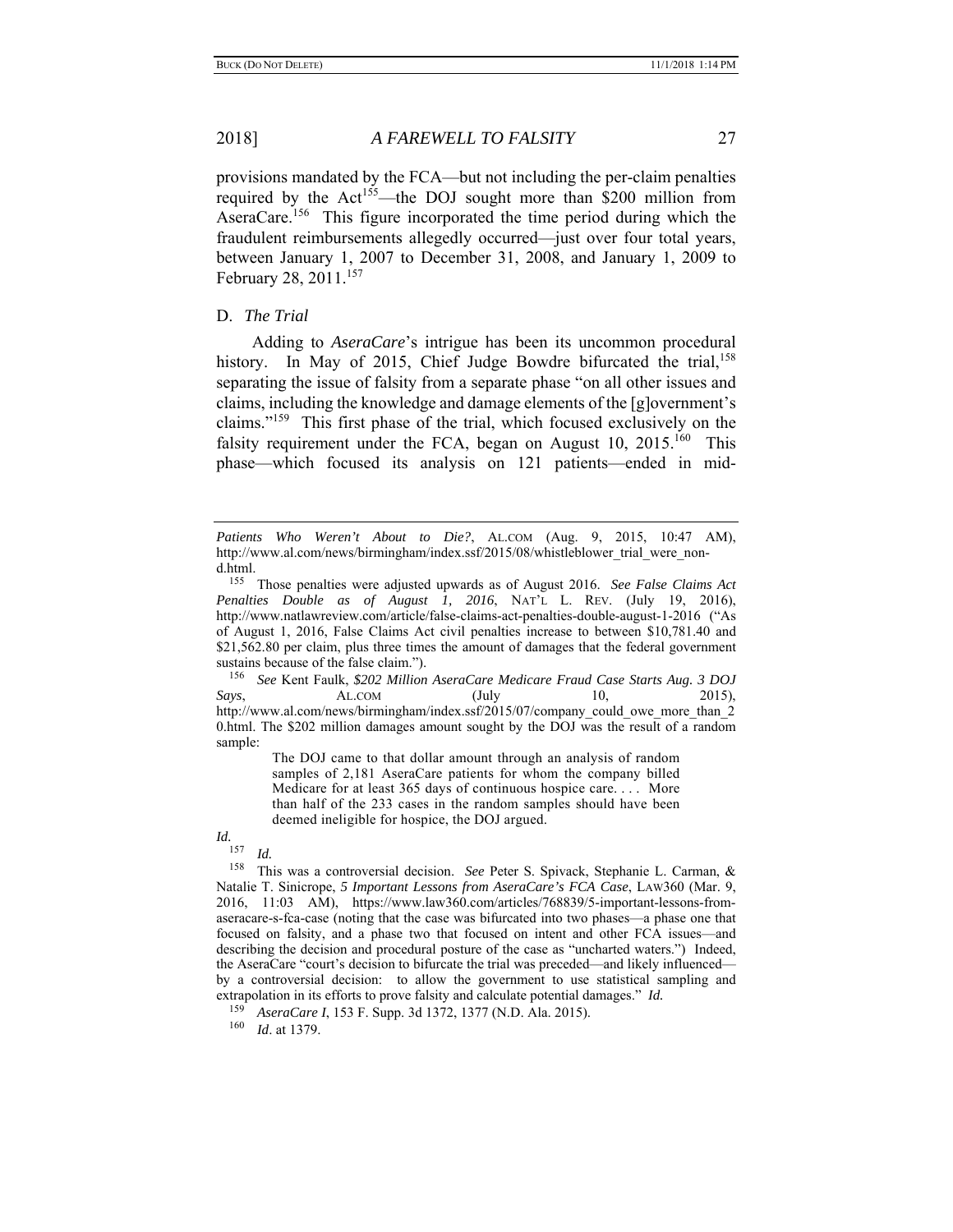provisions mandated by the FCA—but not including the per-claim penalties required by the Act[155]—the DOJ sought more than $200 million from AseraCare.[156] This figure incorporated the time period during which the fraudulent reimbursements allegedly occurred—just over four total years, between January 1, 2007 to December 31, 2008, and January 1, 2009 to February 28, 2011.[157]

D. *The Trial*

Adding to *AseraCare*'s intrigue has been its uncommon procedural history. In May of 2015, Chief Judge Bowdre bifurcated the trial,[158] separating the issue of falsity from a separate phase "on all other issues and claims, including the knowledge and damage elements of the [g]overnment's claims."[159] This first phase of the trial, which focused exclusively on the falsity requirement under the FCA, began on August 10, 2015.[160] This phase—which focused its analysis on 121 patients—ended in mid-

---

*Patients Who Weren't About to Die?*, AL.COM (Aug. 9, 2015, 10:47 AM), http://www.al.com/news/birmingham/index.ssf/2015/08/whistleblower_trial_were_non-d.html.

[155] Those penalties were adjusted upwards as of August 2016. *See False Claims Act Penalties Double as of August 1, 2016*, NAT'L L. REV. (July 19, 2016), http://www.natlawreview.com/article/false-claims-act-penalties-double-august-1-2016 ("As of August 1, 2016, False Claims Act civil penalties increase to between $10,781.40 and $21,562.80 per claim, plus three times the amount of damages that the federal government sustains because of the false claim.").

[156] *See* Kent Faulk, *$202 Million AseraCare Medicare Fraud Case Starts Aug. 3 DOJ Says*, AL.COM (July 10, 2015), http://www.al.com/news/birmingham/index.ssf/2015/07/company_could_owe_more_than_20.html. The $202 million damages amount sought by the DOJ was the result of a random sample:

> The DOJ came to that dollar amount through an analysis of random samples of 2,181 AseraCare patients for whom the company billed Medicare for at least 365 days of continuous hospice care. . . . More than half of the 233 cases in the random samples should have been deemed ineligible for hospice, the DOJ argued.

*Id.*

[157] *Id.*

[158] This was a controversial decision. *See* Peter S. Spivack, Stephanie L. Carman, & Natalie T. Sinicrope, *5 Important Lessons from AseraCare's FCA Case*, LAW360 (Mar. 9, 2016, 11:03 AM), https://www.law360.com/articles/768839/5-important-lessons-from-aseracare-s-fca-case (noting that the case was bifurcated into two phases—a phase one that focused on falsity, and a phase two that focused on intent and other FCA issues—and describing the decision and procedural posture of the case as "uncharted waters.") Indeed, the AseraCare "court's decision to bifurcate the trial was preceded—and likely influenced—by a controversial decision: to allow the government to use statistical sampling and extrapolation in its efforts to prove falsity and calculate potential damages." *Id.*

[159] *AseraCare I*, 153 F. Supp. 3d 1372, 1377 (N.D. Ala. 2015).

[160] *Id*. at 1379.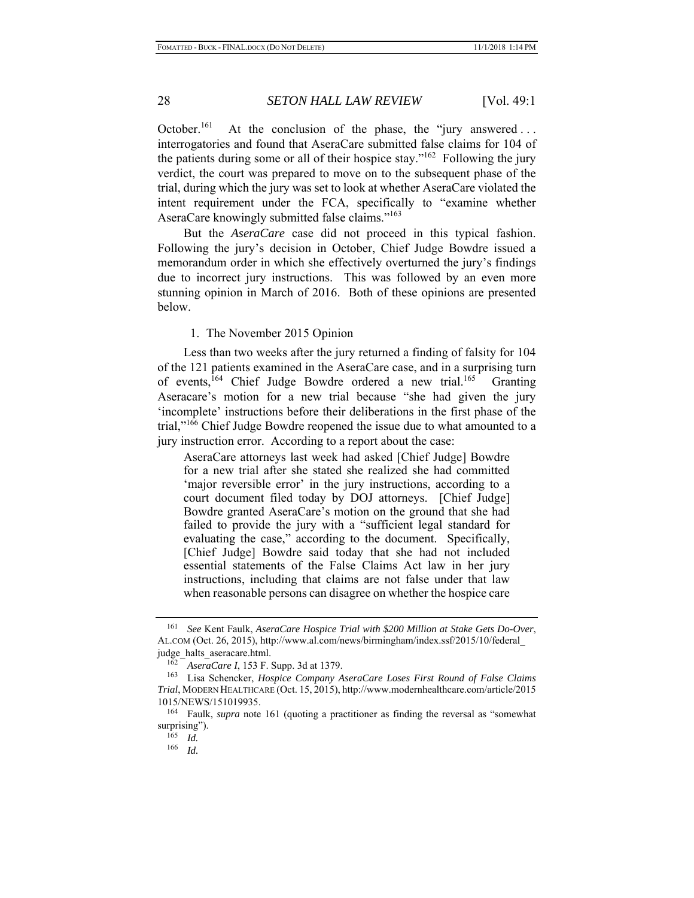October.[161] At the conclusion of the phase, the "jury answered . . . interrogatories and found that AseraCare submitted false claims for 104 of the patients during some or all of their hospice stay."[162] Following the jury verdict, the court was prepared to move on to the subsequent phase of the trial, during which the jury was set to look at whether AseraCare violated the intent requirement under the FCA, specifically to "examine whether AseraCare knowingly submitted false claims."[163]

But the *AseraCare* case did not proceed in this typical fashion. Following the jury's decision in October, Chief Judge Bowdre issued a memorandum order in which she effectively overturned the jury's findings due to incorrect jury instructions. This was followed by an even more stunning opinion in March of 2016. Both of these opinions are presented below.

### 1. The November 2015 Opinion

Less than two weeks after the jury returned a finding of falsity for 104 of the 121 patients examined in the AseraCare case, and in a surprising turn of events,[164] Chief Judge Bowdre ordered a new trial.[165] Granting Aseracare's motion for a new trial because "she had given the jury 'incomplete' instructions before their deliberations in the first phase of the trial,"[166] Chief Judge Bowdre reopened the issue due to what amounted to a jury instruction error. According to a report about the case:

> AseraCare attorneys last week had asked [Chief Judge] Bowdre for a new trial after she stated she realized she had committed 'major reversible error' in the jury instructions, according to a court document filed today by DOJ attorneys. [Chief Judge] Bowdre granted AseraCare's motion on the ground that she had failed to provide the jury with a "sufficient legal standard for evaluating the case," according to the document. Specifically, [Chief Judge] Bowdre said today that she had not included essential statements of the False Claims Act law in her jury instructions, including that claims are not false under that law when reasonable persons can disagree on whether the hospice care

---

[161] *See* Kent Faulk, *AseraCare Hospice Trial with $200 Million at Stake Gets Do-Over*, AL.COM (Oct. 26, 2015), http://www.al.com/news/birmingham/index.ssf/2015/10/federal_judge_halts_aseracare.html.

[162] *AseraCare I*, 153 F. Supp. 3d at 1379.

[163] Lisa Schencker, *Hospice Company AseraCare Loses First Round of False Claims Trial*, MODERN HEALTHCARE (Oct. 15, 2015), http://www.modernhealthcare.com/article/20151015/NEWS/151019935.

[164] Faulk, *supra* note 161 (quoting a practitioner as finding the reversal as "somewhat surprising").

[165] *Id.*

[166] *Id.*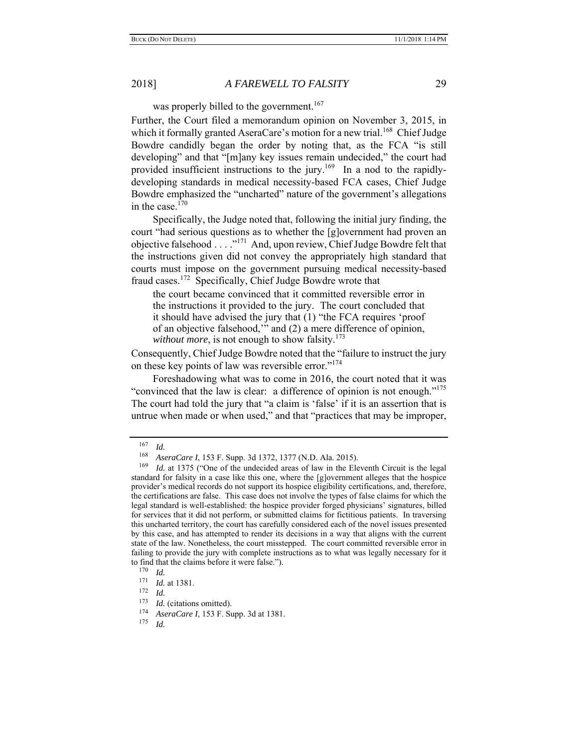was properly billed to the government.[167]

Further, the Court filed a memorandum opinion on November 3, 2015, in which it formally granted AseraCare's motion for a new trial.[168] Chief Judge Bowdre candidly began the order by noting that, as the FCA "is still developing" and that "[m]any key issues remain undecided," the court had provided insufficient instructions to the jury.[169] In a nod to the rapidly-developing standards in medical necessity-based FCA cases, Chief Judge Bowdre emphasized the "uncharted" nature of the government's allegations in the case.[170]

Specifically, the Judge noted that, following the initial jury finding, the court "had serious questions as to whether the [g]overnment had proven an objective falsehood . . . ."[171] And, upon review, Chief Judge Bowdre felt that the instructions given did not convey the appropriately high standard that courts must impose on the government pursuing medical necessity-based fraud cases.[172] Specifically, Chief Judge Bowdre wrote that

> the court became convinced that it committed reversible error in the instructions it provided to the jury. The court concluded that it should have advised the jury that (1) "the FCA requires 'proof of an objective falsehood,'" and (2) a mere difference of opinion, *without more*, is not enough to show falsity.[173]

Consequently, Chief Judge Bowdre noted that the "failure to instruct the jury on these key points of law was reversible error."[174]

Foreshadowing what was to come in 2016, the court noted that it was "convinced that the law is clear: a difference of opinion is not enough."[175] The court had told the jury that "a claim is 'false' if it is an assertion that is untrue when made or when used," and that "practices that may be improper,

---

[167] *Id.*

[168] *AseraCare I*, 153 F. Supp. 3d 1372, 1377 (N.D. Ala. 2015).

[169] *Id.* at 1375 ("One of the undecided areas of law in the Eleventh Circuit is the legal standard for falsity in a case like this one, where the [g]overnment alleges that the hospice provider's medical records do not support its hospice eligibility certifications, and, therefore, the certifications are false. This case does not involve the types of false claims for which the legal standard is well-established: the hospice provider forged physicians' signatures, billed for services that it did not perform, or submitted claims for fictitious patients. In traversing this uncharted territory, the court has carefully considered each of the novel issues presented by this case, and has attempted to render its decisions in a way that aligns with the current state of the law. Nonetheless, the court misstepped. The court committed reversible error in failing to provide the jury with complete instructions as to what was legally necessary for it to find that the claims before it were false.").

[170] *Id.*

[171] *Id.* at 1381.

[172] *Id.*

[173] *Id.* (citations omitted).

[174] *AseraCare I*, 153 F. Supp. 3d at 1381.

[175] *Id.*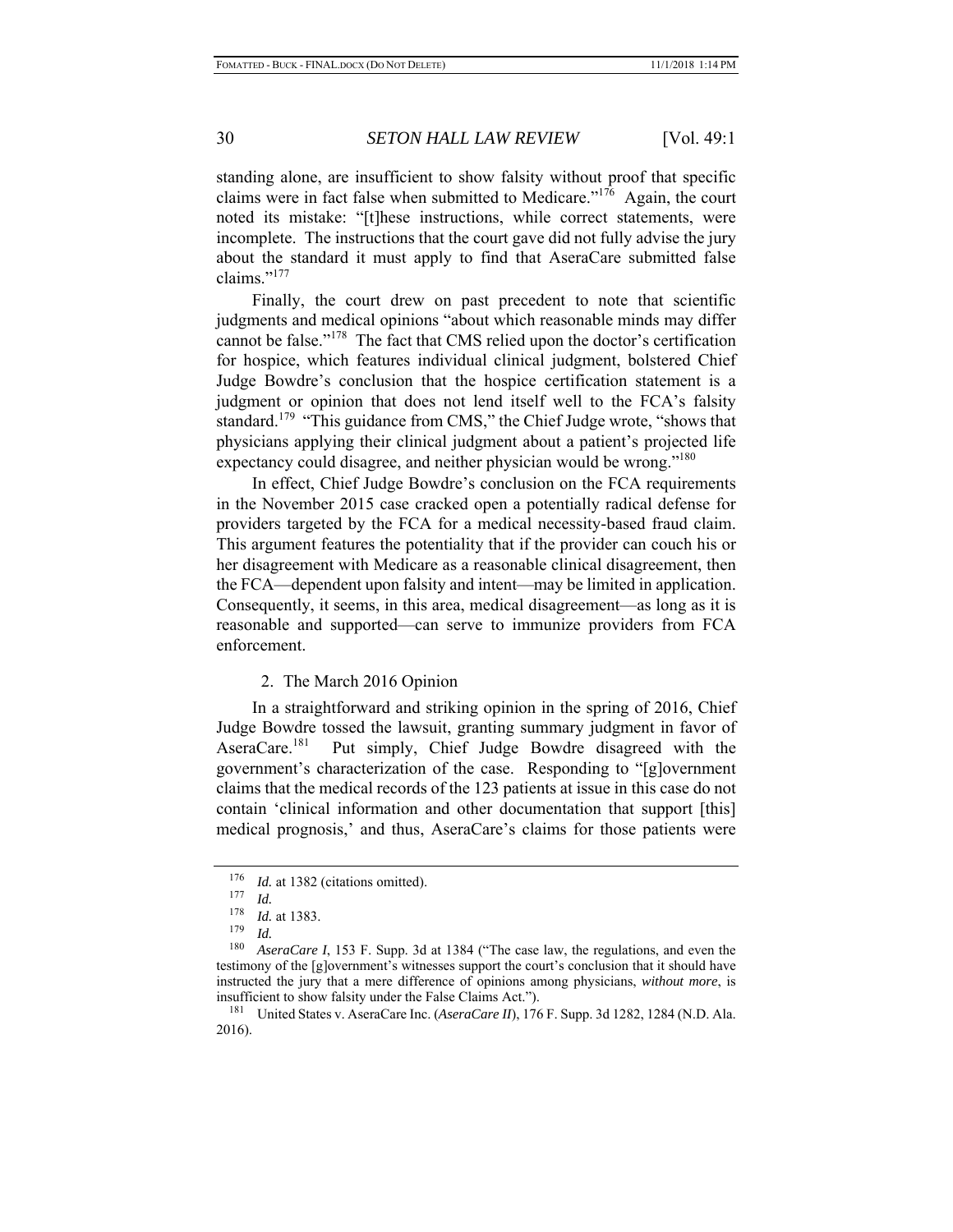standing alone, are insufficient to show falsity without proof that specific claims were in fact false when submitted to Medicare."[176] Again, the court noted its mistake: "[t]hese instructions, while correct statements, were incomplete. The instructions that the court gave did not fully advise the jury about the standard it must apply to find that AseraCare submitted false claims."[177]

Finally, the court drew on past precedent to note that scientific judgments and medical opinions "about which reasonable minds may differ cannot be false."[178] The fact that CMS relied upon the doctor's certification for hospice, which features individual clinical judgment, bolstered Chief Judge Bowdre's conclusion that the hospice certification statement is a judgment or opinion that does not lend itself well to the FCA's falsity standard.[179] "This guidance from CMS," the Chief Judge wrote, "shows that physicians applying their clinical judgment about a patient's projected life expectancy could disagree, and neither physician would be wrong."[180]

In effect, Chief Judge Bowdre's conclusion on the FCA requirements in the November 2015 case cracked open a potentially radical defense for providers targeted by the FCA for a medical necessity-based fraud claim. This argument features the potentiality that if the provider can couch his or her disagreement with Medicare as a reasonable clinical disagreement, then the FCA—dependent upon falsity and intent—may be limited in application. Consequently, it seems, in this area, medical disagreement—as long as it is reasonable and supported—can serve to immunize providers from FCA enforcement.

### 2. The March 2016 Opinion

In a straightforward and striking opinion in the spring of 2016, Chief Judge Bowdre tossed the lawsuit, granting summary judgment in favor of AseraCare.[181] Put simply, Chief Judge Bowdre disagreed with the government's characterization of the case. Responding to "[g]overnment claims that the medical records of the 123 patients at issue in this case do not contain 'clinical information and other documentation that support [this] medical prognosis,' and thus, AseraCare's claims for those patients were

---

[176] *Id.* at 1382 (citations omitted).

[177] *Id.*

[178] *Id.* at 1383.

[179] *Id.*

[180] *AseraCare I*, 153 F. Supp. 3d at 1384 ("The case law, the regulations, and even the testimony of the [g]overnment's witnesses support the court's conclusion that it should have instructed the jury that a mere difference of opinions among physicians, *without more*, is insufficient to show falsity under the False Claims Act.").

[181] United States v. AseraCare Inc. (*AseraCare II*), 176 F. Supp. 3d 1282, 1284 (N.D. Ala. 2016).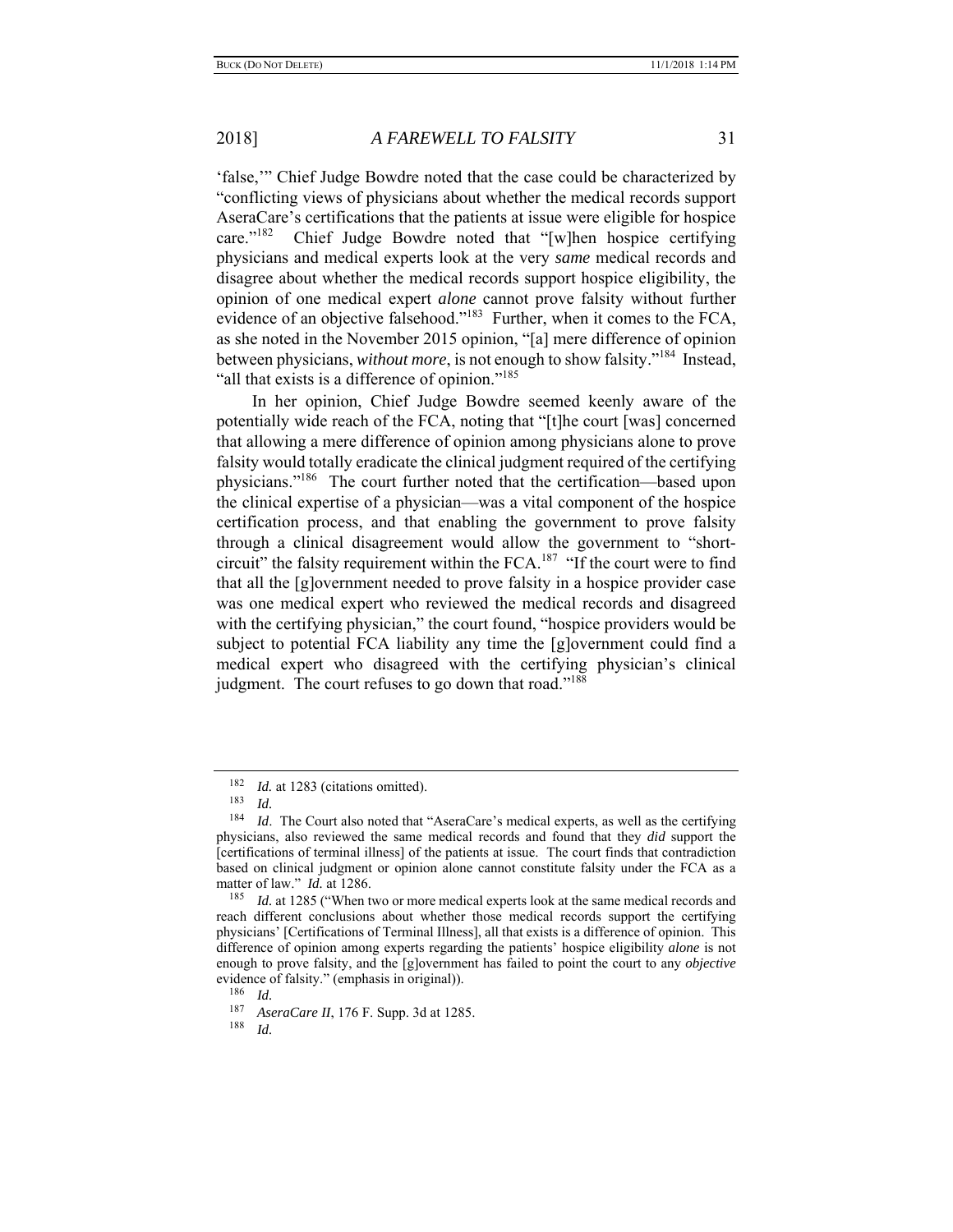'false,'" Chief Judge Bowdre noted that the case could be characterized by "conflicting views of physicians about whether the medical records support AseraCare's certifications that the patients at issue were eligible for hospice care."[182] Chief Judge Bowdre noted that "[w]hen hospice certifying physicians and medical experts look at the very *same* medical records and disagree about whether the medical records support hospice eligibility, the opinion of one medical expert *alone* cannot prove falsity without further evidence of an objective falsehood."[183] Further, when it comes to the FCA, as she noted in the November 2015 opinion, "[a] mere difference of opinion between physicians, *without more*, is not enough to show falsity."[184] Instead, "all that exists is a difference of opinion."[185]

In her opinion, Chief Judge Bowdre seemed keenly aware of the potentially wide reach of the FCA, noting that "[t]he court [was] concerned that allowing a mere difference of opinion among physicians alone to prove falsity would totally eradicate the clinical judgment required of the certifying physicians."[186] The court further noted that the certification—based upon the clinical expertise of a physician—was a vital component of the hospice certification process, and that enabling the government to prove falsity through a clinical disagreement would allow the government to "short-circuit" the falsity requirement within the FCA.[187] "If the court were to find that all the [g]overnment needed to prove falsity in a hospice provider case was one medical expert who reviewed the medical records and disagreed with the certifying physician," the court found, "hospice providers would be subject to potential FCA liability any time the [g]overnment could find a medical expert who disagreed with the certifying physician's clinical judgment. The court refuses to go down that road."[188]

---

[182] *Id.* at 1283 (citations omitted).

[183] *Id.*

[184] *Id*. The Court also noted that "AseraCare's medical experts, as well as the certifying physicians, also reviewed the same medical records and found that they *did* support the [certifications of terminal illness] of the patients at issue. The court finds that contradiction based on clinical judgment or opinion alone cannot constitute falsity under the FCA as a matter of law." *Id.* at 1286.

[185] *Id.* at 1285 ("When two or more medical experts look at the same medical records and reach different conclusions about whether those medical records support the certifying physicians' [Certifications of Terminal Illness], all that exists is a difference of opinion. This difference of opinion among experts regarding the patients' hospice eligibility *alone* is not enough to prove falsity, and the [g]overnment has failed to point the court to any *objective* evidence of falsity." (emphasis in original)).

[186] *Id.*

[187] *AseraCare II*, 176 F. Supp. 3d at 1285.

[188] *Id.*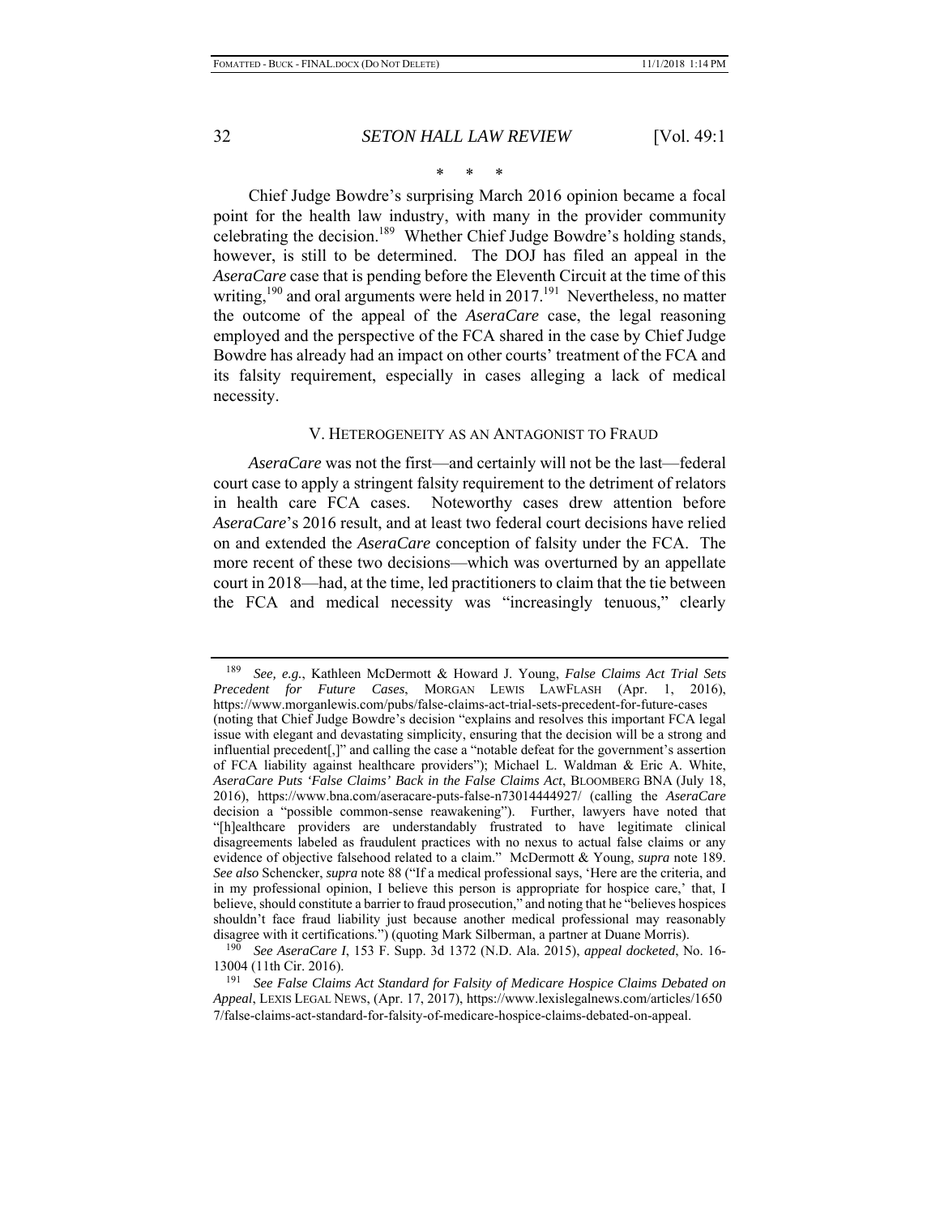\* \* \*

Chief Judge Bowdre's surprising March 2016 opinion became a focal point for the health law industry, with many in the provider community celebrating the decision.[189] Whether Chief Judge Bowdre's holding stands, however, is still to be determined. The DOJ has filed an appeal in the *AseraCare* case that is pending before the Eleventh Circuit at the time of this writing,[190] and oral arguments were held in 2017.[191] Nevertheless, no matter the outcome of the appeal of the *AseraCare* case, the legal reasoning employed and the perspective of the FCA shared in the case by Chief Judge Bowdre has already had an impact on other courts' treatment of the FCA and its falsity requirement, especially in cases alleging a lack of medical necessity.

## V. HETEROGENEITY AS AN ANTAGONIST TO FRAUD

*AseraCare* was not the first—and certainly will not be the last—federal court case to apply a stringent falsity requirement to the detriment of relators in health care FCA cases. Noteworthy cases drew attention before *AseraCare*'s 2016 result, and at least two federal court decisions have relied on and extended the *AseraCare* conception of falsity under the FCA. The more recent of these two decisions—which was overturned by an appellate court in 2018—had, at the time, led practitioners to claim that the tie between the FCA and medical necessity was "increasingly tenuous," clearly

---

[189] *See, e.g.*, Kathleen McDermott & Howard J. Young, *False Claims Act Trial Sets Precedent for Future Cases*, MORGAN LEWIS LAWFLASH (Apr. 1, 2016), https://www.morganlewis.com/pubs/false-claims-act-trial-sets-precedent-for-future-cases (noting that Chief Judge Bowdre's decision "explains and resolves this important FCA legal issue with elegant and devastating simplicity, ensuring that the decision will be a strong and influential precedent[,]" and calling the case a "notable defeat for the government's assertion of FCA liability against healthcare providers"); Michael L. Waldman & Eric A. White, *AseraCare Puts 'False Claims' Back in the False Claims Act*, BLOOMBERG BNA (July 18, 2016), https://www.bna.com/aseracare-puts-false-n73014444927/ (calling the *AseraCare* decision a "possible common-sense reawakening"). Further, lawyers have noted that "[h]ealthcare providers are understandably frustrated to have legitimate clinical disagreements labeled as fraudulent practices with no nexus to actual false claims or any evidence of objective falsehood related to a claim." McDermott & Young, *supra* note 189. *See also* Schencker, *supra* note 88 ("If a medical professional says, 'Here are the criteria, and in my professional opinion, I believe this person is appropriate for hospice care,' that, I believe, should constitute a barrier to fraud prosecution," and noting that he "believes hospices shouldn't face fraud liability just because another medical professional may reasonably disagree with it certifications.") (quoting Mark Silberman, a partner at Duane Morris).

[190] *See AseraCare I*, 153 F. Supp. 3d 1372 (N.D. Ala. 2015), *appeal docketed*, No. 16-13004 (11th Cir. 2016).

[191] *See False Claims Act Standard for Falsity of Medicare Hospice Claims Debated on Appeal*, LEXIS LEGAL NEWS, (Apr. 17, 2017), https://www.lexislegalnews.com/articles/16507/false-claims-act-standard-for-falsity-of-medicare-hospice-claims-debated-on-appeal.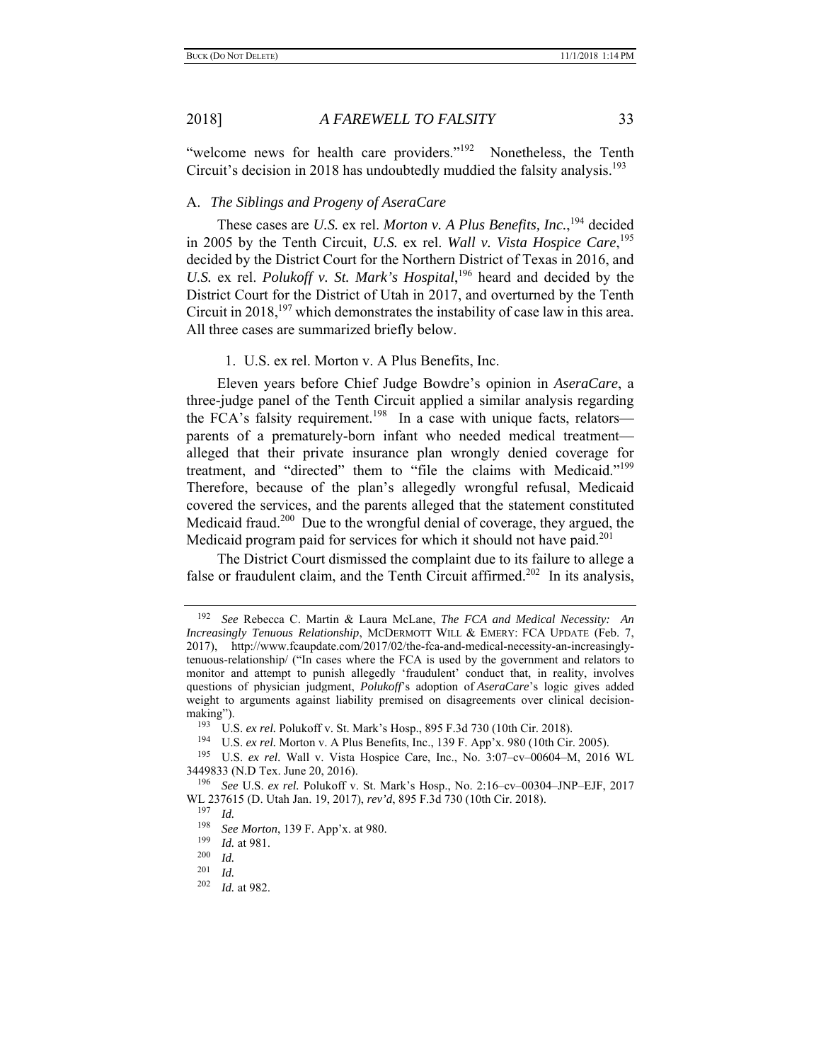"welcome news for health care providers."[192] Nonetheless, the Tenth Circuit's decision in 2018 has undoubtedly muddied the falsity analysis.[193]

### A. *The Siblings and Progeny of AseraCare*

These cases are *U.S.* ex rel. *Morton v. A Plus Benefits, Inc.*,[194] decided in 2005 by the Tenth Circuit, *U.S.* ex rel. *Wall v. Vista Hospice Care*,[195] decided by the District Court for the Northern District of Texas in 2016, and *U.S.* ex rel. *Polukoff v. St. Mark's Hospital*,[196] heard and decided by the District Court for the District of Utah in 2017, and overturned by the Tenth Circuit in 2018,[197] which demonstrates the instability of case law in this area. All three cases are summarized briefly below.

#### 1. U.S. ex rel. Morton v. A Plus Benefits, Inc.

Eleven years before Chief Judge Bowdre's opinion in *AseraCare*, a three-judge panel of the Tenth Circuit applied a similar analysis regarding the FCA's falsity requirement.[198] In a case with unique facts, relators—parents of a prematurely-born infant who needed medical treatment—alleged that their private insurance plan wrongly denied coverage for treatment, and "directed" them to "file the claims with Medicaid."[199] Therefore, because of the plan's allegedly wrongful refusal, Medicaid covered the services, and the parents alleged that the statement constituted Medicaid fraud.[200] Due to the wrongful denial of coverage, they argued, the Medicaid program paid for services for which it should not have paid.[201]

The District Court dismissed the complaint due to its failure to allege a false or fraudulent claim, and the Tenth Circuit affirmed.[202] In its analysis,

---

[192] *See* Rebecca C. Martin & Laura McLane, *The FCA and Medical Necessity: An Increasingly Tenuous Relationship*, MCDERMOTT WILL & EMERY: FCA UPDATE (Feb. 7, 2017), http://www.fcaupdate.com/2017/02/the-fca-and-medical-necessity-an-increasingly-tenuous-relationship/ ("In cases where the FCA is used by the government and relators to monitor and attempt to punish allegedly 'fraudulent' conduct that, in reality, involves questions of physician judgment, *Polukoff*'s adoption of *AseraCare*'s logic gives added weight to arguments against liability premised on disagreements over clinical decision-making").

[193] U.S. *ex rel.* Polukoff v. St. Mark's Hosp., 895 F.3d 730 (10th Cir. 2018).

[194] U.S. *ex rel.* Morton v. A Plus Benefits, Inc., 139 F. App'x. 980 (10th Cir. 2005).

[195] U.S. *ex rel.* Wall v. Vista Hospice Care, Inc., No. 3:07–cv–00604–M, 2016 WL 3449833 (N.D Tex. June 20, 2016).

[196] *See* U.S. *ex rel.* Polukoff v. St. Mark's Hosp., No. 2:16–cv–00304–JNP–EJF, 2017 WL 237615 (D. Utah Jan. 19, 2017), *rev'd*, 895 F.3d 730 (10th Cir. 2018).

[197] *Id.*

[198] *See Morton*, 139 F. App'x. at 980.

[199] *Id.* at 981.

[200] *Id.*

[201] *Id.*

[202] *Id.* at 982.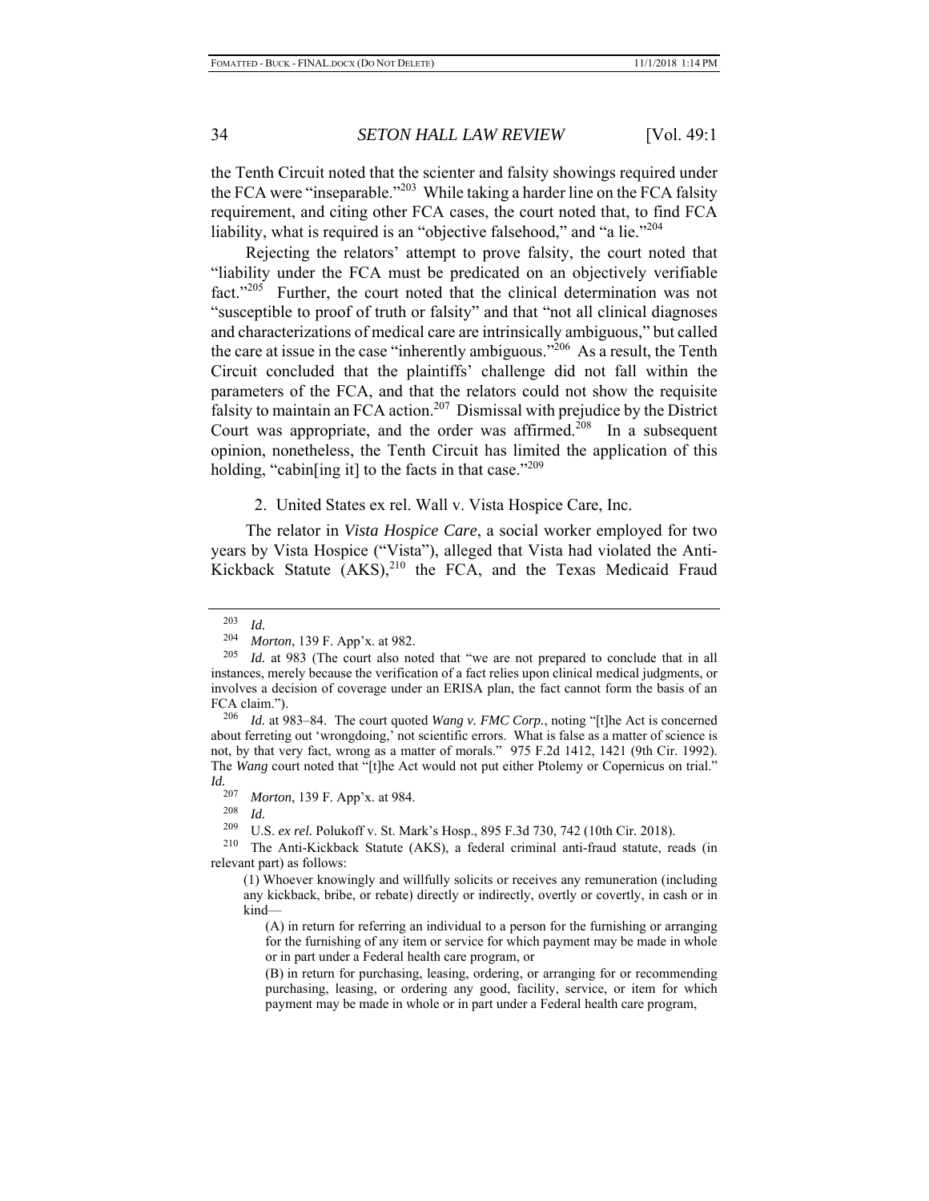the Tenth Circuit noted that the scienter and falsity showings required under the FCA were "inseparable."[203] While taking a harder line on the FCA falsity requirement, and citing other FCA cases, the court noted that, to find FCA liability, what is required is an "objective falsehood," and "a lie."[204]

Rejecting the relators' attempt to prove falsity, the court noted that "liability under the FCA must be predicated on an objectively verifiable fact."[205] Further, the court noted that the clinical determination was not "susceptible to proof of truth or falsity" and that "not all clinical diagnoses and characterizations of medical care are intrinsically ambiguous," but called the care at issue in the case "inherently ambiguous."[206] As a result, the Tenth Circuit concluded that the plaintiffs' challenge did not fall within the parameters of the FCA, and that the relators could not show the requisite falsity to maintain an FCA action.[207] Dismissal with prejudice by the District Court was appropriate, and the order was affirmed.[208] In a subsequent opinion, nonetheless, the Tenth Circuit has limited the application of this holding, "cabin[ing it] to the facts in that case."[209]

2. United States ex rel. Wall v. Vista Hospice Care, Inc.

The relator in *Vista Hospice Care*, a social worker employed for two years by Vista Hospice ("Vista"), alleged that Vista had violated the Anti-Kickback Statute (AKS),[210] the FCA, and the Texas Medicaid Fraud

---

[203] *Id.*

[204] *Morton*, 139 F. App'x. at 982.

[205] *Id.* at 983 (The court also noted that "we are not prepared to conclude that in all instances, merely because the verification of a fact relies upon clinical medical judgments, or involves a decision of coverage under an ERISA plan, the fact cannot form the basis of an FCA claim.").

[206] *Id.* at 983–84. The court quoted *Wang v. FMC Corp.*, noting "[t]he Act is concerned about ferreting out 'wrongdoing,' not scientific errors. What is false as a matter of science is not, by that very fact, wrong as a matter of morals." 975 F.2d 1412, 1421 (9th Cir. 1992). The *Wang* court noted that "[t]he Act would not put either Ptolemy or Copernicus on trial." *Id.*

[207] *Morton*, 139 F. App'x. at 984.

[208] *Id.*

[209] U.S. *ex rel.* Polukoff v. St. Mark's Hosp., 895 F.3d 730, 742 (10th Cir. 2018).

[210] The Anti-Kickback Statute (AKS), a federal criminal anti-fraud statute, reads (in relevant part) as follows:

> (1) Whoever knowingly and willfully solicits or receives any remuneration (including any kickback, bribe, or rebate) directly or indirectly, overtly or covertly, in cash or in kind—
>
> (A) in return for referring an individual to a person for the furnishing or arranging for the furnishing of any item or service for which payment may be made in whole or in part under a Federal health care program, or
>
> (B) in return for purchasing, leasing, ordering, or arranging for or recommending purchasing, leasing, or ordering any good, facility, service, or item for which payment may be made in whole or in part under a Federal health care program,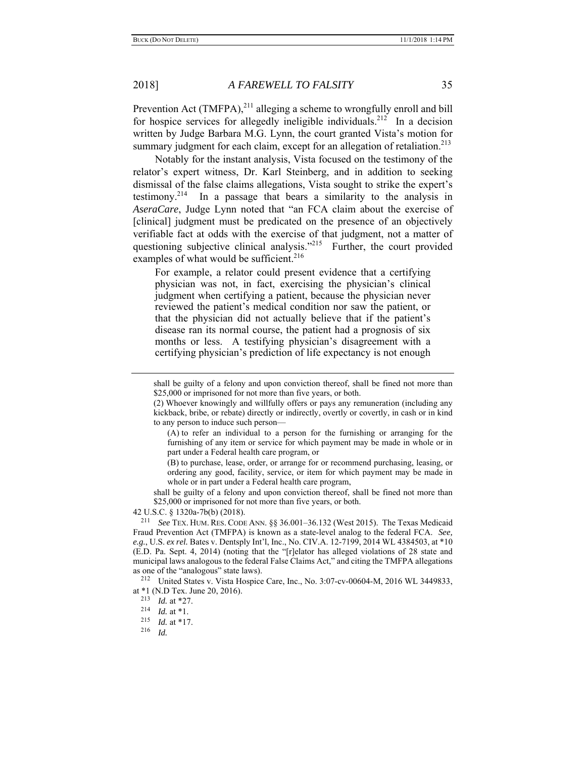Prevention Act (TMFPA),[211] alleging a scheme to wrongfully enroll and bill for hospice services for allegedly ineligible individuals.[212] In a decision written by Judge Barbara M.G. Lynn, the court granted Vista's motion for summary judgment for each claim, except for an allegation of retaliation.[213]

Notably for the instant analysis, Vista focused on the testimony of the relator's expert witness, Dr. Karl Steinberg, and in addition to seeking dismissal of the false claims allegations, Vista sought to strike the expert's testimony.[214] In a passage that bears a similarity to the analysis in *AseraCare*, Judge Lynn noted that "an FCA claim about the exercise of [clinical] judgment must be predicated on the presence of an objectively verifiable fact at odds with the exercise of that judgment, not a matter of questioning subjective clinical analysis."[215] Further, the court provided examples of what would be sufficient.[216]

> For example, a relator could present evidence that a certifying physician was not, in fact, exercising the physician's clinical judgment when certifying a patient, because the physician never reviewed the patient's medical condition nor saw the patient, or that the physician did not actually believe that if the patient's disease ran its normal course, the patient had a prognosis of six months or less. A testifying physician's disagreement with a certifying physician's prediction of life expectancy is not enough

---

> shall be guilty of a felony and upon conviction thereof, shall be fined not more than $25,000 or imprisoned for not more than five years, or both.
>
> (2) Whoever knowingly and willfully offers or pays any remuneration (including any kickback, bribe, or rebate) directly or indirectly, overtly or covertly, in cash or in kind to any person to induce such person—
>
> > (A) to refer an individual to a person for the furnishing or arranging for the furnishing of any item or service for which payment may be made in whole or in part under a Federal health care program, or
> >
> > (B) to purchase, lease, order, or arrange for or recommend purchasing, leasing, or ordering any good, facility, service, or item for which payment may be made in whole or in part under a Federal health care program,
>
> shall be guilty of a felony and upon conviction thereof, shall be fined not more than $25,000 or imprisoned for not more than five years, or both.

42 U.S.C. § 1320a-7b(b) (2018).

[211] *See* TEX. HUM. RES. CODE ANN. §§ 36.001–36.132 (West 2015). The Texas Medicaid Fraud Prevention Act (TMFPA) is known as a state-level analog to the federal FCA. *See, e.g.*, U.S. *ex rel.* Bates v. Dentsply Int'l, Inc., No. CIV.A. 12-7199, 2014 WL 4384503, at *10 (E.D. Pa. Sept. 4, 2014) (noting that the "[r]elator has alleged violations of 28 state and municipal laws analogous to the federal False Claims Act," and citing the TMFPA allegations as one of the "analogous" state laws).

[212] United States v. Vista Hospice Care, Inc., No. 3:07-cv-00604-M, 2016 WL 3449833, at *1 (N.D Tex. June 20, 2016).

[213] *Id.* at *27.

[214] *Id.* at *1.

[215] *Id.* at *17.

[216] *Id.*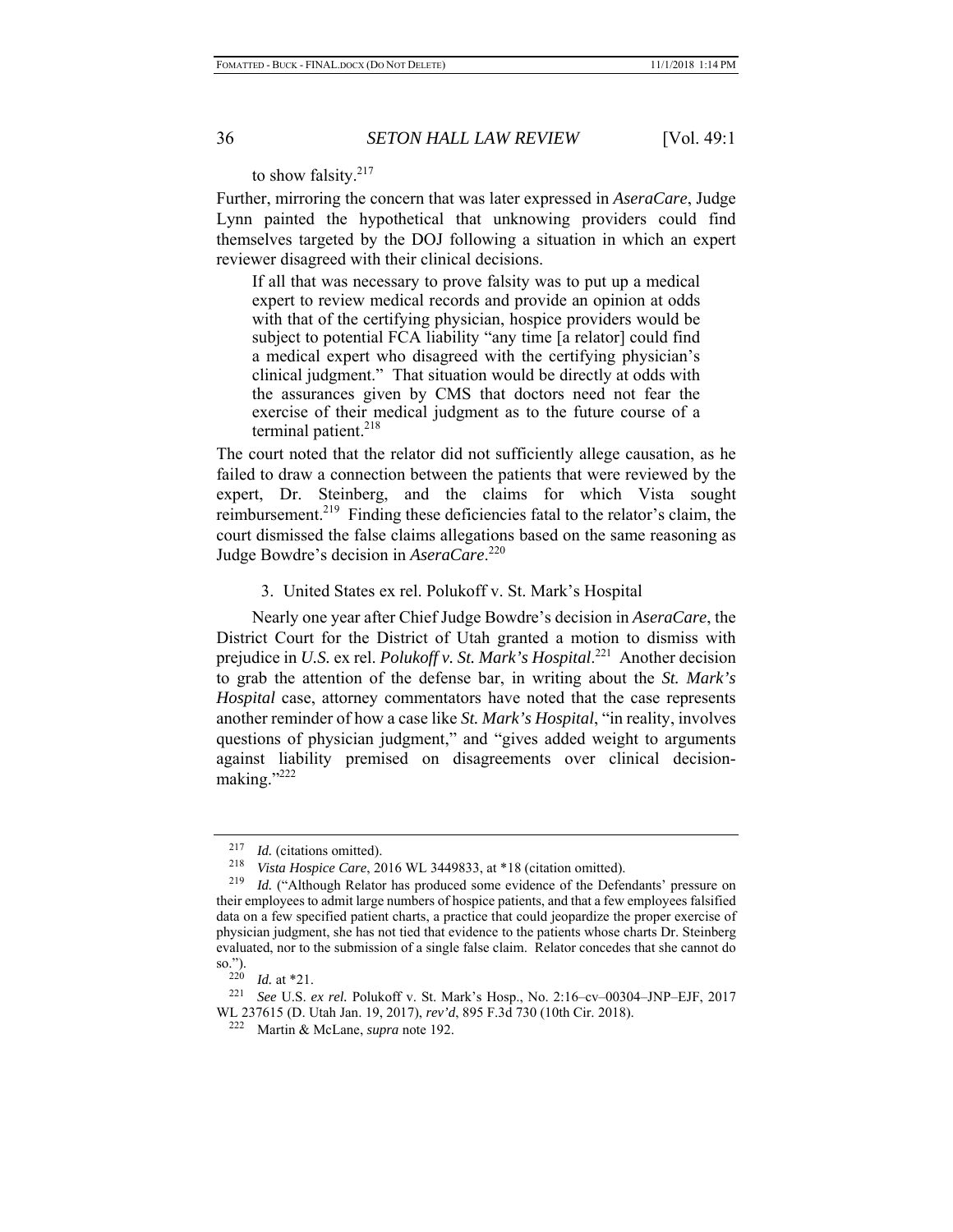to show falsity.[217]

Further, mirroring the concern that was later expressed in *AseraCare*, Judge Lynn painted the hypothetical that unknowing providers could find themselves targeted by the DOJ following a situation in which an expert reviewer disagreed with their clinical decisions.

> If all that was necessary to prove falsity was to put up a medical expert to review medical records and provide an opinion at odds with that of the certifying physician, hospice providers would be subject to potential FCA liability "any time [a relator] could find a medical expert who disagreed with the certifying physician's clinical judgment." That situation would be directly at odds with the assurances given by CMS that doctors need not fear the exercise of their medical judgment as to the future course of a terminal patient.[218]

The court noted that the relator did not sufficiently allege causation, as he failed to draw a connection between the patients that were reviewed by the expert, Dr. Steinberg, and the claims for which Vista sought reimbursement.[219] Finding these deficiencies fatal to the relator's claim, the court dismissed the false claims allegations based on the same reasoning as Judge Bowdre's decision in *AseraCare*.[220]

### 3. United States ex rel. Polukoff v. St. Mark's Hospital

Nearly one year after Chief Judge Bowdre's decision in *AseraCare*, the District Court for the District of Utah granted a motion to dismiss with prejudice in *U.S.* ex rel. *Polukoff v. St. Mark's Hospital*.[221] Another decision to grab the attention of the defense bar, in writing about the *St. Mark's Hospital* case, attorney commentators have noted that the case represents another reminder of how a case like *St. Mark's Hospital*, "in reality, involves questions of physician judgment," and "gives added weight to arguments against liability premised on disagreements over clinical decision-making."[222]

---

[217] *Id.* (citations omitted).

[218] *Vista Hospice Care*, 2016 WL 3449833, at *18 (citation omitted).

[219] *Id.* ("Although Relator has produced some evidence of the Defendants' pressure on their employees to admit large numbers of hospice patients, and that a few employees falsified data on a few specified patient charts, a practice that could jeopardize the proper exercise of physician judgment, she has not tied that evidence to the patients whose charts Dr. Steinberg evaluated, nor to the submission of a single false claim. Relator concedes that she cannot do so.").

[220] *Id.* at *21.

[221] *See* U.S. *ex rel.* Polukoff v. St. Mark's Hosp., No. 2:16–cv–00304–JNP–EJF, 2017 WL 237615 (D. Utah Jan. 19, 2017), *rev'd*, 895 F.3d 730 (10th Cir. 2018).

[222] Martin & McLane, *supra* note 192.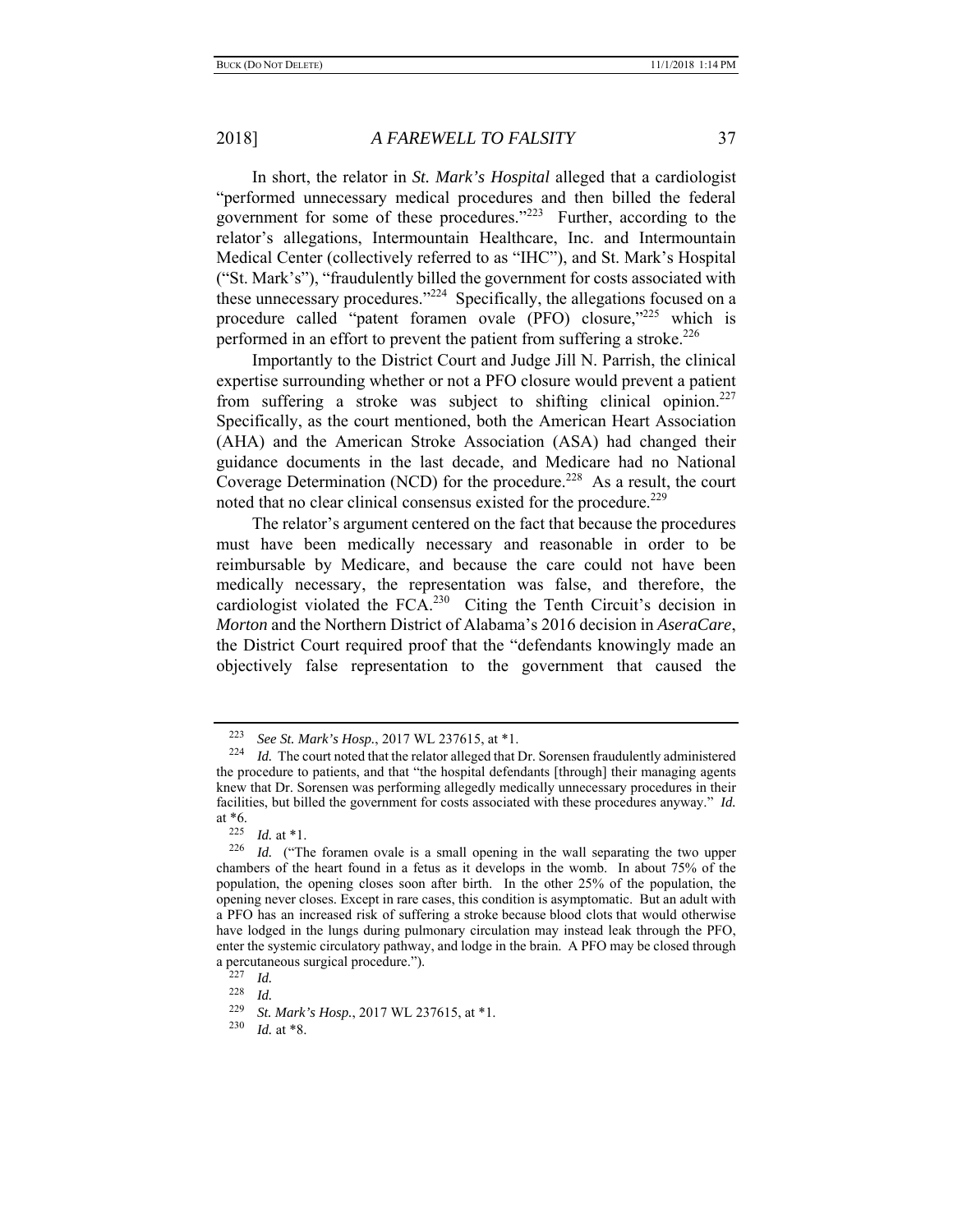In short, the relator in *St. Mark's Hospital* alleged that a cardiologist "performed unnecessary medical procedures and then billed the federal government for some of these procedures."[223] Further, according to the relator's allegations, Intermountain Healthcare, Inc. and Intermountain Medical Center (collectively referred to as "IHC"), and St. Mark's Hospital ("St. Mark's"), "fraudulently billed the government for costs associated with these unnecessary procedures."[224] Specifically, the allegations focused on a procedure called "patent foramen ovale (PFO) closure,"[225] which is performed in an effort to prevent the patient from suffering a stroke.[226]

Importantly to the District Court and Judge Jill N. Parrish, the clinical expertise surrounding whether or not a PFO closure would prevent a patient from suffering a stroke was subject to shifting clinical opinion.[227] Specifically, as the court mentioned, both the American Heart Association (AHA) and the American Stroke Association (ASA) had changed their guidance documents in the last decade, and Medicare had no National Coverage Determination (NCD) for the procedure.[228] As a result, the court noted that no clear clinical consensus existed for the procedure.[229]

The relator's argument centered on the fact that because the procedures must have been medically necessary and reasonable in order to be reimbursable by Medicare, and because the care could not have been medically necessary, the representation was false, and therefore, the cardiologist violated the FCA.[230] Citing the Tenth Circuit's decision in *Morton* and the Northern District of Alabama's 2016 decision in *AseraCare*, the District Court required proof that the "defendants knowingly made an objectively false representation to the government that caused the

---

[223] *See St. Mark's Hosp.*, 2017 WL 237615, at *1.

[224] *Id.* The court noted that the relator alleged that Dr. Sorensen fraudulently administered the procedure to patients, and that "the hospital defendants [through] their managing agents knew that Dr. Sorensen was performing allegedly medically unnecessary procedures in their facilities, but billed the government for costs associated with these procedures anyway." *Id.* at *6.

[225] *Id.* at *1.

[226] *Id.* ("The foramen ovale is a small opening in the wall separating the two upper chambers of the heart found in a fetus as it develops in the womb. In about 75% of the population, the opening closes soon after birth. In the other 25% of the population, the opening never closes. Except in rare cases, this condition is asymptomatic. But an adult with a PFO has an increased risk of suffering a stroke because blood clots that would otherwise have lodged in the lungs during pulmonary circulation may instead leak through the PFO, enter the systemic circulatory pathway, and lodge in the brain. A PFO may be closed through a percutaneous surgical procedure.").

[227] *Id.*

[228] *Id.*

[229] *St. Mark's Hosp.*, 2017 WL 237615, at *1.

[230] *Id.* at *8.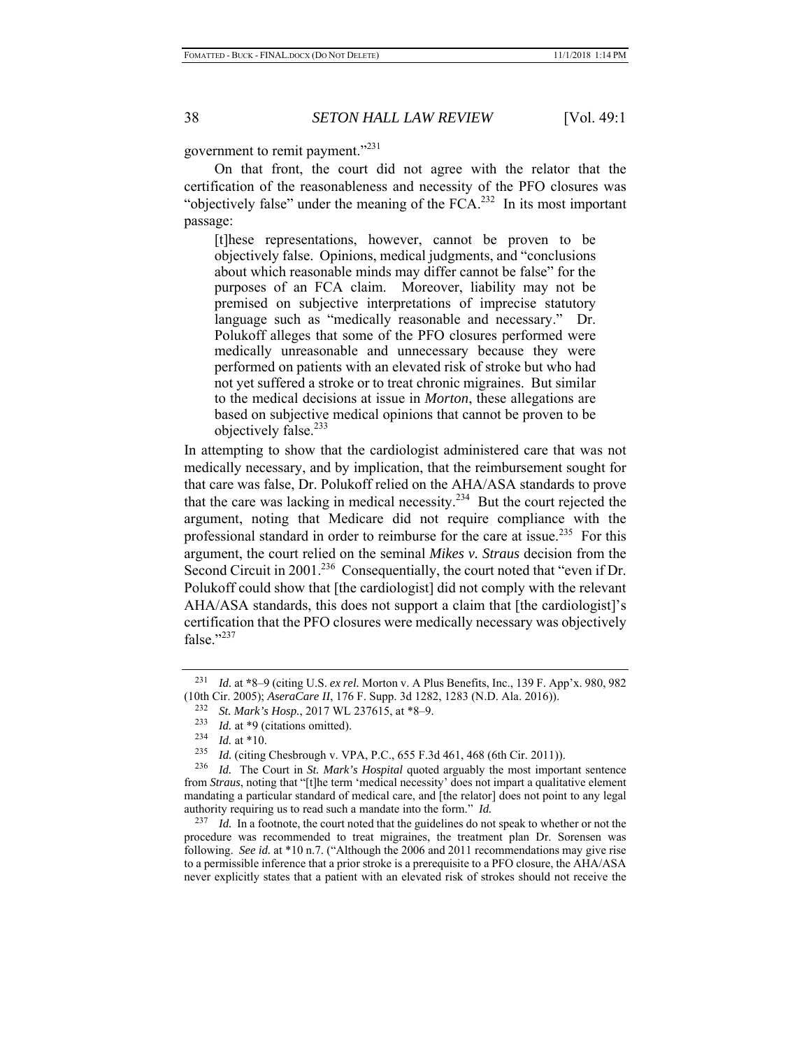government to remit payment."[231]

On that front, the court did not agree with the relator that the certification of the reasonableness and necessity of the PFO closures was "objectively false" under the meaning of the FCA.[232] In its most important passage:

> [t]hese representations, however, cannot be proven to be objectively false. Opinions, medical judgments, and "conclusions about which reasonable minds may differ cannot be false" for the purposes of an FCA claim. Moreover, liability may not be premised on subjective interpretations of imprecise statutory language such as "medically reasonable and necessary." Dr. Polukoff alleges that some of the PFO closures performed were medically unreasonable and unnecessary because they were performed on patients with an elevated risk of stroke but who had not yet suffered a stroke or to treat chronic migraines. But similar to the medical decisions at issue in *Morton*, these allegations are based on subjective medical opinions that cannot be proven to be objectively false.[233]

In attempting to show that the cardiologist administered care that was not medically necessary, and by implication, that the reimbursement sought for that care was false, Dr. Polukoff relied on the AHA/ASA standards to prove that the care was lacking in medical necessity.[234] But the court rejected the argument, noting that Medicare did not require compliance with the professional standard in order to reimburse for the care at issue.[235] For this argument, the court relied on the seminal *Mikes v. Straus* decision from the Second Circuit in 2001.[236] Consequentially, the court noted that "even if Dr. Polukoff could show that [the cardiologist] did not comply with the relevant AHA/ASA standards, this does not support a claim that [the cardiologist]'s certification that the PFO closures were medically necessary was objectively false."[237]

---

[231] *Id.* at *8–9 (citing U.S. *ex rel.* Morton v. A Plus Benefits, Inc., 139 F. App'x. 980, 982 (10th Cir. 2005); *AseraCare II*, 176 F. Supp. 3d 1282, 1283 (N.D. Ala. 2016)).

[232] *St. Mark's Hosp.*, 2017 WL 237615, at *8–9.

[233] *Id.* at *9 (citations omitted).

[234] *Id.* at *10.

[235] *Id.* (citing Chesbrough v. VPA, P.C., 655 F.3d 461, 468 (6th Cir. 2011)).

[236] *Id.* The Court in *St. Mark's Hospital* quoted arguably the most important sentence from *Straus*, noting that "[t]he term 'medical necessity' does not impart a qualitative element mandating a particular standard of medical care, and [the relator] does not point to any legal authority requiring us to read such a mandate into the form." *Id.*

[237] *Id.* In a footnote, the court noted that the guidelines do not speak to whether or not the procedure was recommended to treat migraines, the treatment plan Dr. Sorensen was following. *See id.* at *10 n.7. ("Although the 2006 and 2011 recommendations may give rise to a permissible inference that a prior stroke is a prerequisite to a PFO closure, the AHA/ASA never explicitly states that a patient with an elevated risk of strokes should not receive the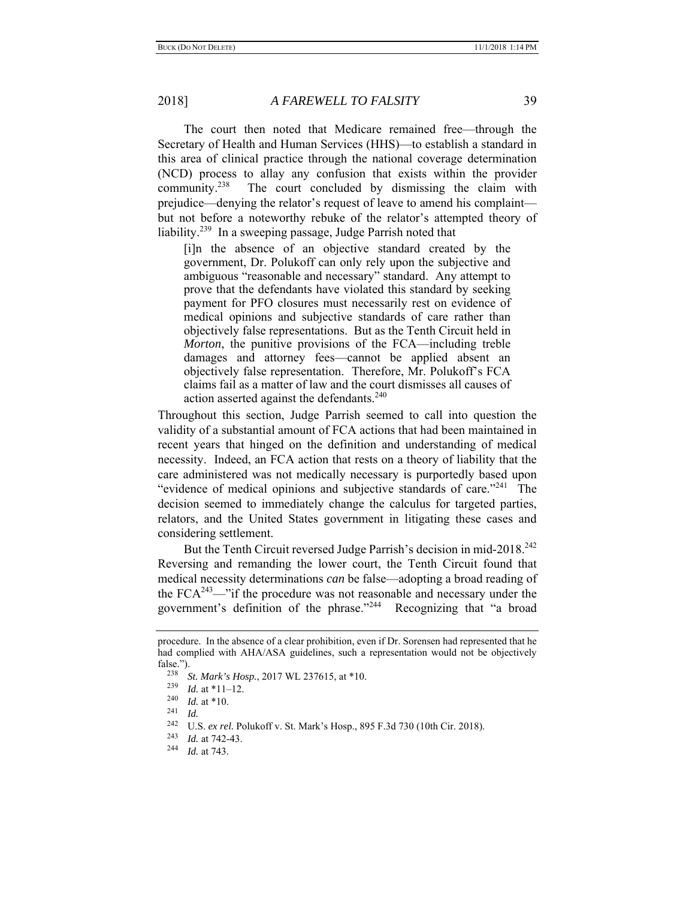The court then noted that Medicare remained free—through the Secretary of Health and Human Services (HHS)—to establish a standard in this area of clinical practice through the national coverage determination (NCD) process to allay any confusion that exists within the provider community.[238] The court concluded by dismissing the claim with prejudice—denying the relator's request of leave to amend his complaint—but not before a noteworthy rebuke of the relator's attempted theory of liability.[239] In a sweeping passage, Judge Parrish noted that

> [i]n the absence of an objective standard created by the government, Dr. Polukoff can only rely upon the subjective and ambiguous "reasonable and necessary" standard. Any attempt to prove that the defendants have violated this standard by seeking payment for PFO closures must necessarily rest on evidence of medical opinions and subjective standards of care rather than objectively false representations. But as the Tenth Circuit held in *Morton*, the punitive provisions of the FCA—including treble damages and attorney fees—cannot be applied absent an objectively false representation. Therefore, Mr. Polukoff's FCA claims fail as a matter of law and the court dismisses all causes of action asserted against the defendants.[240]

Throughout this section, Judge Parrish seemed to call into question the validity of a substantial amount of FCA actions that had been maintained in recent years that hinged on the definition and understanding of medical necessity. Indeed, an FCA action that rests on a theory of liability that the care administered was not medically necessary is purportedly based upon "evidence of medical opinions and subjective standards of care."[241] The decision seemed to immediately change the calculus for targeted parties, relators, and the United States government in litigating these cases and considering settlement.

But the Tenth Circuit reversed Judge Parrish's decision in mid-2018.[242] Reversing and remanding the lower court, the Tenth Circuit found that medical necessity determinations *can* be false—adopting a broad reading of the FCA[243]—"if the procedure was not reasonable and necessary under the government's definition of the phrase."[244] Recognizing that "a broad

---

procedure. In the absence of a clear prohibition, even if Dr. Sorensen had represented that he had complied with AHA/ASA guidelines, such a representation would not be objectively false.").

[238] *St. Mark's Hosp.*, 2017 WL 237615, at *10.

[239] *Id.* at *11–12.

[240] *Id.* at *10.

[241] *Id.*

[242] U.S. *ex rel.* Polukoff v. St. Mark's Hosp., 895 F.3d 730 (10th Cir. 2018).

[243] *Id.* at 742-43.

[244] *Id.* at 743.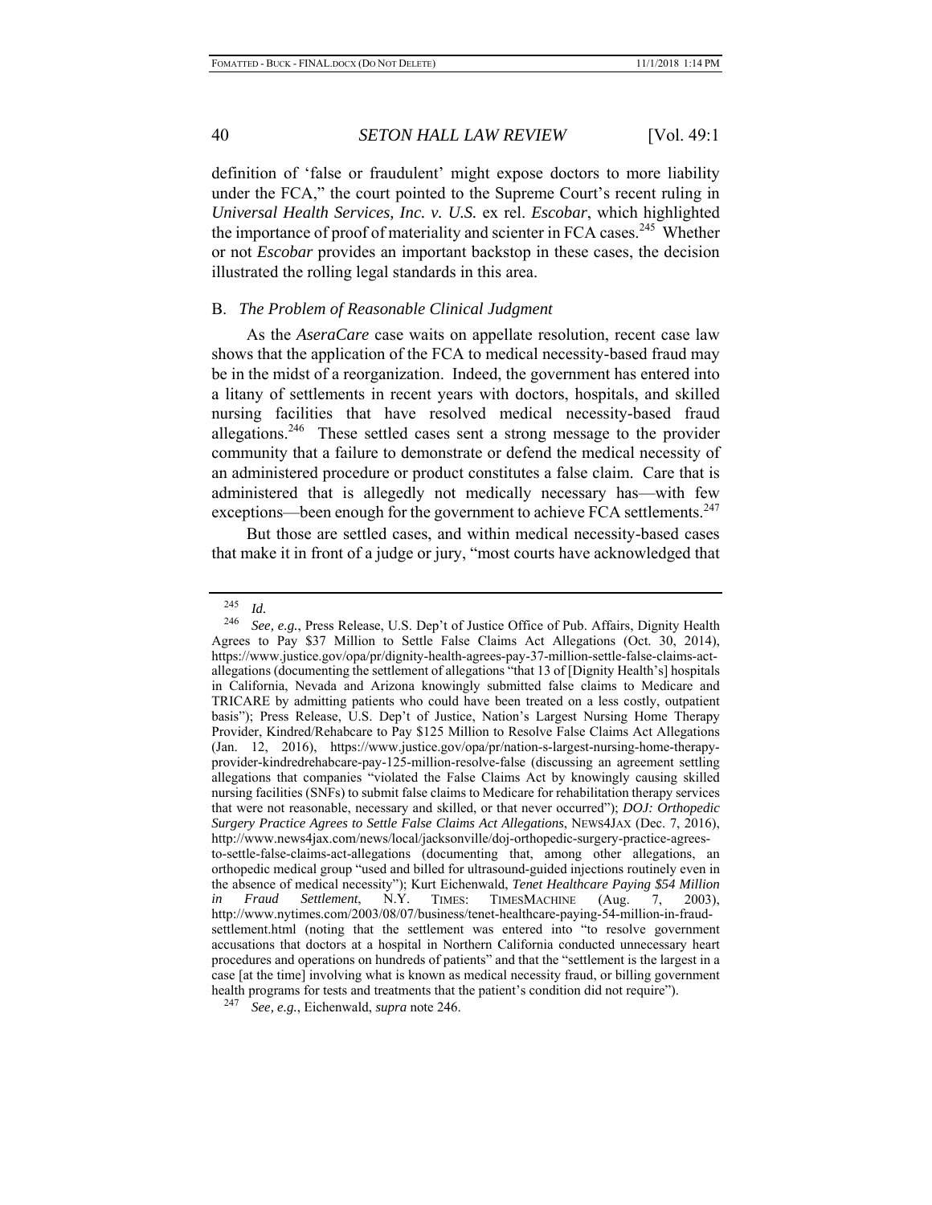definition of 'false or fraudulent' might expose doctors to more liability under the FCA," the court pointed to the Supreme Court's recent ruling in *Universal Health Services, Inc. v. U.S.* ex rel. *Escobar*, which highlighted the importance of proof of materiality and scienter in FCA cases.[245] Whether or not *Escobar* provides an important backstop in these cases, the decision illustrated the rolling legal standards in this area.

## B. *The Problem of Reasonable Clinical Judgment*

As the *AseraCare* case waits on appellate resolution, recent case law shows that the application of the FCA to medical necessity-based fraud may be in the midst of a reorganization. Indeed, the government has entered into a litany of settlements in recent years with doctors, hospitals, and skilled nursing facilities that have resolved medical necessity-based fraud allegations.[246] These settled cases sent a strong message to the provider community that a failure to demonstrate or defend the medical necessity of an administered procedure or product constitutes a false claim. Care that is administered that is allegedly not medically necessary has—with few exceptions—been enough for the government to achieve FCA settlements.[247]

But those are settled cases, and within medical necessity-based cases that make it in front of a judge or jury, "most courts have acknowledged that

---

[245] *Id.*

[246] *See, e.g.*, Press Release, U.S. Dep't of Justice Office of Pub. Affairs, Dignity Health Agrees to Pay $37 Million to Settle False Claims Act Allegations (Oct. 30, 2014), https://www.justice.gov/opa/pr/dignity-health-agrees-pay-37-million-settle-false-claims-act-allegations (documenting the settlement of allegations "that 13 of [Dignity Health's] hospitals in California, Nevada and Arizona knowingly submitted false claims to Medicare and TRICARE by admitting patients who could have been treated on a less costly, outpatient basis"); Press Release, U.S. Dep't of Justice, Nation's Largest Nursing Home Therapy Provider, Kindred/Rehabcare to Pay $125 Million to Resolve False Claims Act Allegations (Jan. 12, 2016), https://www.justice.gov/opa/pr/nation-s-largest-nursing-home-therapy-provider-kindredrehabcare-pay-125-million-resolve-false (discussing an agreement settling allegations that companies "violated the False Claims Act by knowingly causing skilled nursing facilities (SNFs) to submit false claims to Medicare for rehabilitation therapy services that were not reasonable, necessary and skilled, or that never occurred"); *DOJ: Orthopedic Surgery Practice Agrees to Settle False Claims Act Allegations*, NEWS4JAX (Dec. 7, 2016), http://www.news4jax.com/news/local/jacksonville/doj-orthopedic-surgery-practice-agrees-to-settle-false-claims-act-allegations (documenting that, among other allegations, an orthopedic medical group "used and billed for ultrasound-guided injections routinely even in the absence of medical necessity"); Kurt Eichenwald, *Tenet Healthcare Paying $54 Million in Fraud Settlement*, N.Y. TIMES: TIMESMACHINE (Aug. 7, 2003), http://www.nytimes.com/2003/08/07/business/tenet-healthcare-paying-54-million-in-fraud-settlement.html (noting that the settlement was entered into "to resolve government accusations that doctors at a hospital in Northern California conducted unnecessary heart procedures and operations on hundreds of patients" and that the "settlement is the largest in a case [at the time] involving what is known as medical necessity fraud, or billing government health programs for tests and treatments that the patient's condition did not require").

[247] *See, e.g.*, Eichenwald, *supra* note 246.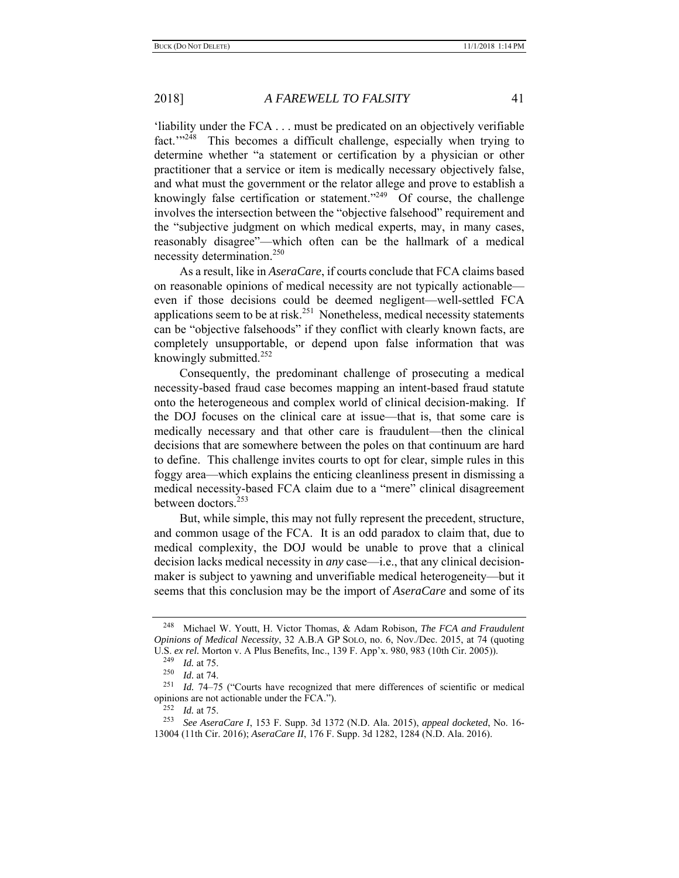'liability under the FCA . . . must be predicated on an objectively verifiable fact.'"[248] This becomes a difficult challenge, especially when trying to determine whether "a statement or certification by a physician or other practitioner that a service or item is medically necessary objectively false, and what must the government or the relator allege and prove to establish a knowingly false certification or statement."[249] Of course, the challenge involves the intersection between the "objective falsehood" requirement and the "subjective judgment on which medical experts, may, in many cases, reasonably disagree"—which often can be the hallmark of a medical necessity determination.[250]

As a result, like in *AseraCare*, if courts conclude that FCA claims based on reasonable opinions of medical necessity are not typically actionable—even if those decisions could be deemed negligent—well-settled FCA applications seem to be at risk.[251] Nonetheless, medical necessity statements can be "objective falsehoods" if they conflict with clearly known facts, are completely unsupportable, or depend upon false information that was knowingly submitted.[252]

Consequently, the predominant challenge of prosecuting a medical necessity-based fraud case becomes mapping an intent-based fraud statute onto the heterogeneous and complex world of clinical decision-making. If the DOJ focuses on the clinical care at issue—that is, that some care is medically necessary and that other care is fraudulent—then the clinical decisions that are somewhere between the poles on that continuum are hard to define. This challenge invites courts to opt for clear, simple rules in this foggy area—which explains the enticing cleanliness present in dismissing a medical necessity-based FCA claim due to a "mere" clinical disagreement between doctors.[253]

But, while simple, this may not fully represent the precedent, structure, and common usage of the FCA. It is an odd paradox to claim that, due to medical complexity, the DOJ would be unable to prove that a clinical decision lacks medical necessity in *any* case—i.e., that any clinical decision-maker is subject to yawning and unverifiable medical heterogeneity—but it seems that this conclusion may be the import of *AseraCare* and some of its

---

[248] Michael W. Youtt, H. Victor Thomas, & Adam Robison, *The FCA and Fraudulent Opinions of Medical Necessity*, 32 A.B.A GP SOLO, no. 6, Nov./Dec. 2015, at 74 (quoting U.S. *ex rel.* Morton v. A Plus Benefits, Inc., 139 F. App'x. 980, 983 (10th Cir. 2005)).

[249] *Id.* at 75.

[250] *Id.* at 74.

[251] *Id.* 74–75 ("Courts have recognized that mere differences of scientific or medical opinions are not actionable under the FCA.").

[252] *Id.* at 75.

[253] *See AseraCare I*, 153 F. Supp. 3d 1372 (N.D. Ala. 2015), *appeal docketed*, No. 16-13004 (11th Cir. 2016); *AseraCare II*, 176 F. Supp. 3d 1282, 1284 (N.D. Ala. 2016).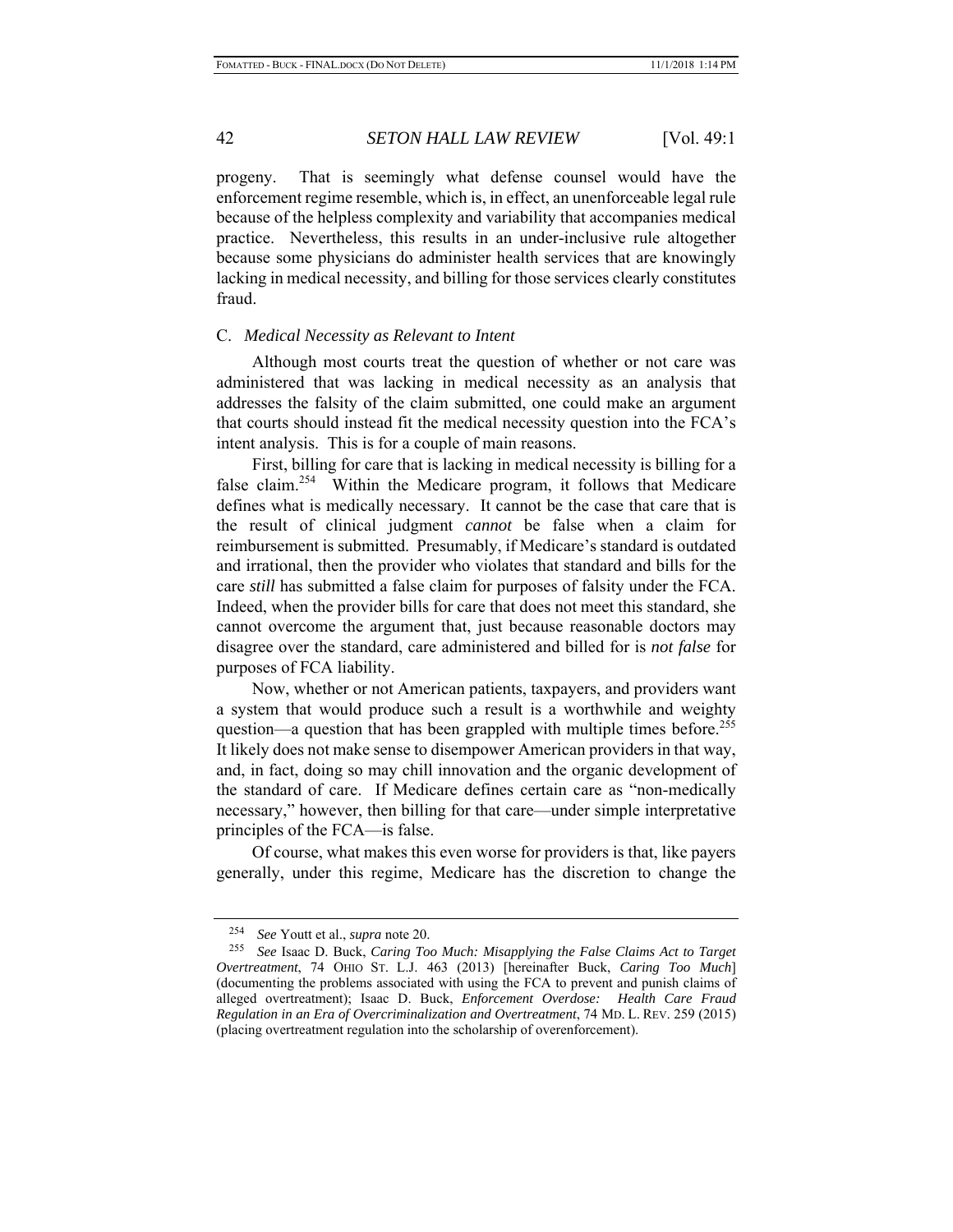progeny. That is seemingly what defense counsel would have the enforcement regime resemble, which is, in effect, an unenforceable legal rule because of the helpless complexity and variability that accompanies medical practice. Nevertheless, this results in an under-inclusive rule altogether because some physicians do administer health services that are knowingly lacking in medical necessity, and billing for those services clearly constitutes fraud.

### C. *Medical Necessity as Relevant to Intent*

Although most courts treat the question of whether or not care was administered that was lacking in medical necessity as an analysis that addresses the falsity of the claim submitted, one could make an argument that courts should instead fit the medical necessity question into the FCA's intent analysis. This is for a couple of main reasons.

First, billing for care that is lacking in medical necessity is billing for a false claim.[254] Within the Medicare program, it follows that Medicare defines what is medically necessary. It cannot be the case that care that is the result of clinical judgment *cannot* be false when a claim for reimbursement is submitted. Presumably, if Medicare's standard is outdated and irrational, then the provider who violates that standard and bills for the care *still* has submitted a false claim for purposes of falsity under the FCA. Indeed, when the provider bills for care that does not meet this standard, she cannot overcome the argument that, just because reasonable doctors may disagree over the standard, care administered and billed for is *not false* for purposes of FCA liability.

Now, whether or not American patients, taxpayers, and providers want a system that would produce such a result is a worthwhile and weighty question—a question that has been grappled with multiple times before.[255] It likely does not make sense to disempower American providers in that way, and, in fact, doing so may chill innovation and the organic development of the standard of care. If Medicare defines certain care as "non-medically necessary," however, then billing for that care—under simple interpretative principles of the FCA—is false.

Of course, what makes this even worse for providers is that, like payers generally, under this regime, Medicare has the discretion to change the

---

[254] *See* Youtt et al., *supra* note 20.

[255] *See* Isaac D. Buck, *Caring Too Much: Misapplying the False Claims Act to Target Overtreatment*, 74 OHIO ST. L.J. 463 (2013) [hereinafter Buck, *Caring Too Much*] (documenting the problems associated with using the FCA to prevent and punish claims of alleged overtreatment); Isaac D. Buck, *Enforcement Overdose: Health Care Fraud Regulation in an Era of Overcriminalization and Overtreatment*, 74 MD. L. REV. 259 (2015) (placing overtreatment regulation into the scholarship of overenforcement).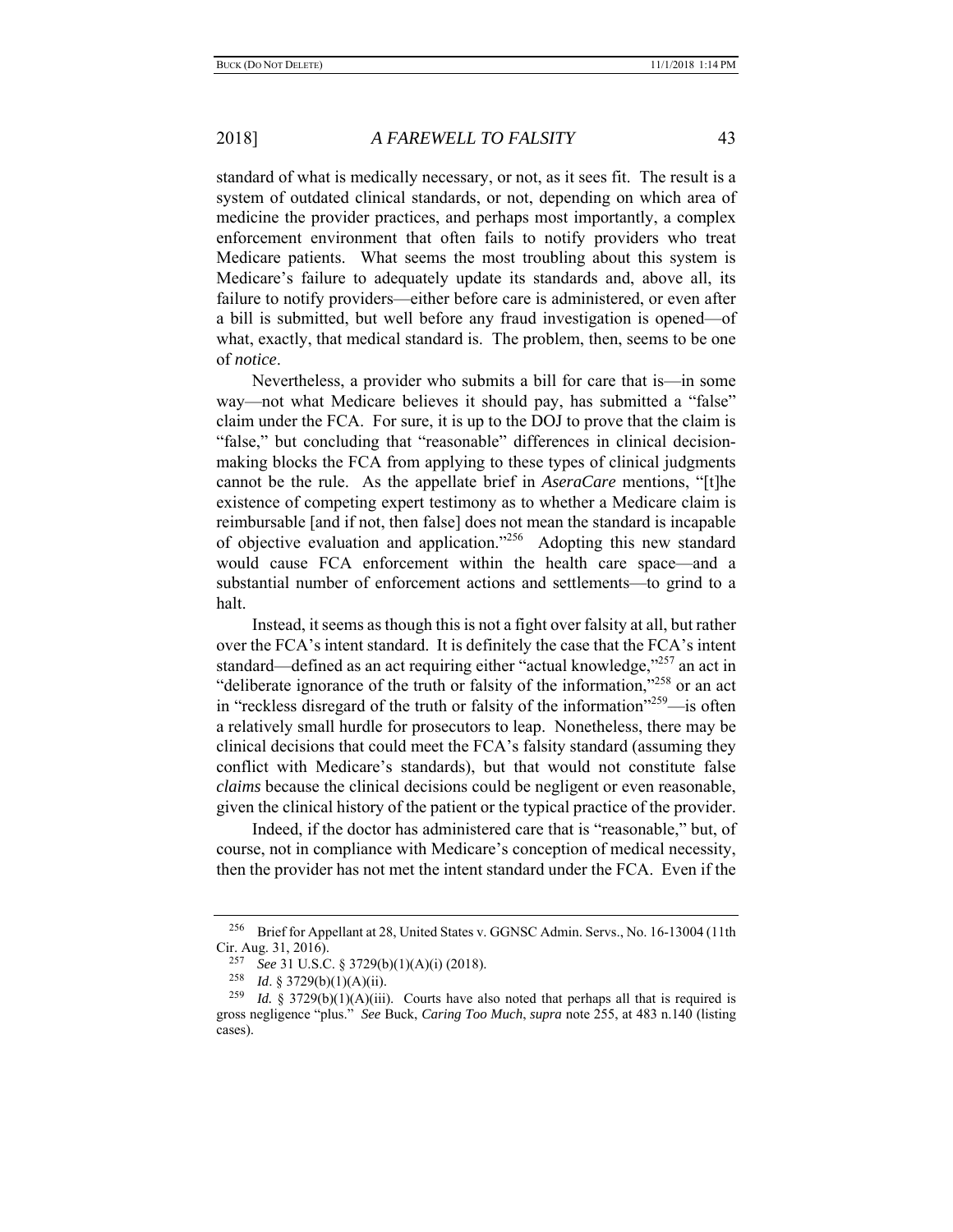standard of what is medically necessary, or not, as it sees fit. The result is a system of outdated clinical standards, or not, depending on which area of medicine the provider practices, and perhaps most importantly, a complex enforcement environment that often fails to notify providers who treat Medicare patients. What seems the most troubling about this system is Medicare's failure to adequately update its standards and, above all, its failure to notify providers—either before care is administered, or even after a bill is submitted, but well before any fraud investigation is opened—of what, exactly, that medical standard is. The problem, then, seems to be one of *notice*.

Nevertheless, a provider who submits a bill for care that is—in some way—not what Medicare believes it should pay, has submitted a "false" claim under the FCA. For sure, it is up to the DOJ to prove that the claim is "false," but concluding that "reasonable" differences in clinical decision-making blocks the FCA from applying to these types of clinical judgments cannot be the rule. As the appellate brief in *AseraCare* mentions, "[t]he existence of competing expert testimony as to whether a Medicare claim is reimbursable [and if not, then false] does not mean the standard is incapable of objective evaluation and application."[256] Adopting this new standard would cause FCA enforcement within the health care space—and a substantial number of enforcement actions and settlements—to grind to a halt.

Instead, it seems as though this is not a fight over falsity at all, but rather over the FCA's intent standard. It is definitely the case that the FCA's intent standard—defined as an act requiring either "actual knowledge,"[257] an act in "deliberate ignorance of the truth or falsity of the information,"[258] or an act in "reckless disregard of the truth or falsity of the information"[259]—is often a relatively small hurdle for prosecutors to leap. Nonetheless, there may be clinical decisions that could meet the FCA's falsity standard (assuming they conflict with Medicare's standards), but that would not constitute false *claims* because the clinical decisions could be negligent or even reasonable, given the clinical history of the patient or the typical practice of the provider.

Indeed, if the doctor has administered care that is "reasonable," but, of course, not in compliance with Medicare's conception of medical necessity, then the provider has not met the intent standard under the FCA. Even if the

---

[256] Brief for Appellant at 28, United States v. GGNSC Admin. Servs., No. 16-13004 (11th Cir. Aug. 31, 2016).

[257] *See* 31 U.S.C. § 3729(b)(1)(A)(i) (2018).

[258] *Id*. § 3729(b)(1)(A)(ii).

[259] *Id.* § 3729(b)(1)(A)(iii). Courts have also noted that perhaps all that is required is gross negligence "plus." *See* Buck, *Caring Too Much*, *supra* note 255, at 483 n.140 (listing cases).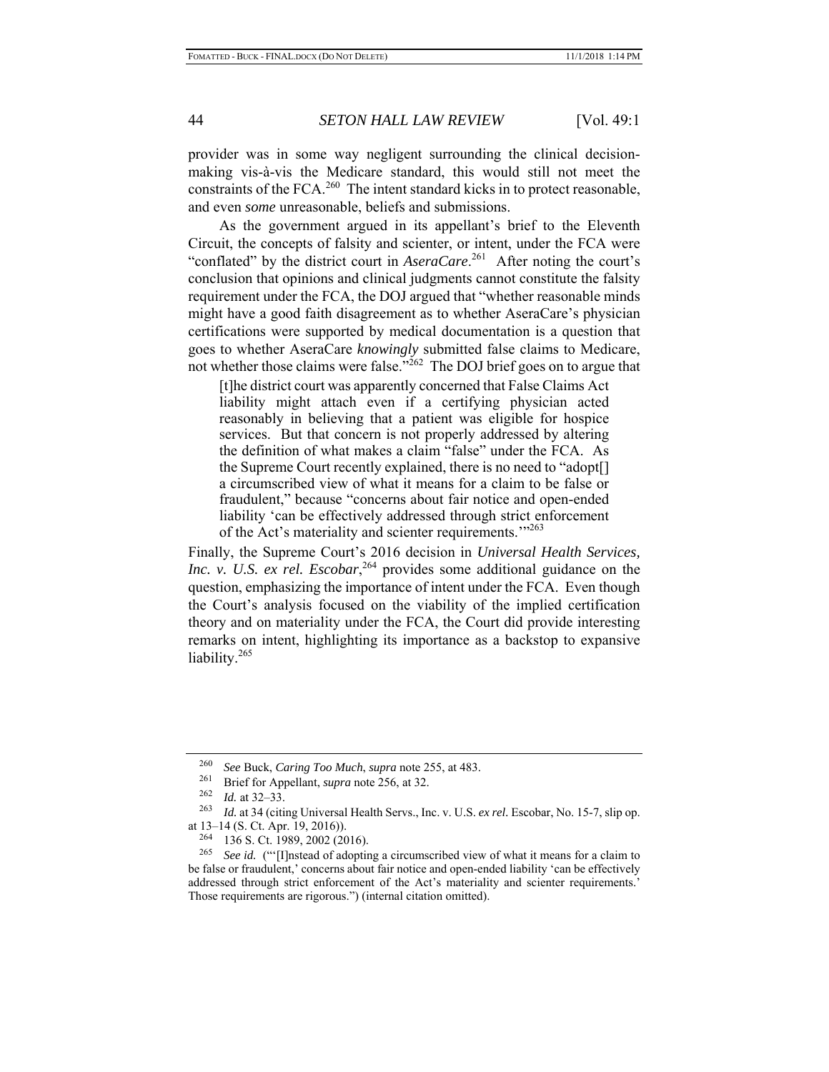provider was in some way negligent surrounding the clinical decision-making vis-à-vis the Medicare standard, this would still not meet the constraints of the FCA.[260] The intent standard kicks in to protect reasonable, and even *some* unreasonable, beliefs and submissions.

As the government argued in its appellant's brief to the Eleventh Circuit, the concepts of falsity and scienter, or intent, under the FCA were "conflated" by the district court in *AseraCare*.[261] After noting the court's conclusion that opinions and clinical judgments cannot constitute the falsity requirement under the FCA, the DOJ argued that "whether reasonable minds might have a good faith disagreement as to whether AseraCare's physician certifications were supported by medical documentation is a question that goes to whether AseraCare *knowingly* submitted false claims to Medicare, not whether those claims were false."[262] The DOJ brief goes on to argue that

> [t]he district court was apparently concerned that False Claims Act liability might attach even if a certifying physician acted reasonably in believing that a patient was eligible for hospice services. But that concern is not properly addressed by altering the definition of what makes a claim "false" under the FCA. As the Supreme Court recently explained, there is no need to "adopt[] a circumscribed view of what it means for a claim to be false or fraudulent," because "concerns about fair notice and open-ended liability 'can be effectively addressed through strict enforcement of the Act's materiality and scienter requirements.'"[263]

Finally, the Supreme Court's 2016 decision in *Universal Health Services, Inc. v. U.S. ex rel. Escobar*,[264] provides some additional guidance on the question, emphasizing the importance of intent under the FCA. Even though the Court's analysis focused on the viability of the implied certification theory and on materiality under the FCA, the Court did provide interesting remarks on intent, highlighting its importance as a backstop to expansive liability.[265]

---

[260] *See* Buck, *Caring Too Much*, *supra* note 255, at 483.

[261] Brief for Appellant, *supra* note 256, at 32.

[262] *Id.* at 32–33.

[263] *Id.* at 34 (citing Universal Health Servs., Inc. v. U.S. *ex rel.* Escobar, No. 15-7, slip op. at 13–14 (S. Ct. Apr. 19, 2016)).

[264] 136 S. Ct. 1989, 2002 (2016).

[265] *See id.* ("'[I]nstead of adopting a circumscribed view of what it means for a claim to be false or fraudulent,' concerns about fair notice and open-ended liability 'can be effectively addressed through strict enforcement of the Act's materiality and scienter requirements.' Those requirements are rigorous.") (internal citation omitted).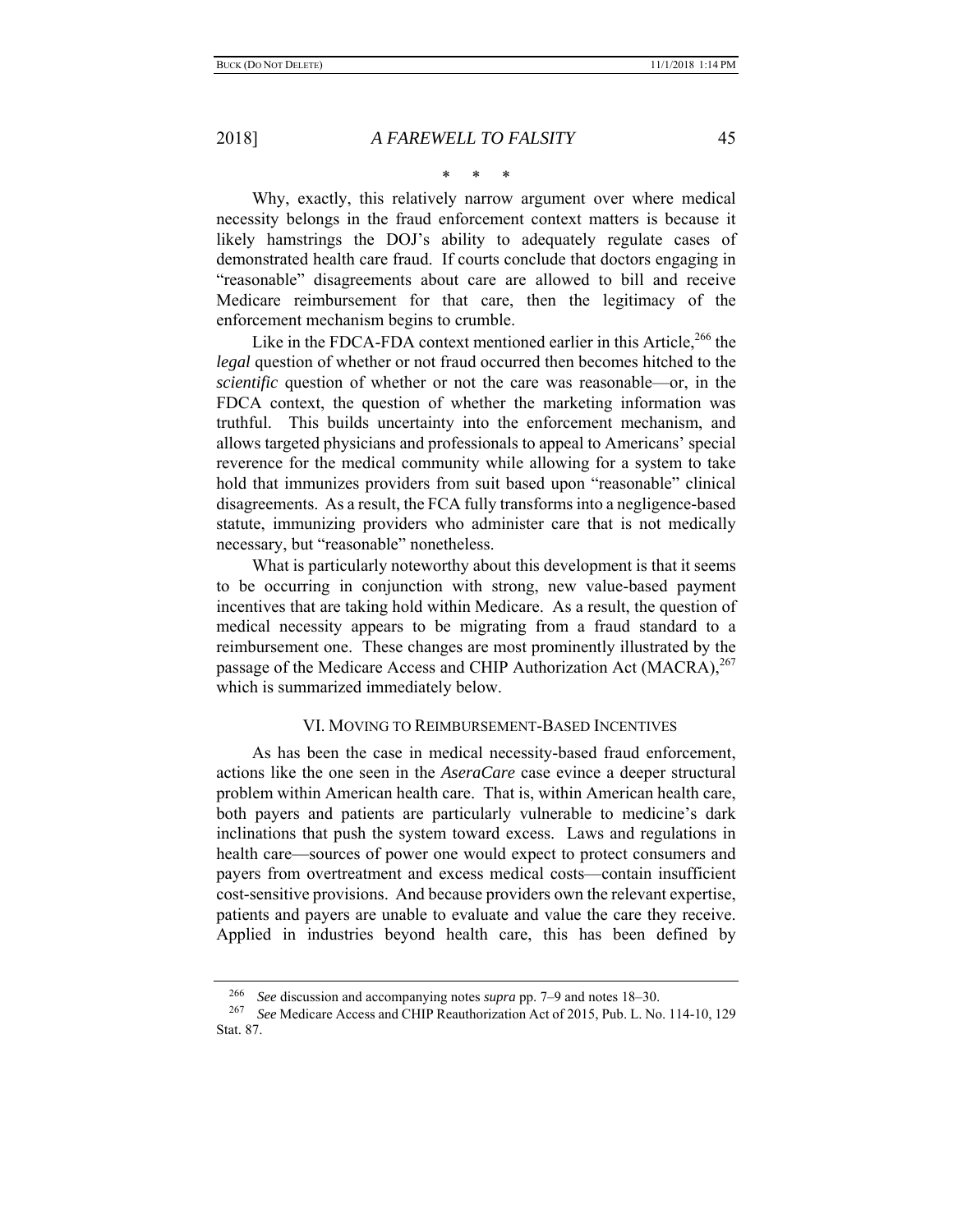\*   \*   \*

Why, exactly, this relatively narrow argument over where medical necessity belongs in the fraud enforcement context matters is because it likely hamstrings the DOJ's ability to adequately regulate cases of demonstrated health care fraud. If courts conclude that doctors engaging in "reasonable" disagreements about care are allowed to bill and receive Medicare reimbursement for that care, then the legitimacy of the enforcement mechanism begins to crumble.

Like in the FDCA-FDA context mentioned earlier in this Article,[266] the *legal* question of whether or not fraud occurred then becomes hitched to the *scientific* question of whether or not the care was reasonable—or, in the FDCA context, the question of whether the marketing information was truthful. This builds uncertainty into the enforcement mechanism, and allows targeted physicians and professionals to appeal to Americans' special reverence for the medical community while allowing for a system to take hold that immunizes providers from suit based upon "reasonable" clinical disagreements. As a result, the FCA fully transforms into a negligence-based statute, immunizing providers who administer care that is not medically necessary, but "reasonable" nonetheless.

What is particularly noteworthy about this development is that it seems to be occurring in conjunction with strong, new value-based payment incentives that are taking hold within Medicare. As a result, the question of medical necessity appears to be migrating from a fraud standard to a reimbursement one. These changes are most prominently illustrated by the passage of the Medicare Access and CHIP Authorization Act (MACRA),[267] which is summarized immediately below.

## VI. Moving to Reimbursement-Based Incentives

As has been the case in medical necessity-based fraud enforcement, actions like the one seen in the *AseraCare* case evince a deeper structural problem within American health care. That is, within American health care, both payers and patients are particularly vulnerable to medicine's dark inclinations that push the system toward excess. Laws and regulations in health care—sources of power one would expect to protect consumers and payers from overtreatment and excess medical costs—contain insufficient cost-sensitive provisions. And because providers own the relevant expertise, patients and payers are unable to evaluate and value the care they receive. Applied in industries beyond health care, this has been defined by

---

[266] *See* discussion and accompanying notes *supra* pp. 7–9 and notes 18–30.

[267] *See* Medicare Access and CHIP Reauthorization Act of 2015, Pub. L. No. 114-10, 129 Stat. 87.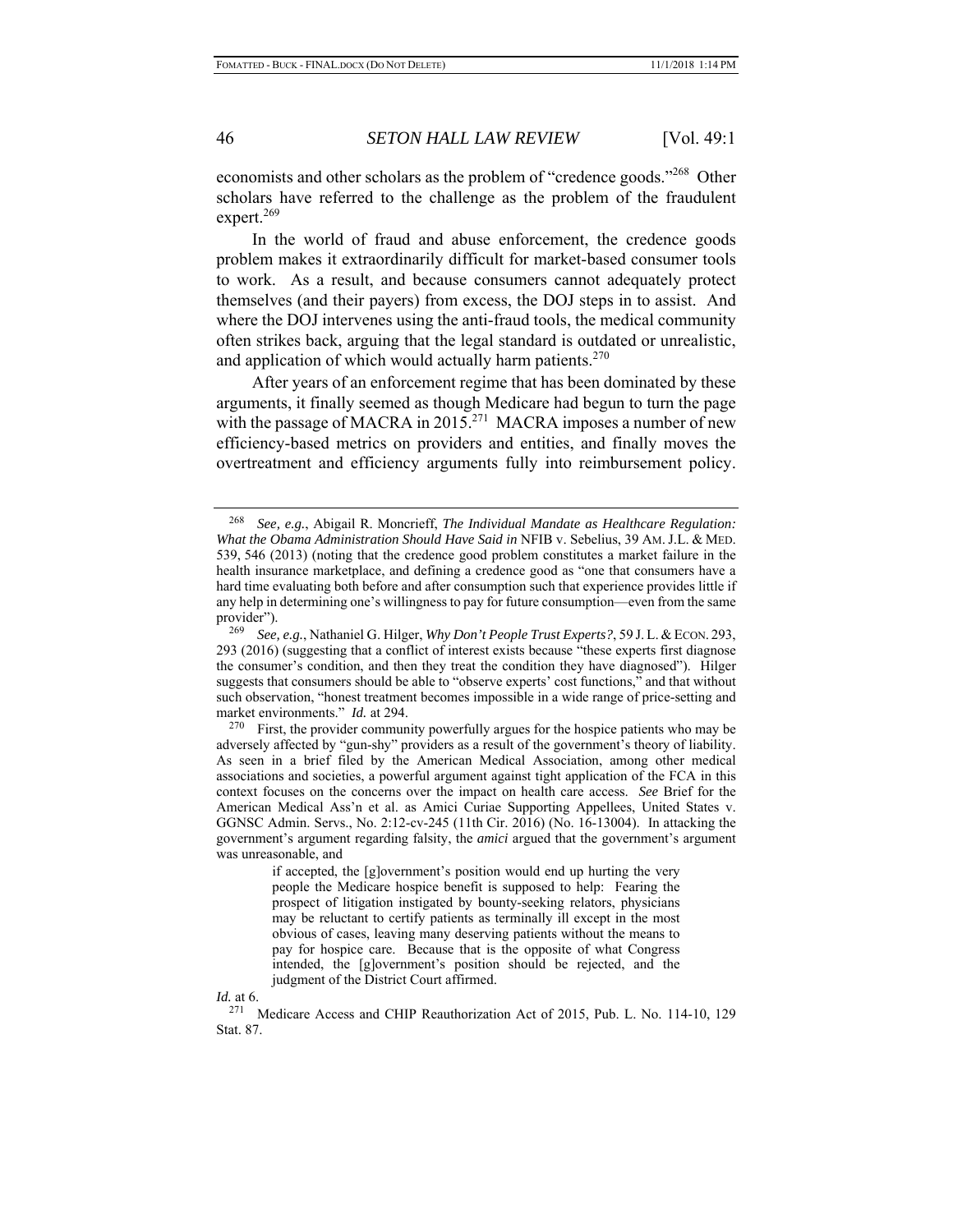economists and other scholars as the problem of "credence goods."[268] Other scholars have referred to the challenge as the problem of the fraudulent expert.[269]

In the world of fraud and abuse enforcement, the credence goods problem makes it extraordinarily difficult for market-based consumer tools to work. As a result, and because consumers cannot adequately protect themselves (and their payers) from excess, the DOJ steps in to assist. And where the DOJ intervenes using the anti-fraud tools, the medical community often strikes back, arguing that the legal standard is outdated or unrealistic, and application of which would actually harm patients.[270]

After years of an enforcement regime that has been dominated by these arguments, it finally seemed as though Medicare had begun to turn the page with the passage of MACRA in 2015.[271] MACRA imposes a number of new efficiency-based metrics on providers and entities, and finally moves the overtreatment and efficiency arguments fully into reimbursement policy.

---

[268] *See, e.g.*, Abigail R. Moncrieff, *The Individual Mandate as Healthcare Regulation: What the Obama Administration Should Have Said in* NFIB v. Sebelius, 39 AM. J.L. & MED. 539, 546 (2013) (noting that the credence good problem constitutes a market failure in the health insurance marketplace, and defining a credence good as "one that consumers have a hard time evaluating both before and after consumption such that experience provides little if any help in determining one's willingness to pay for future consumption—even from the same provider").

[269] *See, e.g.*, Nathaniel G. Hilger, *Why Don't People Trust Experts?*, 59 J. L. & ECON. 293, 293 (2016) (suggesting that a conflict of interest exists because "these experts first diagnose the consumer's condition, and then they treat the condition they have diagnosed"). Hilger suggests that consumers should be able to "observe experts' cost functions," and that without such observation, "honest treatment becomes impossible in a wide range of price-setting and market environments." *Id.* at 294.

[270] First, the provider community powerfully argues for the hospice patients who may be adversely affected by "gun-shy" providers as a result of the government's theory of liability. As seen in a brief filed by the American Medical Association, among other medical associations and societies, a powerful argument against tight application of the FCA in this context focuses on the concerns over the impact on health care access. *See* Brief for the American Medical Ass'n et al. as Amici Curiae Supporting Appellees, United States v. GGNSC Admin. Servs., No. 2:12-cv-245 (11th Cir. 2016) (No. 16-13004). In attacking the government's argument regarding falsity, the *amici* argued that the government's argument was unreasonable, and

> if accepted, the [g]overnment's position would end up hurting the very people the Medicare hospice benefit is supposed to help: Fearing the prospect of litigation instigated by bounty-seeking relators, physicians may be reluctant to certify patients as terminally ill except in the most obvious of cases, leaving many deserving patients without the means to pay for hospice care. Because that is the opposite of what Congress intended, the [g]overnment's position should be rejected, and the judgment of the District Court affirmed.

*Id.* at 6.

[271] Medicare Access and CHIP Reauthorization Act of 2015, Pub. L. No. 114-10, 129 Stat. 87.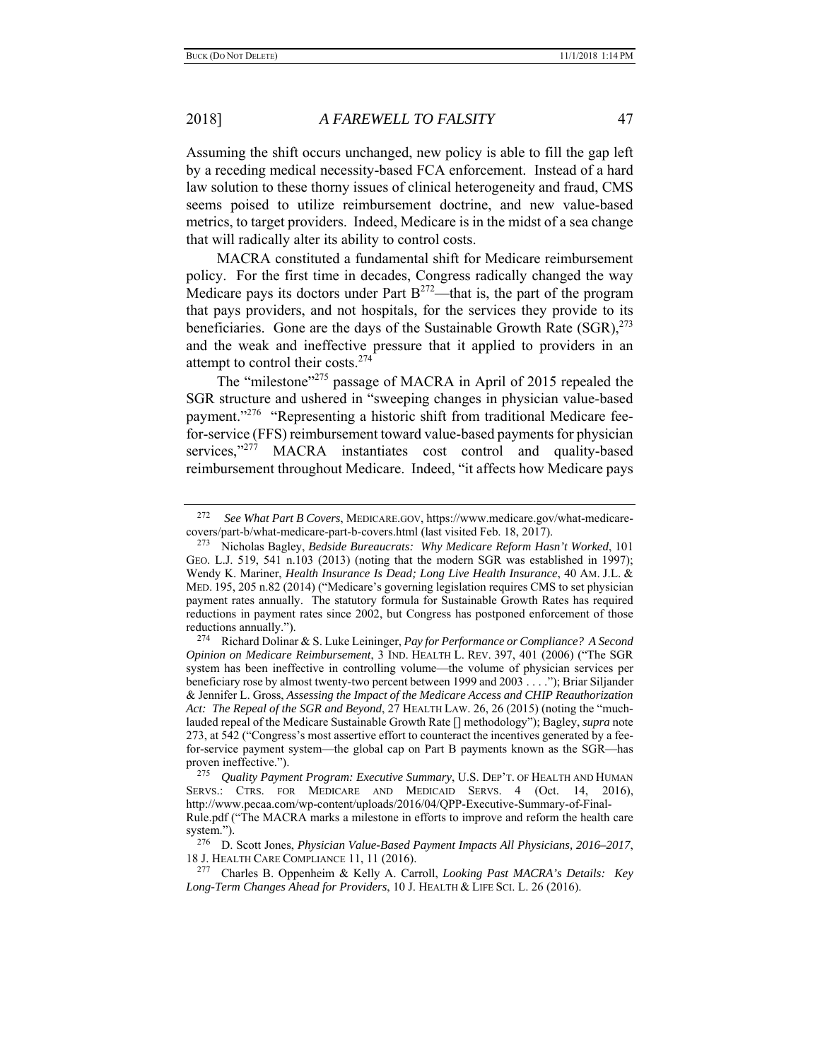Assuming the shift occurs unchanged, new policy is able to fill the gap left by a receding medical necessity-based FCA enforcement. Instead of a hard law solution to these thorny issues of clinical heterogeneity and fraud, CMS seems poised to utilize reimbursement doctrine, and new value-based metrics, to target providers. Indeed, Medicare is in the midst of a sea change that will radically alter its ability to control costs.

MACRA constituted a fundamental shift for Medicare reimbursement policy. For the first time in decades, Congress radically changed the way Medicare pays its doctors under Part B[272]—that is, the part of the program that pays providers, and not hospitals, for the services they provide to its beneficiaries. Gone are the days of the Sustainable Growth Rate (SGR),[273] and the weak and ineffective pressure that it applied to providers in an attempt to control their costs.[274]

The "milestone"[275] passage of MACRA in April of 2015 repealed the SGR structure and ushered in "sweeping changes in physician value-based payment."[276] "Representing a historic shift from traditional Medicare fee-for-service (FFS) reimbursement toward value-based payments for physician services,"[277] MACRA instantiates cost control and quality-based reimbursement throughout Medicare. Indeed, "it affects how Medicare pays

---

[272] *See What Part B Covers*, MEDICARE.GOV, https://www.medicare.gov/what-medicare-covers/part-b/what-medicare-part-b-covers.html (last visited Feb. 18, 2017).

[273] Nicholas Bagley, *Bedside Bureaucrats: Why Medicare Reform Hasn't Worked*, 101 GEO. L.J. 519, 541 n.103 (2013) (noting that the modern SGR was established in 1997); Wendy K. Mariner, *Health Insurance Is Dead; Long Live Health Insurance*, 40 AM. J.L. & MED. 195, 205 n.82 (2014) ("Medicare's governing legislation requires CMS to set physician payment rates annually. The statutory formula for Sustainable Growth Rates has required reductions in payment rates since 2002, but Congress has postponed enforcement of those reductions annually.").

[274] Richard Dolinar & S. Luke Leininger, *Pay for Performance or Compliance? A Second Opinion on Medicare Reimbursement*, 3 IND. HEALTH L. REV. 397, 401 (2006) ("The SGR system has been ineffective in controlling volume—the volume of physician services per beneficiary rose by almost twenty-two percent between 1999 and 2003 . . . ."); Briar Siljander & Jennifer L. Gross, *Assessing the Impact of the Medicare Access and CHIP Reauthorization Act: The Repeal of the SGR and Beyond*, 27 HEALTH LAW. 26, 26 (2015) (noting the "much-lauded repeal of the Medicare Sustainable Growth Rate [] methodology"); Bagley, *supra* note 273, at 542 ("Congress's most assertive effort to counteract the incentives generated by a fee-for-service payment system—the global cap on Part B payments known as the SGR—has proven ineffective.").

[275] *Quality Payment Program: Executive Summary*, U.S. DEP'T. OF HEALTH AND HUMAN SERVS.: CTRS. FOR MEDICARE AND MEDICAID SERVS. 4 (Oct. 14, 2016), http://www.pecaa.com/wp-content/uploads/2016/04/QPP-Executive-Summary-of-Final-Rule.pdf ("The MACRA marks a milestone in efforts to improve and reform the health care system.").

[276] D. Scott Jones, *Physician Value-Based Payment Impacts All Physicians, 2016–2017*, 18 J. HEALTH CARE COMPLIANCE 11, 11 (2016).

[277] Charles B. Oppenheim & Kelly A. Carroll, *Looking Past MACRA's Details: Key Long-Term Changes Ahead for Providers*, 10 J. HEALTH & LIFE SCI. L. 26 (2016).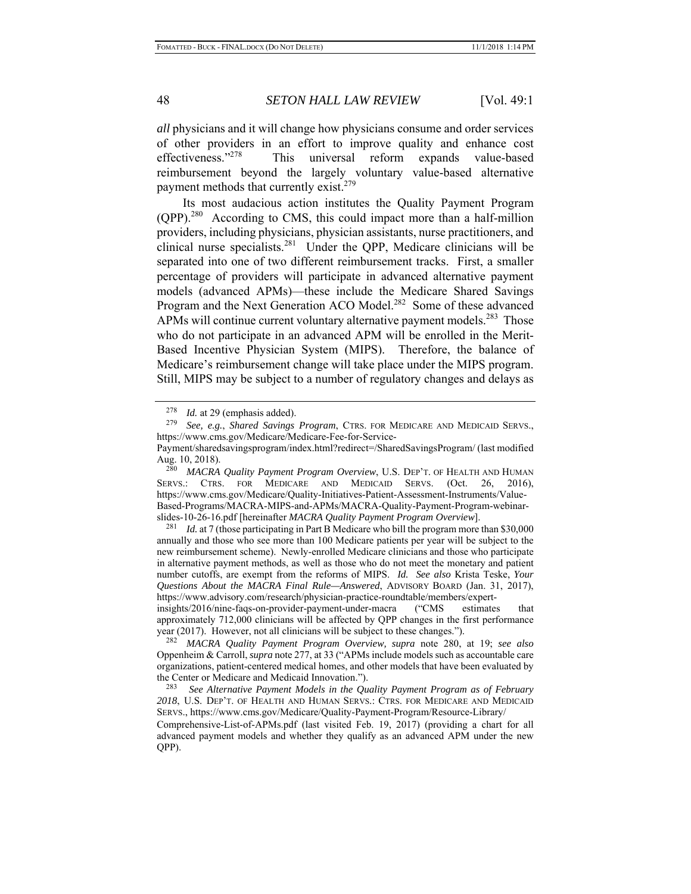*all* physicians and it will change how physicians consume and order services of other providers in an effort to improve quality and enhance cost effectiveness."[278] This universal reform expands value-based reimbursement beyond the largely voluntary value-based alternative payment methods that currently exist.[279]

Its most audacious action institutes the Quality Payment Program (QPP).[280] According to CMS, this could impact more than a half-million providers, including physicians, physician assistants, nurse practitioners, and clinical nurse specialists.[281] Under the QPP, Medicare clinicians will be separated into one of two different reimbursement tracks. First, a smaller percentage of providers will participate in advanced alternative payment models (advanced APMs)—these include the Medicare Shared Savings Program and the Next Generation ACO Model.[282] Some of these advanced APMs will continue current voluntary alternative payment models.[283] Those who do not participate in an advanced APM will be enrolled in the Merit-Based Incentive Physician System (MIPS). Therefore, the balance of Medicare's reimbursement change will take place under the MIPS program. Still, MIPS may be subject to a number of regulatory changes and delays as

---

[278] *Id.* at 29 (emphasis added).

[279] *See, e.g.*, *Shared Savings Program*, CTRS. FOR MEDICARE AND MEDICAID SERVS., https://www.cms.gov/Medicare/Medicare-Fee-for-Service-Payment/sharedsavingsprogram/index.html?redirect=/SharedSavingsProgram/ (last modified Aug. 10, 2018).

[280] *MACRA Quality Payment Program Overview*, U.S. DEP'T. OF HEALTH AND HUMAN SERVS.: CTRS. FOR MEDICARE AND MEDICAID SERVS. (Oct. 26, 2016), https://www.cms.gov/Medicare/Quality-Initiatives-Patient-Assessment-Instruments/Value-Based-Programs/MACRA-MIPS-and-APMs/MACRA-Quality-Payment-Program-webinar-slides-10-26-16.pdf [hereinafter *MACRA Quality Payment Program Overview*].

[281] *Id.* at 7 (those participating in Part B Medicare who bill the program more than $30,000 annually and those who see more than 100 Medicare patients per year will be subject to the new reimbursement scheme). Newly-enrolled Medicare clinicians and those who participate in alternative payment methods, as well as those who do not meet the monetary and patient number cutoffs, are exempt from the reforms of MIPS. *Id. See also* Krista Teske, *Your Questions About the MACRA Final Rule—Answered*, ADVISORY BOARD (Jan. 31, 2017), https://www.advisory.com/research/physician-practice-roundtable/members/expert-insights/2016/nine-faqs-on-provider-payment-under-macra ("CMS estimates that approximately 712,000 clinicians will be affected by QPP changes in the first performance year (2017). However, not all clinicians will be subject to these changes.").

[282] *MACRA Quality Payment Program Overview, supra* note 280, at 19; *see also* Oppenheim & Carroll, *supra* note 277, at 33 ("APMs include models such as accountable care organizations, patient-centered medical homes, and other models that have been evaluated by the Center or Medicare and Medicaid Innovation.").

[283] *See Alternative Payment Models in the Quality Payment Program as of February 2018*, U.S. DEP'T. OF HEALTH AND HUMAN SERVS.: CTRS. FOR MEDICARE AND MEDICAID SERVS., https://www.cms.gov/Medicare/Quality-Payment-Program/Resource-Library/Comprehensive-List-of-APMs.pdf (last visited Feb. 19, 2017) (providing a chart for all advanced payment models and whether they qualify as an advanced APM under the new QPP).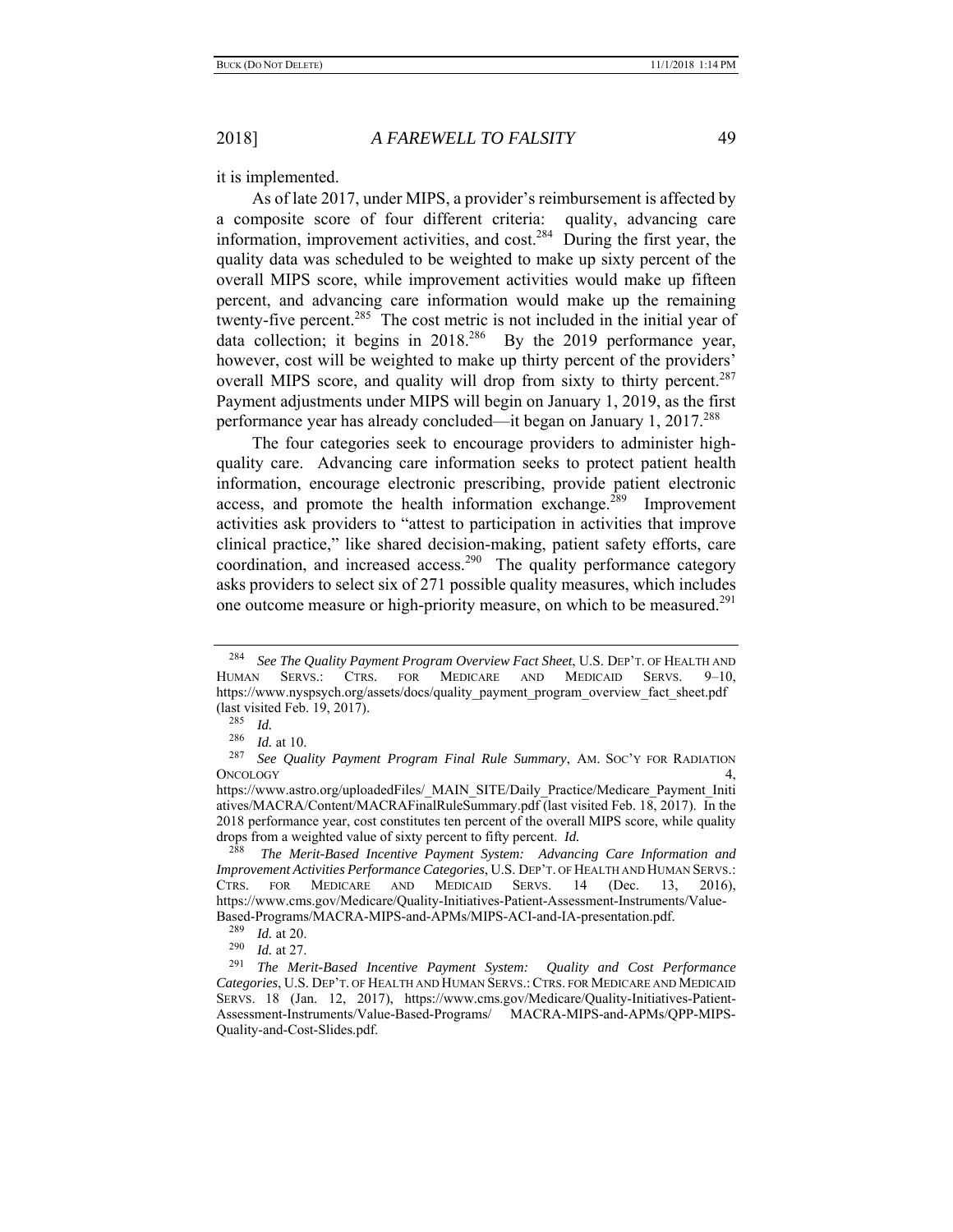it is implemented.

As of late 2017, under MIPS, a provider's reimbursement is affected by a composite score of four different criteria: quality, advancing care information, improvement activities, and cost.[284] During the first year, the quality data was scheduled to be weighted to make up sixty percent of the overall MIPS score, while improvement activities would make up fifteen percent, and advancing care information would make up the remaining twenty-five percent.[285] The cost metric is not included in the initial year of data collection; it begins in 2018.[286] By the 2019 performance year, however, cost will be weighted to make up thirty percent of the providers' overall MIPS score, and quality will drop from sixty to thirty percent.[287] Payment adjustments under MIPS will begin on January 1, 2019, as the first performance year has already concluded—it began on January 1, 2017.[288]

The four categories seek to encourage providers to administer high-quality care. Advancing care information seeks to protect patient health information, encourage electronic prescribing, provide patient electronic access, and promote the health information exchange.[289] Improvement activities ask providers to "attest to participation in activities that improve clinical practice," like shared decision-making, patient safety efforts, care coordination, and increased access.[290] The quality performance category asks providers to select six of 271 possible quality measures, which includes one outcome measure or high-priority measure, on which to be measured.[291]

---

[284] *See The Quality Payment Program Overview Fact Sheet*, U.S. DEP'T. OF HEALTH AND HUMAN SERVS.: CTRS. FOR MEDICARE AND MEDICAID SERVS. 9–10, https://www.nyspsych.org/assets/docs/quality_payment_program_overview_fact_sheet.pdf (last visited Feb. 19, 2017).

[285] *Id.*

[286] *Id.* at 10.

[287] *See Quality Payment Program Final Rule Summary*, AM. SOC'Y FOR RADIATION ONCOLOGY 4, https://www.astro.org/uploadedFiles/_MAIN_SITE/Daily_Practice/Medicare_Payment_Initiatives/MACRA/Content/MACRAFinalRuleSummary.pdf (last visited Feb. 18, 2017). In the 2018 performance year, cost constitutes ten percent of the overall MIPS score, while quality drops from a weighted value of sixty percent to fifty percent. *Id.*

[288] *The Merit-Based Incentive Payment System: Advancing Care Information and Improvement Activities Performance Categories*, U.S. DEP'T. OF HEALTH AND HUMAN SERVS.: CTRS. FOR MEDICARE AND MEDICAID SERVS. 14 (Dec. 13, 2016), https://www.cms.gov/Medicare/Quality-Initiatives-Patient-Assessment-Instruments/Value-Based-Programs/MACRA-MIPS-and-APMs/MIPS-ACI-and-IA-presentation.pdf.

[289] *Id.* at 20.

[290] *Id.* at 27.

[291] *The Merit-Based Incentive Payment System: Quality and Cost Performance Categories*, U.S. DEP'T. OF HEALTH AND HUMAN SERVS.: CTRS. FOR MEDICARE AND MEDICAID SERVS. 18 (Jan. 12, 2017), https://www.cms.gov/Medicare/Quality-Initiatives-Patient-Assessment-Instruments/Value-Based-Programs/ MACRA-MIPS-and-APMs/QPP-MIPS-Quality-and-Cost-Slides.pdf.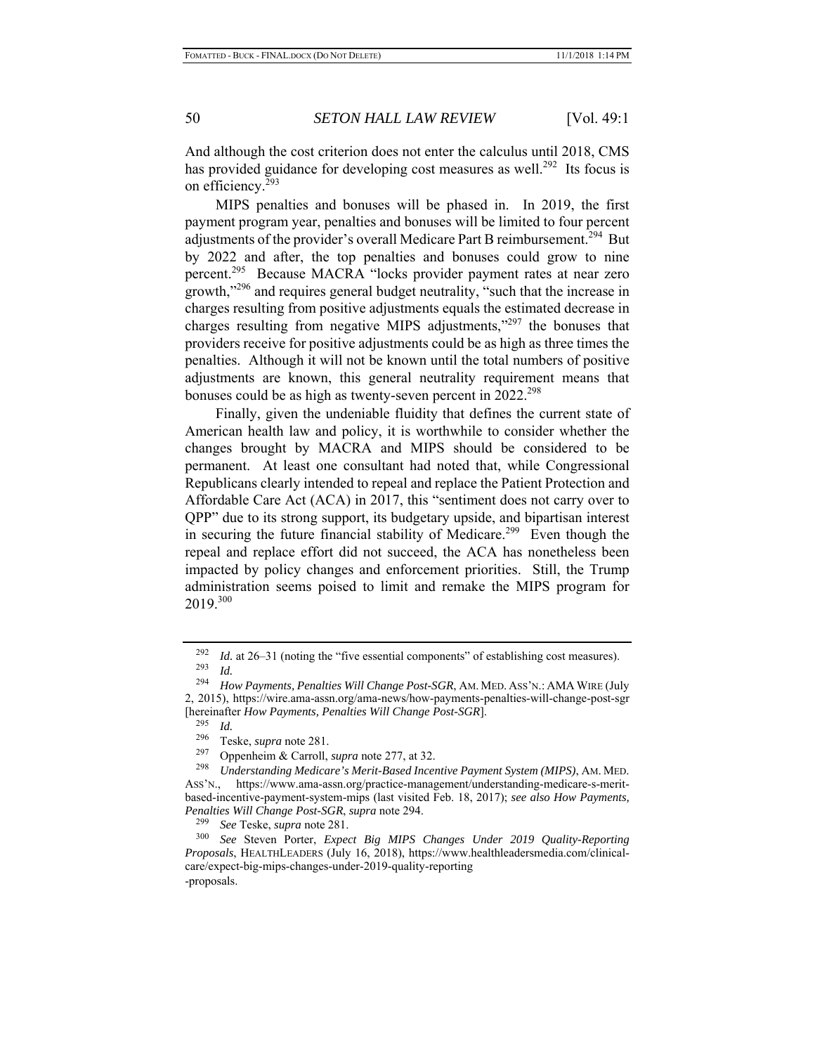And although the cost criterion does not enter the calculus until 2018, CMS has provided guidance for developing cost measures as well.[292] Its focus is on efficiency.[293]

MIPS penalties and bonuses will be phased in. In 2019, the first payment program year, penalties and bonuses will be limited to four percent adjustments of the provider's overall Medicare Part B reimbursement.[294] But by 2022 and after, the top penalties and bonuses could grow to nine percent.[295] Because MACRA "locks provider payment rates at near zero growth,"[296] and requires general budget neutrality, "such that the increase in charges resulting from positive adjustments equals the estimated decrease in charges resulting from negative MIPS adjustments,"[297] the bonuses that providers receive for positive adjustments could be as high as three times the penalties. Although it will not be known until the total numbers of positive adjustments are known, this general neutrality requirement means that bonuses could be as high as twenty-seven percent in 2022.[298]

Finally, given the undeniable fluidity that defines the current state of American health law and policy, it is worthwhile to consider whether the changes brought by MACRA and MIPS should be considered to be permanent. At least one consultant had noted that, while Congressional Republicans clearly intended to repeal and replace the Patient Protection and Affordable Care Act (ACA) in 2017, this "sentiment does not carry over to QPP" due to its strong support, its budgetary upside, and bipartisan interest in securing the future financial stability of Medicare.[299] Even though the repeal and replace effort did not succeed, the ACA has nonetheless been impacted by policy changes and enforcement priorities. Still, the Trump administration seems poised to limit and remake the MIPS program for 2019.[300]

---

[292] *Id.* at 26–31 (noting the "five essential components" of establishing cost measures).

[293] *Id.*

[294] *How Payments, Penalties Will Change Post-SGR*, AM. MED. ASS'N.: AMA WIRE (July 2, 2015), https://wire.ama-assn.org/ama-news/how-payments-penalties-will-change-post-sgr [hereinafter *How Payments, Penalties Will Change Post-SGR*].

[295] *Id.*

[296] Teske, *supra* note 281.

[297] Oppenheim & Carroll, *supra* note 277, at 32.

[298] *Understanding Medicare's Merit-Based Incentive Payment System (MIPS)*, AM. MED. ASS'N., https://www.ama-assn.org/practice-management/understanding-medicare-s-merit-based-incentive-payment-system-mips (last visited Feb. 18, 2017); *see also How Payments, Penalties Will Change Post-SGR*, *supra* note 294.

[299] *See* Teske, *supra* note 281.

[300] *See* Steven Porter, *Expect Big MIPS Changes Under 2019 Quality-Reporting Proposals*, HEALTHLEADERS (July 16, 2018), https://www.healthleadersmedia.com/clinical-care/expect-big-mips-changes-under-2019-quality-reporting-proposals.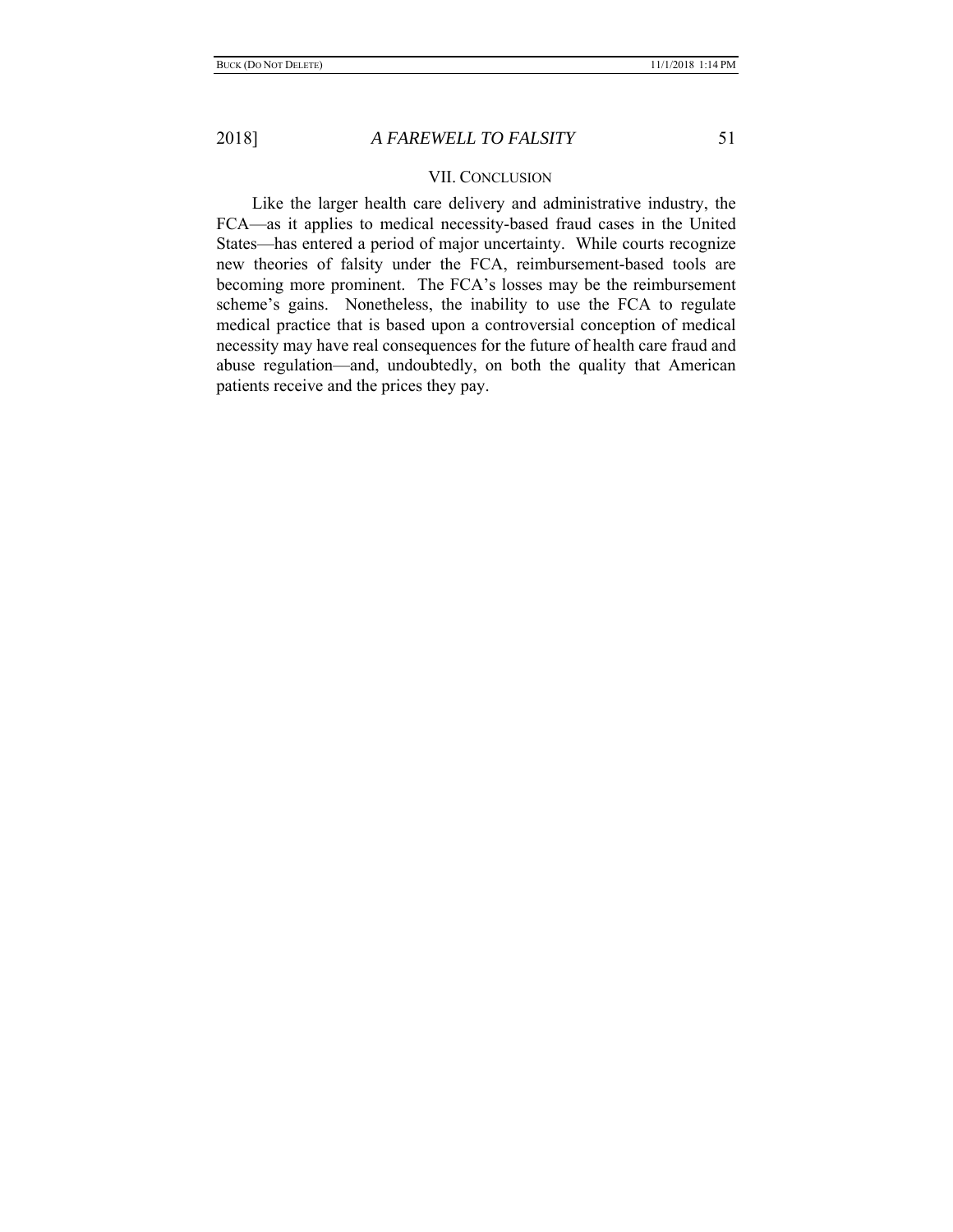## VII. Conclusion

Like the larger health care delivery and administrative industry, the FCA—as it applies to medical necessity-based fraud cases in the United States—has entered a period of major uncertainty. While courts recognize new theories of falsity under the FCA, reimbursement-based tools are becoming more prominent. The FCA's losses may be the reimbursement scheme's gains. Nonetheless, the inability to use the FCA to regulate medical practice that is based upon a controversial conception of medical necessity may have real consequences for the future of health care fraud and abuse regulation—and, undoubtedly, on both the quality that American patients receive and the prices they pay.